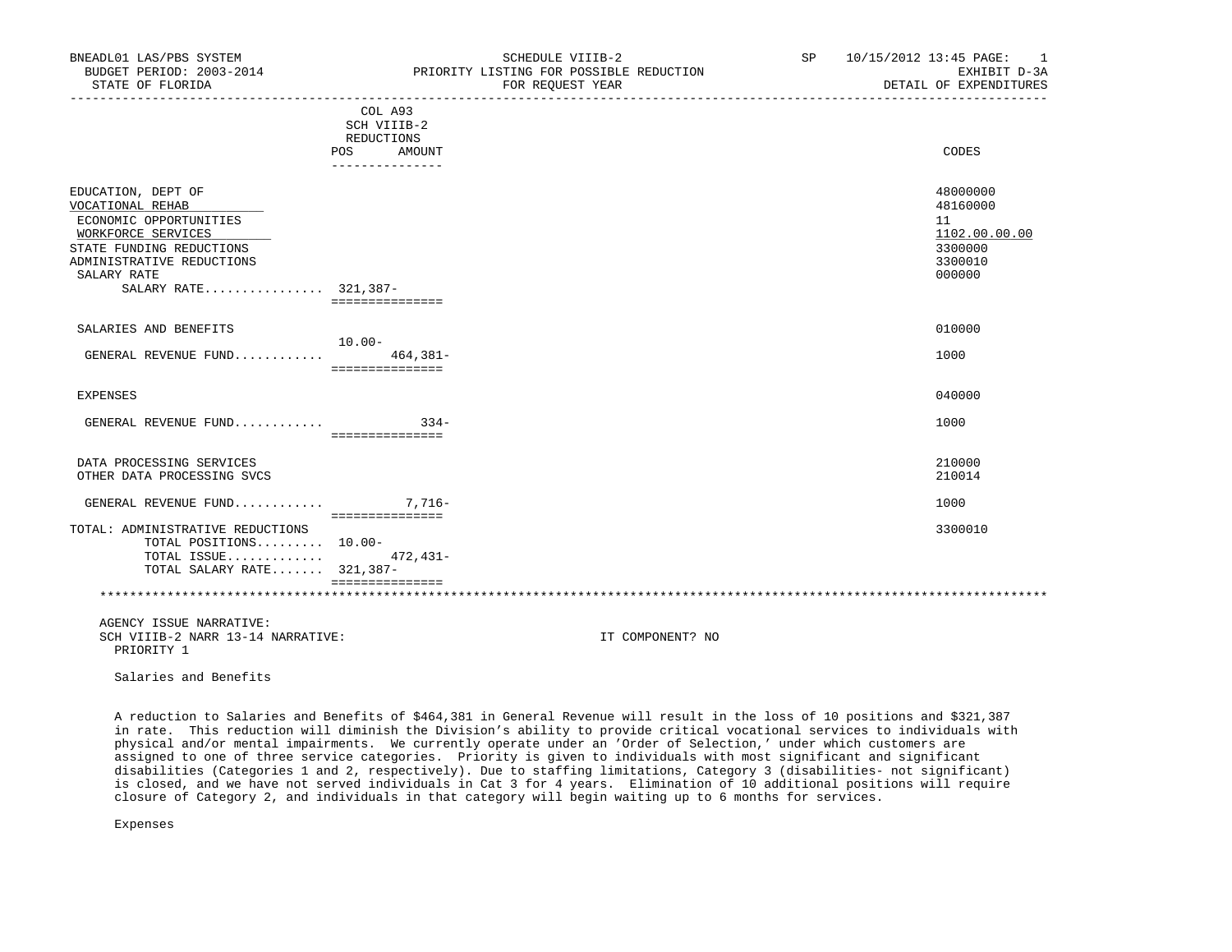BNEADL01 LAS/PBS SYSTEM | SCHEDULE VIIIB-2 | SP 10/15/2012 13:45

BUDGET PERIOD: 2003-2014 | PRIORITY LISTING FOR POSSIBLE REDUCTION | EXHIBIT D-3A

STATE OF FLORIDA | FOR REQUEST YEAR | DETAIL OF EXPENDITURES

| | COL A93 SCH VIIIB-2 REDUCTIONS POS | AMOUNT | CODES |
|---|---|---|---|
| EDUCATION, DEPT OF | | | 48000000 |
| VOCATIONAL REHAB | | | 48160000 |
| ECONOMIC OPPORTUNITIES | | | 11 |
| WORKFORCE SERVICES | | | 1102.00.00.00 |
| STATE FUNDING REDUCTIONS | | | 3300000 |
| ADMINISTRATIVE REDUCTIONS | | | 3300010 |
| SALARY RATE | | | 000000 |
| SALARY RATE................ | 321,387- | | |
| SALARIES AND BENEFITS | | | 010000 |
| | 10.00- | | |
| GENERAL REVENUE FUND............ | | 464,381- | 1000 |
| EXPENSES | | | 040000 |
| GENERAL REVENUE FUND............ | | 334- | 1000 |
| DATA PROCESSING SERVICES | | | 210000 |
| OTHER DATA PROCESSING SVCS | | | 210014 |
| GENERAL REVENUE FUND............ | | 7,716- | 1000 |
| TOTAL: ADMINISTRATIVE REDUCTIONS | | | 3300010 |
| TOTAL POSITIONS......... | 10.00- | | |
| TOTAL ISSUE............. | | 472,431- | |
| TOTAL SALARY RATE....... | 321,387- | | |

AGENCY ISSUE NARRATIVE:

SCH VIIIB-2 NARR 13-14 NARRATIVE: IT COMPONENT? NO

PRIORITY 1

Salaries and Benefits

A reduction to Salaries and Benefits of $464,381 in General Revenue will result in the loss of 10 positions and $321,387 in rate. This reduction will diminish the Division's ability to provide critical vocational services to individuals with physical and/or mental impairments. We currently operate under an 'Order of Selection,' under which customers are assigned to one of three service categories. Priority is given to individuals with most significant and significant disabilities (Categories 1 and 2, respectively). Due to staffing limitations, Category 3 (disabilities- not significant) is closed, and we have not served individuals in Cat 3 for 4 years. Elimination of 10 additional positions will require closure of Category 2, and individuals in that category will begin waiting up to 6 months for services.

Expenses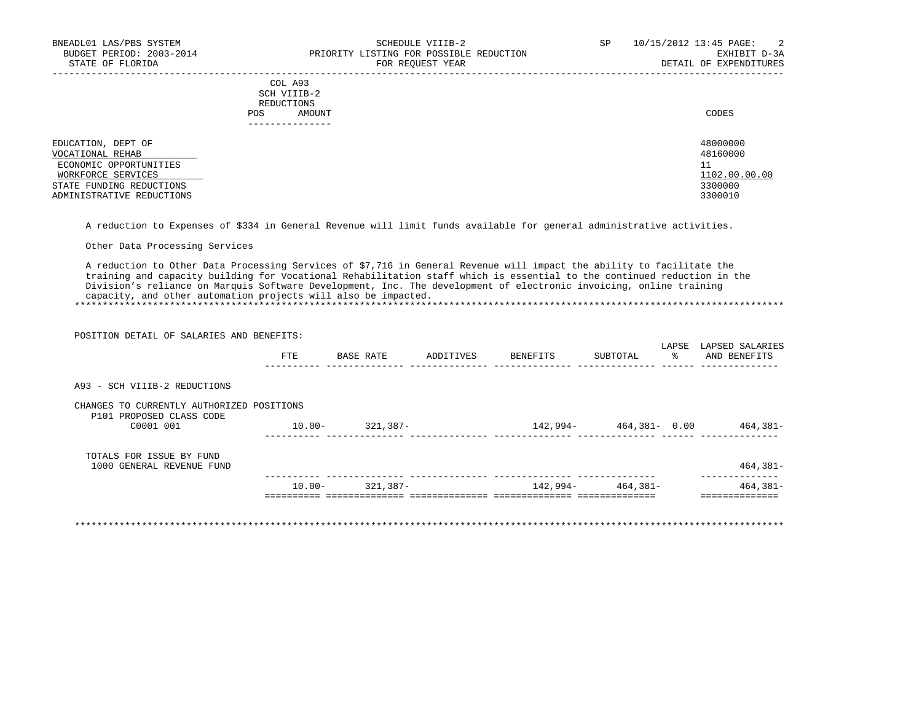| | COL A93 SCH VIIIB-2 REDUCTIONS POS AMOUNT | CODES |
|---|---|---|
| EDUCATION, DEPT OF | | 48000000 |
| VOCATIONAL REHAB | | 48160000 |
| ECONOMIC OPPORTUNITIES | | 11 |
| WORKFORCE SERVICES | | 1102.00.00.00 |
| STATE FUNDING REDUCTIONS | | 3300000 |
| ADMINISTRATIVE REDUCTIONS | | 3300010 |

A reduction to Expenses of $334 in General Revenue will limit funds available for general administrative activities.

Other Data Processing Services

A reduction to Other Data Processing Services of $7,716 in General Revenue will impact the ability to facilitate the training and capacity building for Vocational Rehabilitation staff which is essential to the continued reduction in the Division's reliance on Marquis Software Development, Inc. The development of electronic invoicing, online training capacity, and other automation projects will also be impacted.

*****************************************************************************************************************************

POSITION DETAIL OF SALARIES AND BENEFITS:

| | FTE | BASE RATE | ADDITIVES | BENEFITS | SUBTOTAL | LAPSE % | LAPSED SALARIES AND BENEFITS |
|---|---|---|---|---|---|---|---|
| A93 - SCH VIIIB-2 REDUCTIONS | | | | | | | |
| CHANGES TO CURRENTLY AUTHORIZED POSITIONS | | | | | | | |
| P101 PROPOSED CLASS CODE | | | | | | | |
| C0001 001 | 10.00- | 321,387- | | 142,994- | 464,381- | 0.00 | 464,381- |
| TOTALS FOR ISSUE BY FUND | | | | | | | |
| 1000 GENERAL REVENUE FUND | | | | | | | 464,381- |
| | 10.00- | 321,387- | | 142,994- | 464,381- | | 464,381- |

*****************************************************************************************************************************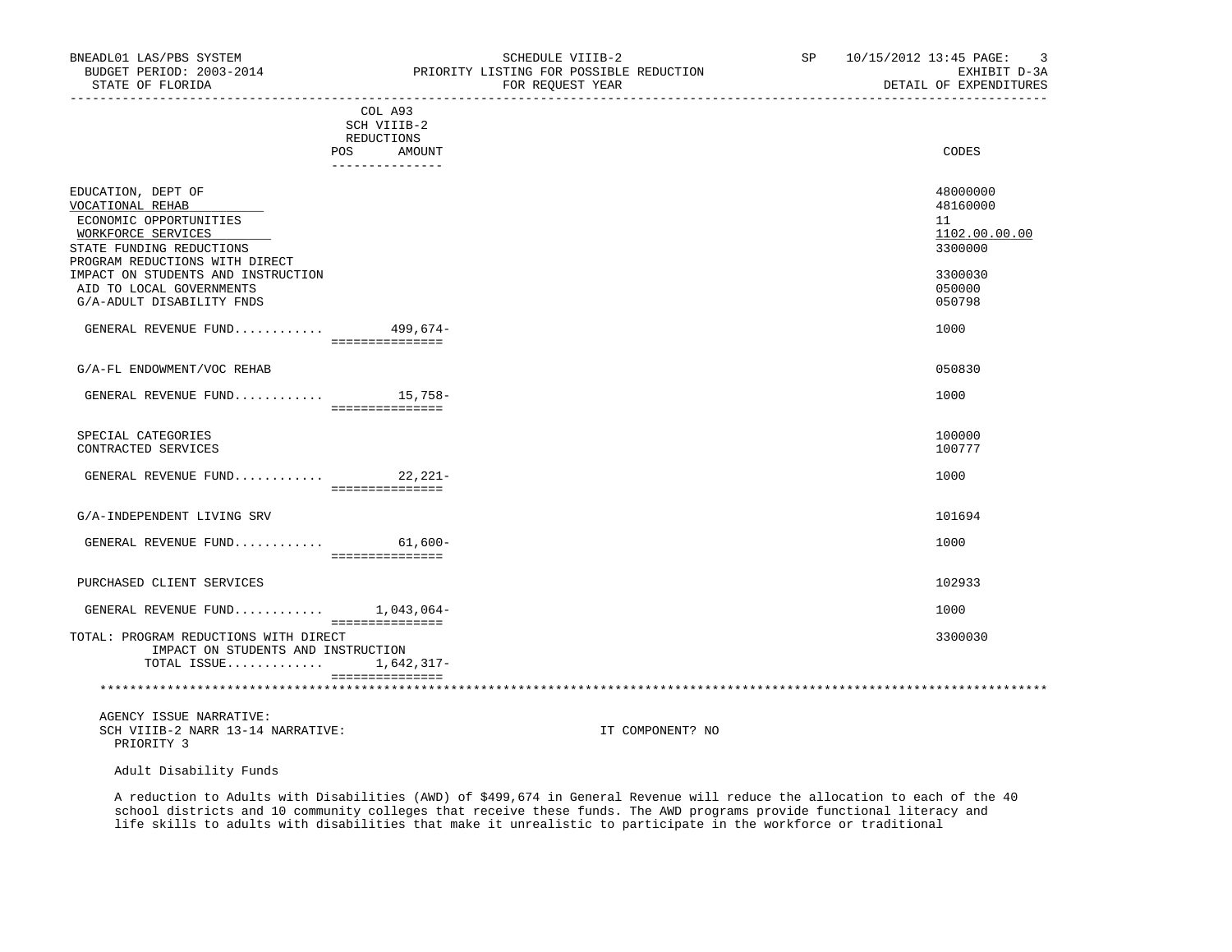| | COL A93 SCH VIIIB-2 REDUCTIONS POS AMOUNT | CODES |
|---|---|---|
| EDUCATION, DEPT OF | | 48000000 |
| VOCATIONAL REHAB | | 48160000 |
| ECONOMIC OPPORTUNITIES | | 11 |
| WORKFORCE SERVICES | | 1102.00.00.00 |
| STATE FUNDING REDUCTIONS | | 3300000 |
| PROGRAM REDUCTIONS WITH DIRECT IMPACT ON STUDENTS AND INSTRUCTION | | 3300030 |
| AID TO LOCAL GOVERNMENTS | | 050000 |
| G/A-ADULT DISABILITY FNDS | | 050798 |
| GENERAL REVENUE FUND............ | 499,674- | 1000 |
| G/A-FL ENDOWMENT/VOC REHAB | | 050830 |
| GENERAL REVENUE FUND............ | 15,758- | 1000 |
| SPECIAL CATEGORIES | | 100000 |
| CONTRACTED SERVICES | | 100777 |
| GENERAL REVENUE FUND............ | 22,221- | 1000 |
| G/A-INDEPENDENT LIVING SRV | | 101694 |
| GENERAL REVENUE FUND............ | 61,600- | 1000 |
| PURCHASED CLIENT SERVICES | | 102933 |
| GENERAL REVENUE FUND............ | 1,043,064- | 1000 |
| TOTAL: PROGRAM REDUCTIONS WITH DIRECT IMPACT ON STUDENTS AND INSTRUCTION | | 3300030 |
| TOTAL ISSUE............ | 1,642,317- | |

AGENCY ISSUE NARRATIVE:
SCH VIIIB-2 NARR 13-14 NARRATIVE: IT COMPONENT? NO
PRIORITY 3

Adult Disability Funds

A reduction to Adults with Disabilities (AWD) of $499,674 in General Revenue will reduce the allocation to each of the 40 school districts and 10 community colleges that receive these funds. The AWD programs provide functional literacy and life skills to adults with disabilities that make it unrealistic to participate in the workforce or traditional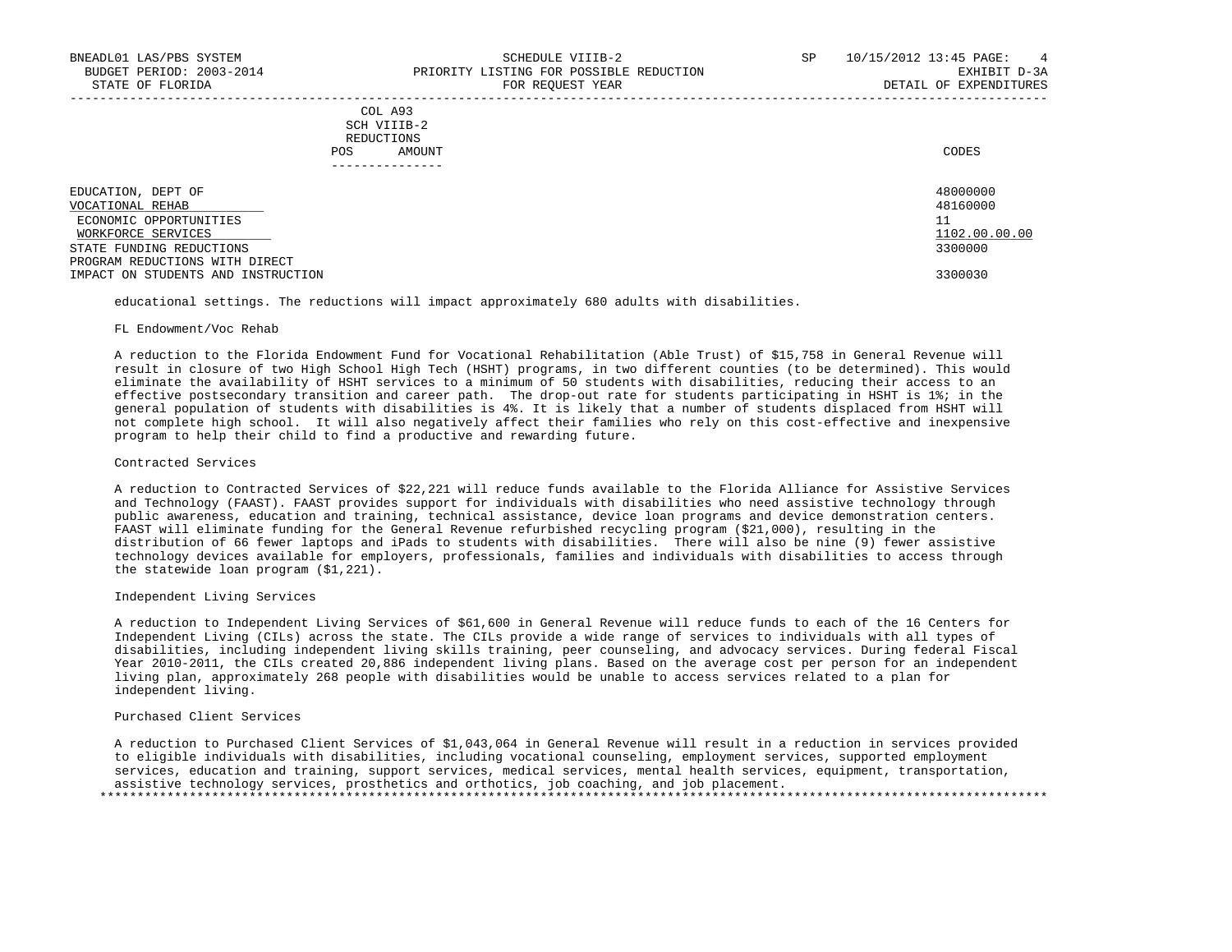COL A93
SCH VIIIB-2
REDUCTIONS

| | POS | AMOUNT | CODES |
|---|---|---|---|
| EDUCATION, DEPT OF | | | 48000000 |
| VOCATIONAL REHAB | | | 48160000 |
| ECONOMIC OPPORTUNITIES | | | 11 |
| WORKFORCE SERVICES | | | 1102.00.00.00 |
| STATE FUNDING REDUCTIONS | | | 3300000 |
| PROGRAM REDUCTIONS WITH DIRECT IMPACT ON STUDENTS AND INSTRUCTION | | | 3300030 |

educational settings. The reductions will impact approximately 680 adults with disabilities.

FL Endowment/Voc Rehab

A reduction to the Florida Endowment Fund for Vocational Rehabilitation (Able Trust) of $15,758 in General Revenue will result in closure of two High School High Tech (HSHT) programs, in two different counties (to be determined). This would eliminate the availability of HSHT services to a minimum of 50 students with disabilities, reducing their access to an effective postsecondary transition and career path. The drop-out rate for students participating in HSHT is 1%; in the general population of students with disabilities is 4%. It is likely that a number of students displaced from HSHT will not complete high school. It will also negatively affect their families who rely on this cost-effective and inexpensive program to help their child to find a productive and rewarding future.

Contracted Services

A reduction to Contracted Services of $22,221 will reduce funds available to the Florida Alliance for Assistive Services and Technology (FAAST). FAAST provides support for individuals with disabilities who need assistive technology through public awareness, education and training, technical assistance, device loan programs and device demonstration centers. FAAST will eliminate funding for the General Revenue refurbished recycling program ($21,000), resulting in the distribution of 66 fewer laptops and iPads to students with disabilities. There will also be nine (9) fewer assistive technology devices available for employers, professionals, families and individuals with disabilities to access through the statewide loan program ($1,221).

Independent Living Services

A reduction to Independent Living Services of $61,600 in General Revenue will reduce funds to each of the 16 Centers for Independent Living (CILs) across the state. The CILs provide a wide range of services to individuals with all types of disabilities, including independent living skills training, peer counseling, and advocacy services. During federal Fiscal Year 2010-2011, the CILs created 20,886 independent living plans. Based on the average cost per person for an independent living plan, approximately 268 people with disabilities would be unable to access services related to a plan for independent living.

Purchased Client Services

A reduction to Purchased Client Services of $1,043,064 in General Revenue will result in a reduction in services provided to eligible individuals with disabilities, including vocational counseling, employment services, supported employment services, education and training, support services, medical services, mental health services, equipment, transportation, assistive technology services, prosthetics and orthotics, job coaching, and job placement.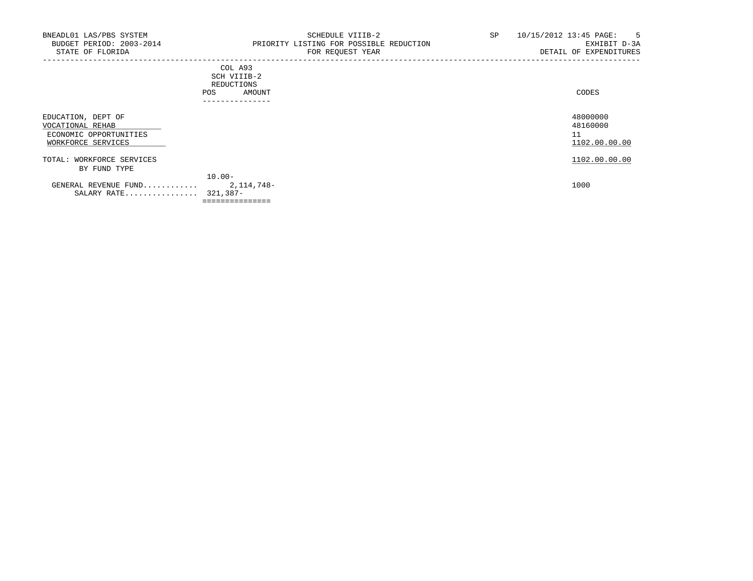BNEADL01 LAS/PBS SYSTEM
BUDGET PERIOD: 2003-2014
STATE OF FLORIDA

SCHEDULE VIIIB-2
PRIORITY LISTING FOR POSSIBLE REDUCTION
FOR REQUEST YEAR

SP 10/15/2012 13:45
EXHIBIT D-3A
DETAIL OF EXPENDITURES

| | COL A93 SCH VIIIB-2 REDUCTIONS POS | AMOUNT | CODES |
|---|---|---|---|
| EDUCATION, DEPT OF | | | 48000000 |
| VOCATIONAL REHAB | | | 48160000 |
| ECONOMIC OPPORTUNITIES | | | 11 |
| WORKFORCE SERVICES | | | 1102.00.00.00 |
| TOTAL: WORKFORCE SERVICES | | | 1102.00.00.00 |
| BY FUND TYPE | | | |
| | 10.00- | | |
| GENERAL REVENUE FUND............ | | 2,114,748- | 1000 |
| SALARY RATE................ | 321,387- | | |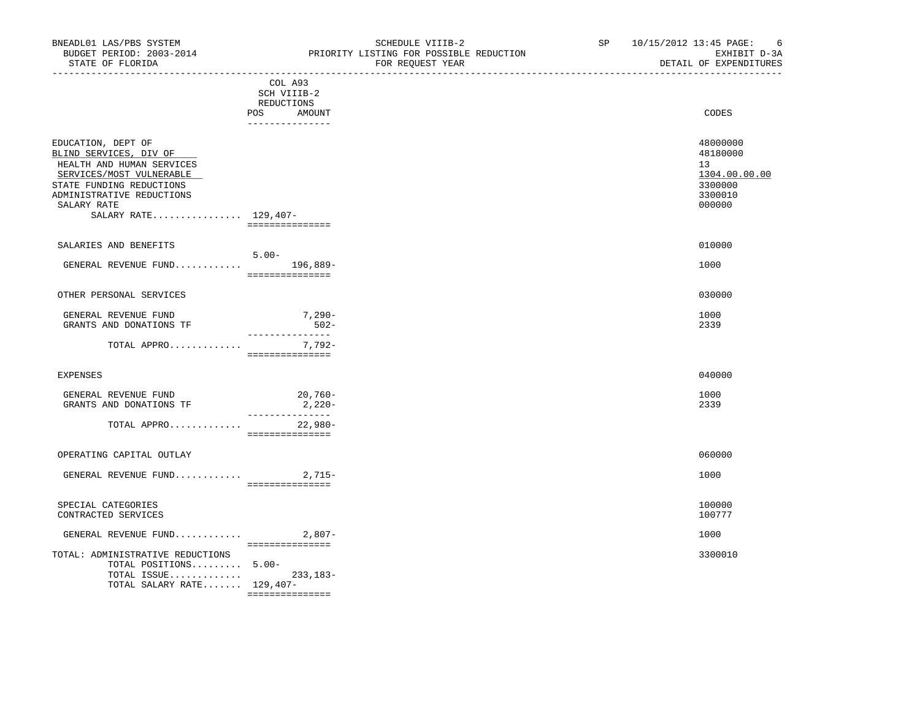BNEADL01 LAS/PBS SYSTEM — SCHEDULE VIIIB-2 — SP 10/15/2012 13:45 PAGE: 6
BUDGET PERIOD: 2003-2014 — PRIORITY LISTING FOR POSSIBLE REDUCTION — EXHIBIT D-3A
STATE OF FLORIDA — FOR REQUEST YEAR — DETAIL OF EXPENDITURES

| | COL A93 SCH VIIIB-2 REDUCTIONS POS | AMOUNT | CODES |
|---|---|---|---|
| EDUCATION, DEPT OF | | | 48000000 |
| BLIND SERVICES, DIV OF | | | 48180000 |
| HEALTH AND HUMAN SERVICES | | | 13 |
| SERVICES/MOST VULNERABLE | | | 1304.00.00.00 |
| STATE FUNDING REDUCTIONS | | | 3300000 |
| ADMINISTRATIVE REDUCTIONS | | | 3300010 |
| SALARY RATE | | | 000000 |
| SALARY RATE................ | 129,407- | | |
| SALARIES AND BENEFITS | | | 010000 |
| GENERAL REVENUE FUND............ | 5.00- | 196,889- | 1000 |
| OTHER PERSONAL SERVICES | | | 030000 |
| GENERAL REVENUE FUND | | 7,290- | 1000 |
| GRANTS AND DONATIONS TF | | 502- | 2339 |
| TOTAL APPRO............. | | 7,792- | |
| EXPENSES | | | 040000 |
| GENERAL REVENUE FUND | | 20,760- | 1000 |
| GRANTS AND DONATIONS TF | | 2,220- | 2339 |
| TOTAL APPRO............. | | 22,980- | |
| OPERATING CAPITAL OUTLAY | | | 060000 |
| GENERAL REVENUE FUND............ | | 2,715- | 1000 |
| SPECIAL CATEGORIES | | | 100000 |
| CONTRACTED SERVICES | | | 100777 |
| GENERAL REVENUE FUND............ | | 2,807- | 1000 |
| TOTAL: ADMINISTRATIVE REDUCTIONS | | | 3300010 |
| TOTAL POSITIONS......... | 5.00- | | |
| TOTAL ISSUE............. | | 233,183- | |
| TOTAL SALARY RATE....... | 129,407- | | |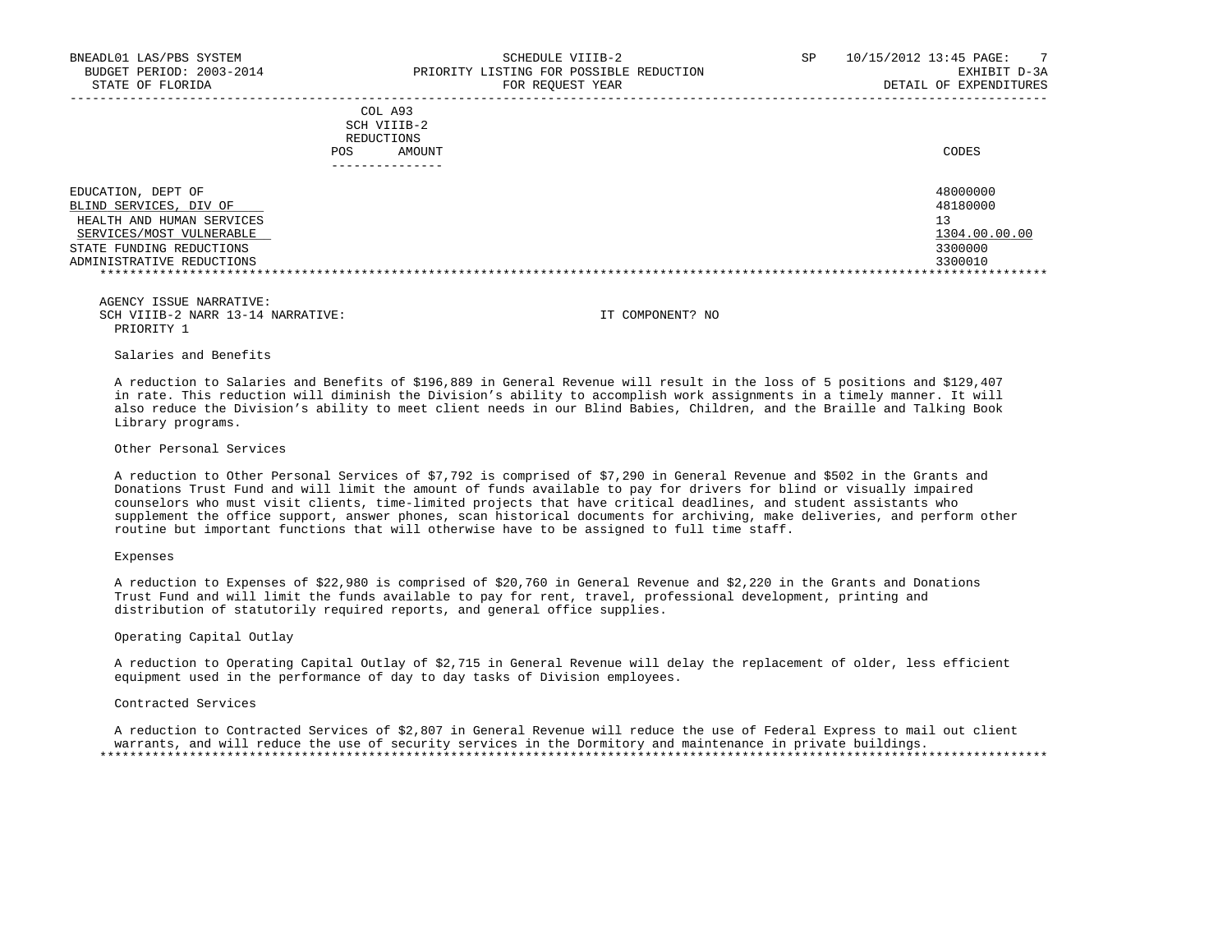BNEADL01 LAS/PBS SYSTEM — SCHEDULE VIIIB-2 — SP 10/15/2012 13:45
BUDGET PERIOD: 2003-2014 — PRIORITY LISTING FOR POSSIBLE REDUCTION — EXHIBIT D-3A
STATE OF FLORIDA — FOR REQUEST YEAR — DETAIL OF EXPENDITURES

| | COL A93 SCH VIIIB-2 REDUCTIONS POS | AMOUNT | CODES |
|---|---|---|---|
| EDUCATION, DEPT OF | | | 48000000 |
| BLIND SERVICES, DIV OF | | | 48180000 |
| HEALTH AND HUMAN SERVICES | | | 13 |
| SERVICES/MOST VULNERABLE | | | 1304.00.00.00 |
| STATE FUNDING REDUCTIONS | | | 3300000 |
| ADMINISTRATIVE REDUCTIONS | | | 3300010 |

AGENCY ISSUE NARRATIVE:
SCH VIIIB-2 NARR 13-14 NARRATIVE: IT COMPONENT? NO
PRIORITY 1

Salaries and Benefits

A reduction to Salaries and Benefits of $196,889 in General Revenue will result in the loss of 5 positions and $129,407 in rate. This reduction will diminish the Division's ability to accomplish work assignments in a timely manner. It will also reduce the Division's ability to meet client needs in our Blind Babies, Children, and the Braille and Talking Book Library programs.

Other Personal Services

A reduction to Other Personal Services of $7,792 is comprised of $7,290 in General Revenue and $502 in the Grants and Donations Trust Fund and will limit the amount of funds available to pay for drivers for blind or visually impaired counselors who must visit clients, time-limited projects that have critical deadlines, and student assistants who supplement the office support, answer phones, scan historical documents for archiving, make deliveries, and perform other routine but important functions that will otherwise have to be assigned to full time staff.

Expenses

A reduction to Expenses of $22,980 is comprised of $20,760 in General Revenue and $2,220 in the Grants and Donations Trust Fund and will limit the funds available to pay for rent, travel, professional development, printing and distribution of statutorily required reports, and general office supplies.

Operating Capital Outlay

A reduction to Operating Capital Outlay of $2,715 in General Revenue will delay the replacement of older, less efficient equipment used in the performance of day to day tasks of Division employees.

Contracted Services

A reduction to Contracted Services of $2,807 in General Revenue will reduce the use of Federal Express to mail out client warrants, and will reduce the use of security services in the Dormitory and maintenance in private buildings.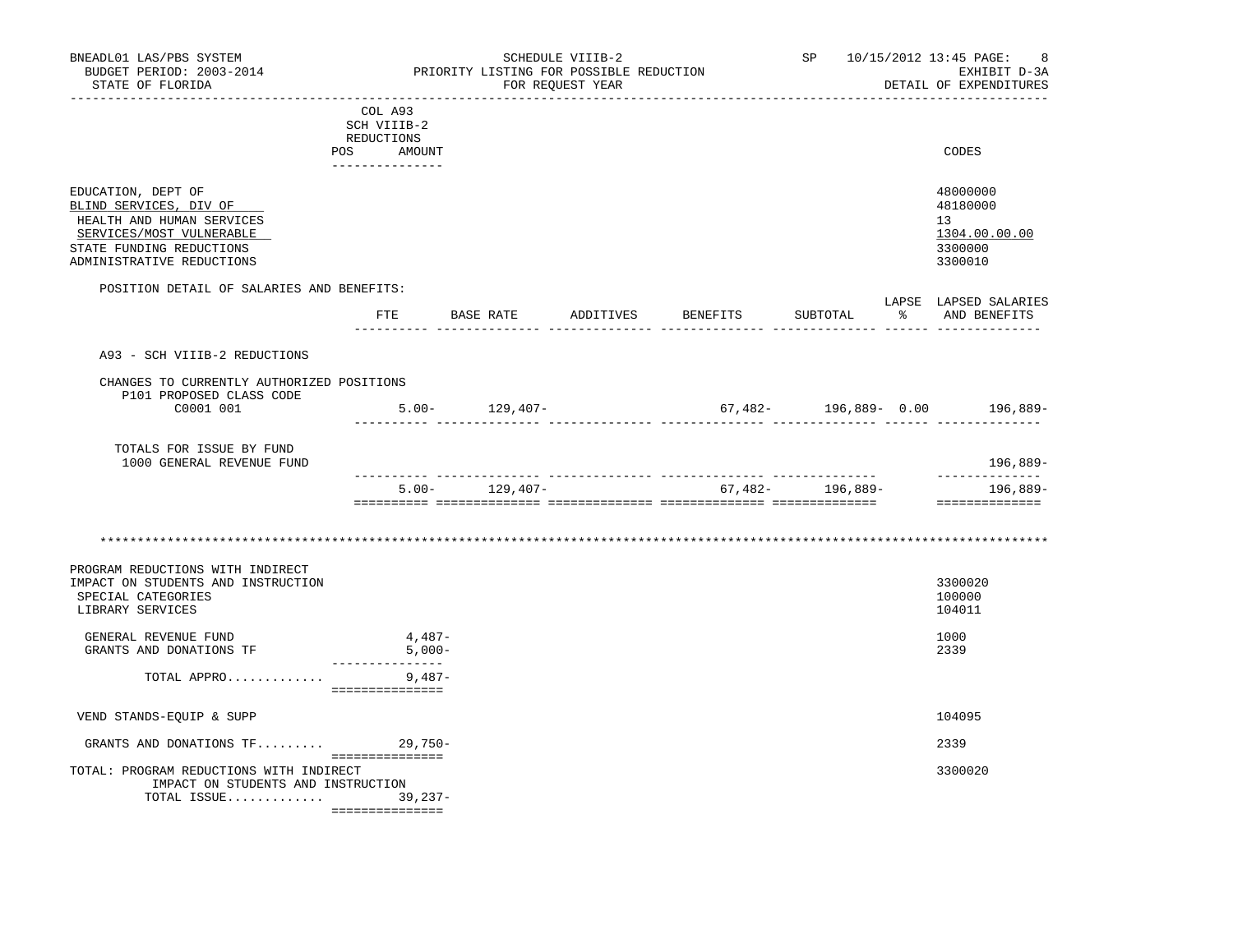BNEADL01 LAS/PBS SYSTEM — SCHEDULE VIIIB-2 — SP 10/15/2012 13:45
BUDGET PERIOD: 2003-2014 — PRIORITY LISTING FOR POSSIBLE REDUCTION — EXHIBIT D-3A
STATE OF FLORIDA — FOR REQUEST YEAR — DETAIL OF EXPENDITURES

| | COL A93 SCH VIIIB-2 REDUCTIONS POS AMOUNT | CODES |
|---|---|---|
| EDUCATION, DEPT OF | | 48000000 |
| BLIND SERVICES, DIV OF | | 48180000 |
| HEALTH AND HUMAN SERVICES | | 13 |
| SERVICES/MOST VULNERABLE | | 1304.00.00.00 |
| STATE FUNDING REDUCTIONS | | 3300000 |
| ADMINISTRATIVE REDUCTIONS | | 3300010 |

POSITION DETAIL OF SALARIES AND BENEFITS:

| | FTE | BASE RATE | ADDITIVES | BENEFITS | SUBTOTAL | LAPSE % | LAPSED SALARIES AND BENEFITS |
|---|---|---|---|---|---|---|---|
| A93 - SCH VIIIB-2 REDUCTIONS | | | | | | | |
| CHANGES TO CURRENTLY AUTHORIZED POSITIONS | | | | | | | |
| P101 PROPOSED CLASS CODE | | | | | | | |
| C0001 001 | 5.00- | 129,407- | | 67,482- | 196,889- | 0.00 | 196,889- |
| TOTALS FOR ISSUE BY FUND | | | | | | | |
| 1000 GENERAL REVENUE FUND | | | | | | | 196,889- |
| | 5.00- | 129,407- | | 67,482- | 196,889- | | 196,889- |

\*\*\*\*\*\*\*\*\*\*\*\*\*\*\*\*\*\*\*\*\*\*\*\*\*\*\*\*\*\*\*\*\*\*\*\*\*\*\*\*\*\*\*\*\*\*\*\*\*\*\*\*\*\*\*\*\*\*\*\*\*\*\*\*\*\*\*\*\*\*

| | COL A93 AMOUNT | CODES |
|---|---|---|
| PROGRAM REDUCTIONS WITH INDIRECT IMPACT ON STUDENTS AND INSTRUCTION | | 3300020 |
| SPECIAL CATEGORIES | | 100000 |
| LIBRARY SERVICES | | 104011 |
| GENERAL REVENUE FUND | 4,487- | 1000 |
| GRANTS AND DONATIONS TF | 5,000- | 2339 |
| TOTAL APPRO............. | 9,487- | |
| VEND STANDS-EQUIP & SUPP | | 104095 |
| GRANTS AND DONATIONS TF......... | 29,750- | 2339 |
| TOTAL: PROGRAM REDUCTIONS WITH INDIRECT IMPACT ON STUDENTS AND INSTRUCTION | | 3300020 |
| TOTAL ISSUE............. | 39,237- | |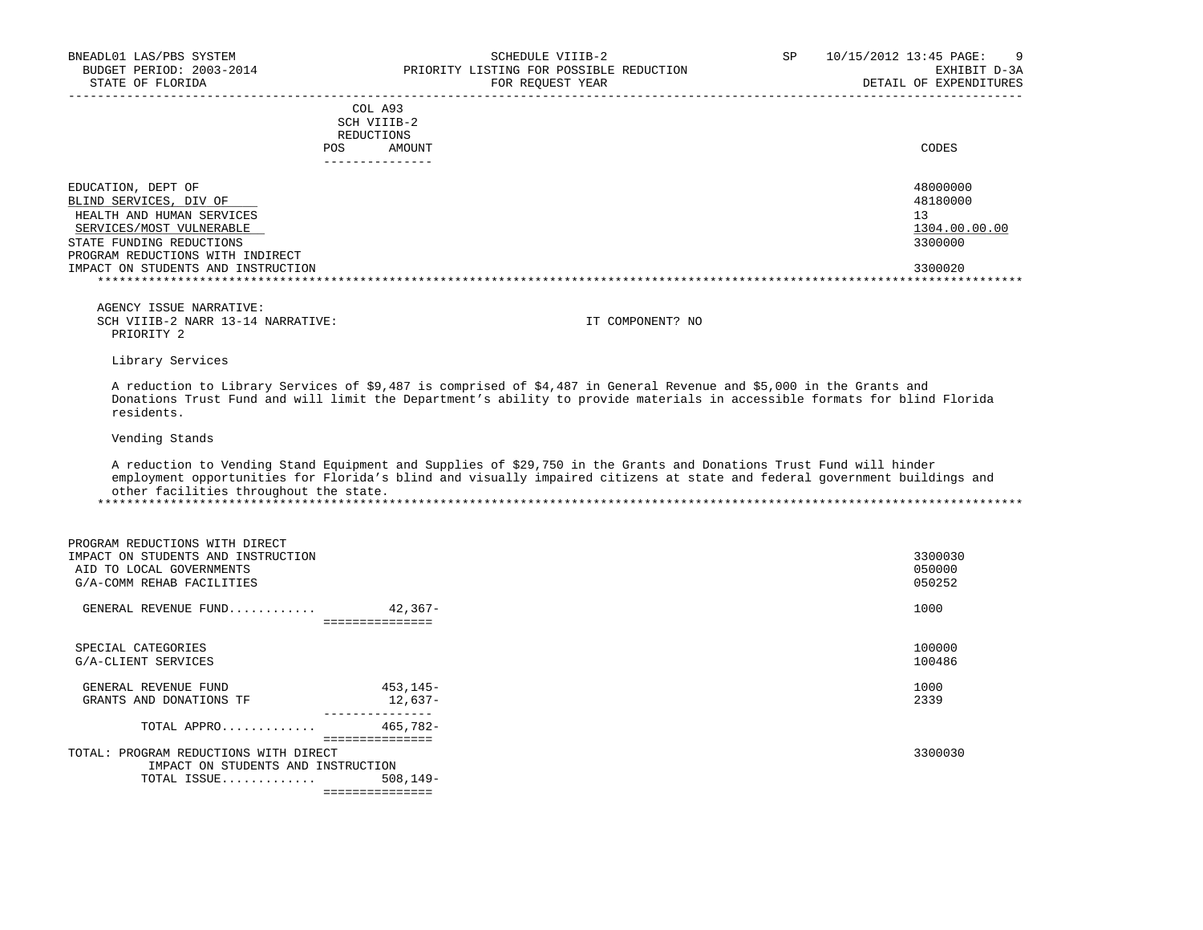BNEADL01 LAS/PBS SYSTEM — SCHEDULE VIIIB-2 — SP 10/15/2012 13:45
BUDGET PERIOD: 2003-2014 — PRIORITY LISTING FOR POSSIBLE REDUCTION — EXHIBIT D-3A
STATE OF FLORIDA — FOR REQUEST YEAR — DETAIL OF EXPENDITURES

| | COL A93 SCH VIIIB-2 REDUCTIONS POS AMOUNT | CODES |
|---|---|---|
| EDUCATION, DEPT OF | | 48000000 |
| BLIND SERVICES, DIV OF | | 48180000 |
| HEALTH AND HUMAN SERVICES | | 13 |
| SERVICES/MOST VULNERABLE | | 1304.00.00.00 |
| STATE FUNDING REDUCTIONS | | 3300000 |
| PROGRAM REDUCTIONS WITH INDIRECT IMPACT ON STUDENTS AND INSTRUCTION | | 3300020 |

AGENCY ISSUE NARRATIVE:
SCH VIIIB-2 NARR 13-14 NARRATIVE: IT COMPONENT? NO
PRIORITY 2

Library Services

A reduction to Library Services of $9,487 is comprised of $4,487 in General Revenue and $5,000 in the Grants and Donations Trust Fund and will limit the Department's ability to provide materials in accessible formats for blind Florida residents.

Vending Stands

A reduction to Vending Stand Equipment and Supplies of $29,750 in the Grants and Donations Trust Fund will hinder employment opportunities for Florida's blind and visually impaired citizens at state and federal government buildings and other facilities throughout the state.

| | POS AMOUNT | CODES |
|---|---|---|
| PROGRAM REDUCTIONS WITH DIRECT IMPACT ON STUDENTS AND INSTRUCTION | | 3300030 |
| AID TO LOCAL GOVERNMENTS | | 050000 |
| G/A-COMM REHAB FACILITIES | | 050252 |
| GENERAL REVENUE FUND | 42,367- | 1000 |
| SPECIAL CATEGORIES | | 100000 |
| G/A-CLIENT SERVICES | | 100486 |
| GENERAL REVENUE FUND | 453,145- | 1000 |
| GRANTS AND DONATIONS TF | 12,637- | 2339 |
| TOTAL APPRO | 465,782- | |
| TOTAL: PROGRAM REDUCTIONS WITH DIRECT IMPACT ON STUDENTS AND INSTRUCTION | | 3300030 |
| TOTAL ISSUE | 508,149- | |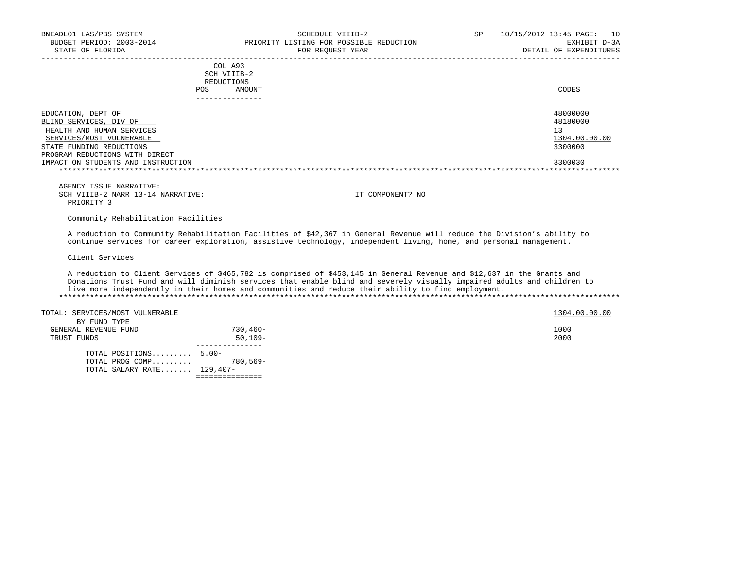BNEADL01 LAS/PBS SYSTEM | SCHEDULE VIIIB-2 | SP 10/15/2012 13:45

BUDGET PERIOD: 2003-2014 | PRIORITY LISTING FOR POSSIBLE REDUCTION | EXHIBIT D-3A

STATE OF FLORIDA | FOR REQUEST YEAR | DETAIL OF EXPENDITURES

| | COL A93 SCH VIIIB-2 REDUCTIONS POS | AMOUNT | CODES |
|---|---|---|---|
| EDUCATION, DEPT OF | | | 48000000 |
| BLIND SERVICES, DIV OF | | | 48180000 |
| HEALTH AND HUMAN SERVICES | | | 13 |
| SERVICES/MOST VULNERABLE | | | 1304.00.00.00 |
| STATE FUNDING REDUCTIONS | | | 3300000 |
| PROGRAM REDUCTIONS WITH DIRECT IMPACT ON STUDENTS AND INSTRUCTION | | | 3300030 |

AGENCY ISSUE NARRATIVE:

SCH VIIIB-2 NARR 13-14 NARRATIVE: IT COMPONENT? NO

PRIORITY 3

Community Rehabilitation Facilities

A reduction to Community Rehabilitation Facilities of $42,367 in General Revenue will reduce the Division's ability to continue services for career exploration, assistive technology, independent living, home, and personal management.

Client Services

A reduction to Client Services of $465,782 is comprised of $453,145 in General Revenue and $12,637 in the Grants and Donations Trust Fund and will diminish services that enable blind and severely visually impaired adults and children to live more independently in their homes and communities and reduce their ability to find employment.

| TOTAL: SERVICES/MOST VULNERABLE | POS | AMOUNT | 1304.00.00.00 |
|---|---|---|---|
| BY FUND TYPE | | | |
| GENERAL REVENUE FUND | | 730,460- | 1000 |
| TRUST FUNDS | | 50,109- | 2000 |
| TOTAL POSITIONS......... | 5.00- | | |
| TOTAL PROG COMP......... | | 780,569- | |
| TOTAL SALARY RATE....... | 129,407- | | |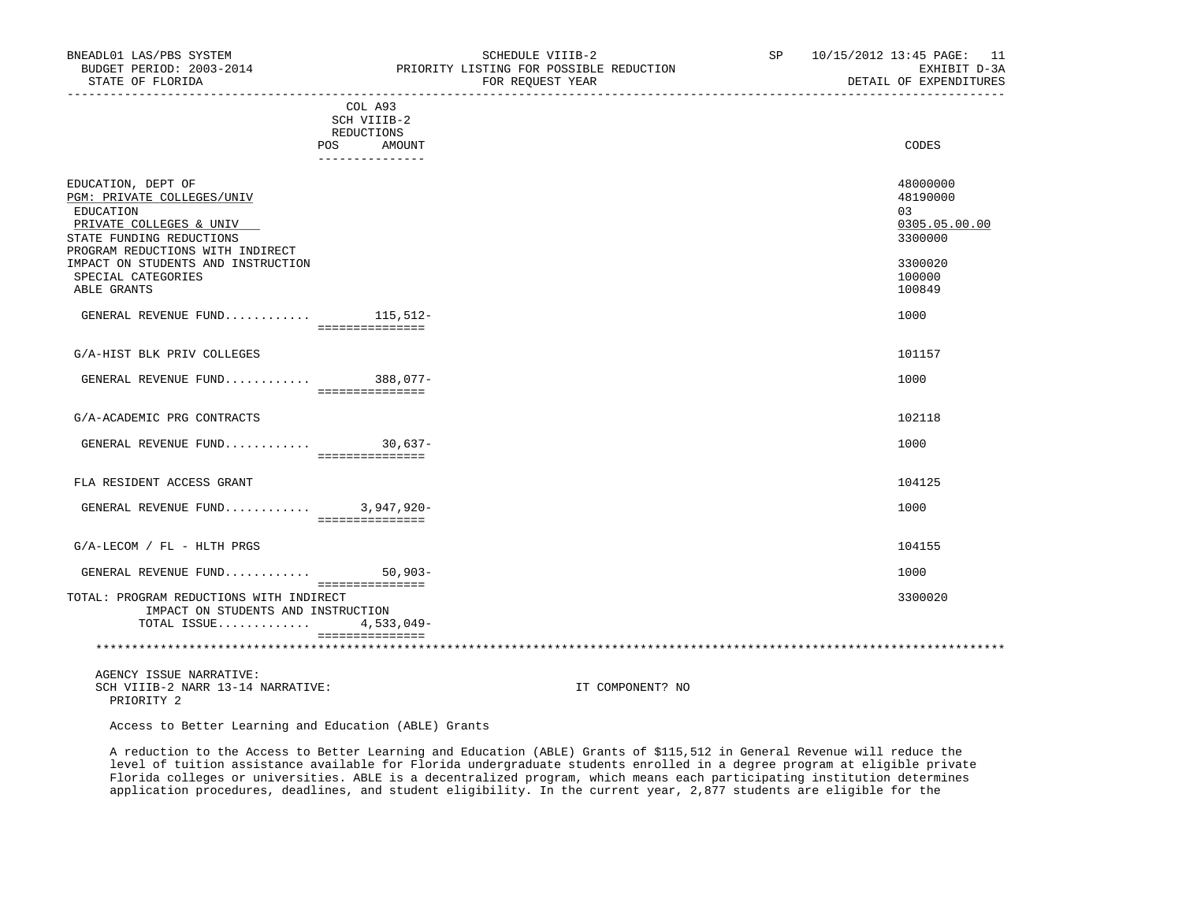| | COL A93 SCH VIIIB-2 REDUCTIONS | | |
|---|---|---|---|
| | POS | AMOUNT | CODES |
| EDUCATION, DEPT OF | | | 48000000 |
| PGM: PRIVATE COLLEGES/UNIV | | | 48190000 |
| EDUCATION | | | 03 |
| PRIVATE COLLEGES & UNIV | | | 0305.05.00.00 |
| STATE FUNDING REDUCTIONS | | | 3300000 |
| PROGRAM REDUCTIONS WITH INDIRECT IMPACT ON STUDENTS AND INSTRUCTION | | | 3300020 |
| SPECIAL CATEGORIES | | | 100000 |
| ABLE GRANTS | | | 100849 |
| GENERAL REVENUE FUND............ | | 115,512- | 1000 |
| G/A-HIST BLK PRIV COLLEGES | | | 101157 |
| GENERAL REVENUE FUND............ | | 388,077- | 1000 |
| G/A-ACADEMIC PRG CONTRACTS | | | 102118 |
| GENERAL REVENUE FUND............ | | 30,637- | 1000 |
| FLA RESIDENT ACCESS GRANT | | | 104125 |
| GENERAL REVENUE FUND............ | | 3,947,920- | 1000 |
| G/A-LECOM / FL - HLTH PRGS | | | 104155 |
| GENERAL REVENUE FUND............ | | 50,903- | 1000 |
| TOTAL: PROGRAM REDUCTIONS WITH INDIRECT IMPACT ON STUDENTS AND INSTRUCTION | | | 3300020 |
| TOTAL ISSUE............ | | 4,533,049- | |

AGENCY ISSUE NARRATIVE:
SCH VIIIB-2 NARR 13-14 NARRATIVE: IT COMPONENT? NO
PRIORITY 2

Access to Better Learning and Education (ABLE) Grants

A reduction to the Access to Better Learning and Education (ABLE) Grants of $115,512 in General Revenue will reduce the level of tuition assistance available for Florida undergraduate students enrolled in a degree program at eligible private Florida colleges or universities. ABLE is a decentralized program, which means each participating institution determines application procedures, deadlines, and student eligibility. In the current year, 2,877 students are eligible for the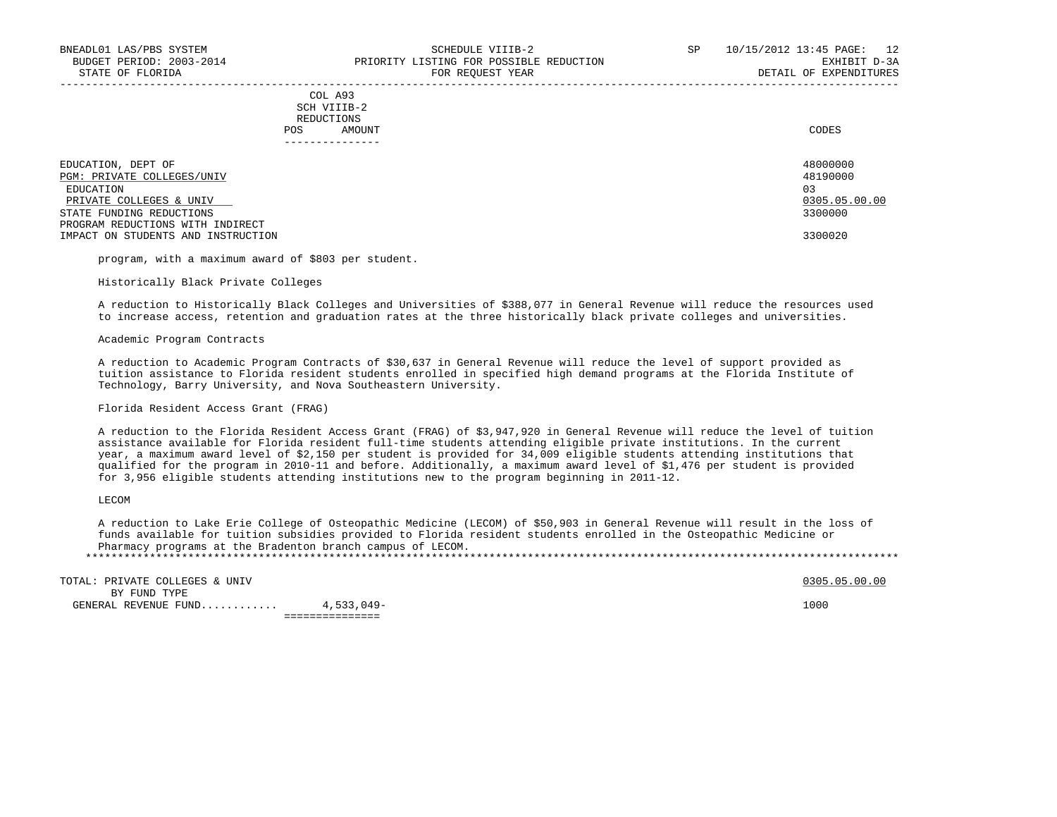| | COL A93 SCH VIIIB-2 REDUCTIONS | | |
|---|---|---|---|
| | POS | AMOUNT | CODES |
| EDUCATION, DEPT OF | | | 48000000 |
| PGM: PRIVATE COLLEGES/UNIV | | | 48190000 |
| EDUCATION | | | 03 |
| PRIVATE COLLEGES & UNIV | | | 0305.05.00.00 |
| STATE FUNDING REDUCTIONS | | | 3300000 |
| PROGRAM REDUCTIONS WITH INDIRECT IMPACT ON STUDENTS AND INSTRUCTION | | | 3300020 |

program, with a maximum award of $803 per student.

Historically Black Private Colleges

A reduction to Historically Black Colleges and Universities of $388,077 in General Revenue will reduce the resources used to increase access, retention and graduation rates at the three historically black private colleges and universities.

Academic Program Contracts

A reduction to Academic Program Contracts of $30,637 in General Revenue will reduce the level of support provided as tuition assistance to Florida resident students enrolled in specified high demand programs at the Florida Institute of Technology, Barry University, and Nova Southeastern University.

Florida Resident Access Grant (FRAG)

A reduction to the Florida Resident Access Grant (FRAG) of $3,947,920 in General Revenue will reduce the level of tuition assistance available for Florida resident full-time students attending eligible private institutions. In the current year, a maximum award level of $2,150 per student is provided for 34,009 eligible students attending institutions that qualified for the program in 2010-11 and before. Additionally, a maximum award level of $1,476 per student is provided for 3,956 eligible students attending institutions new to the program beginning in 2011-12.

LECOM

A reduction to Lake Erie College of Osteopathic Medicine (LECOM) of $50,903 in General Revenue will result in the loss of funds available for tuition subsidies provided to Florida resident students enrolled in the Osteopathic Medicine or Pharmacy programs at the Bradenton branch campus of LECOM.

| | POS | AMOUNT | CODES |
|---|---|---|---|
| TOTAL: PRIVATE COLLEGES & UNIV | | | 0305.05.00.00 |
| BY FUND TYPE | | | |
| GENERAL REVENUE FUND............ | | 4,533,049- | 1000 |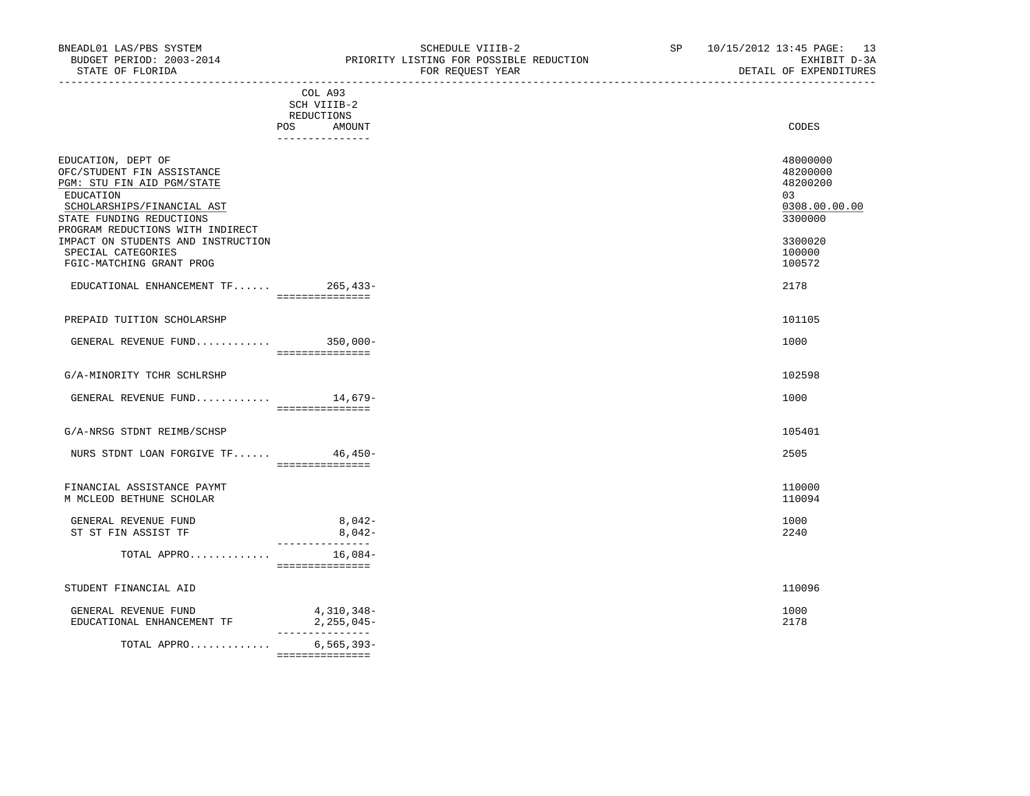BNEADL01 LAS/PBS SYSTEM
BUDGET PERIOD: 2003-2014
STATE OF FLORIDA

SCHEDULE VIIIB-2
PRIORITY LISTING FOR POSSIBLE REDUCTION
FOR REQUEST YEAR

SP 10/15/2012 13:45
EXHIBIT D-3A
DETAIL OF EXPENDITURES

| | COL A93 SCH VIIIB-2 REDUCTIONS POS AMOUNT | CODES |
|---|---|---|
| EDUCATION, DEPT OF | | 48000000 |
| OFC/STUDENT FIN ASSISTANCE | | 48200000 |
| PGM: STU FIN AID PGM/STATE | | 48200200 |
| EDUCATION | | 03 |
| SCHOLARSHIPS/FINANCIAL AST | | 0308.00.00.00 |
| STATE FUNDING REDUCTIONS | | 3300000 |
| PROGRAM REDUCTIONS WITH INDIRECT IMPACT ON STUDENTS AND INSTRUCTION | | 3300020 |
| SPECIAL CATEGORIES | | 100000 |
| FGIC-MATCHING GRANT PROG | | 100572 |
| EDUCATIONAL ENHANCEMENT TF...... | 265,433- | 2178 |
| PREPAID TUITION SCHOLARSHP | | 101105 |
| GENERAL REVENUE FUND........... | 350,000- | 1000 |
| G/A-MINORITY TCHR SCHLRSHP | | 102598 |
| GENERAL REVENUE FUND........... | 14,679- | 1000 |
| G/A-NRSG STDNT REIMB/SCHSP | | 105401 |
| NURS STDNT LOAN FORGIVE TF...... | 46,450- | 2505 |
| FINANCIAL ASSISTANCE PAYMT | | 110000 |
| M MCLEOD BETHUNE SCHOLAR | | 110094 |
| GENERAL REVENUE FUND | 8,042- | 1000 |
| ST ST FIN ASSIST TF | 8,042- | 2240 |
| TOTAL APPRO............ | 16,084- | |
| STUDENT FINANCIAL AID | | 110096 |
| GENERAL REVENUE FUND | 4,310,348- | 1000 |
| EDUCATIONAL ENHANCEMENT TF | 2,255,045- | 2178 |
| TOTAL APPRO............ | 6,565,393- | |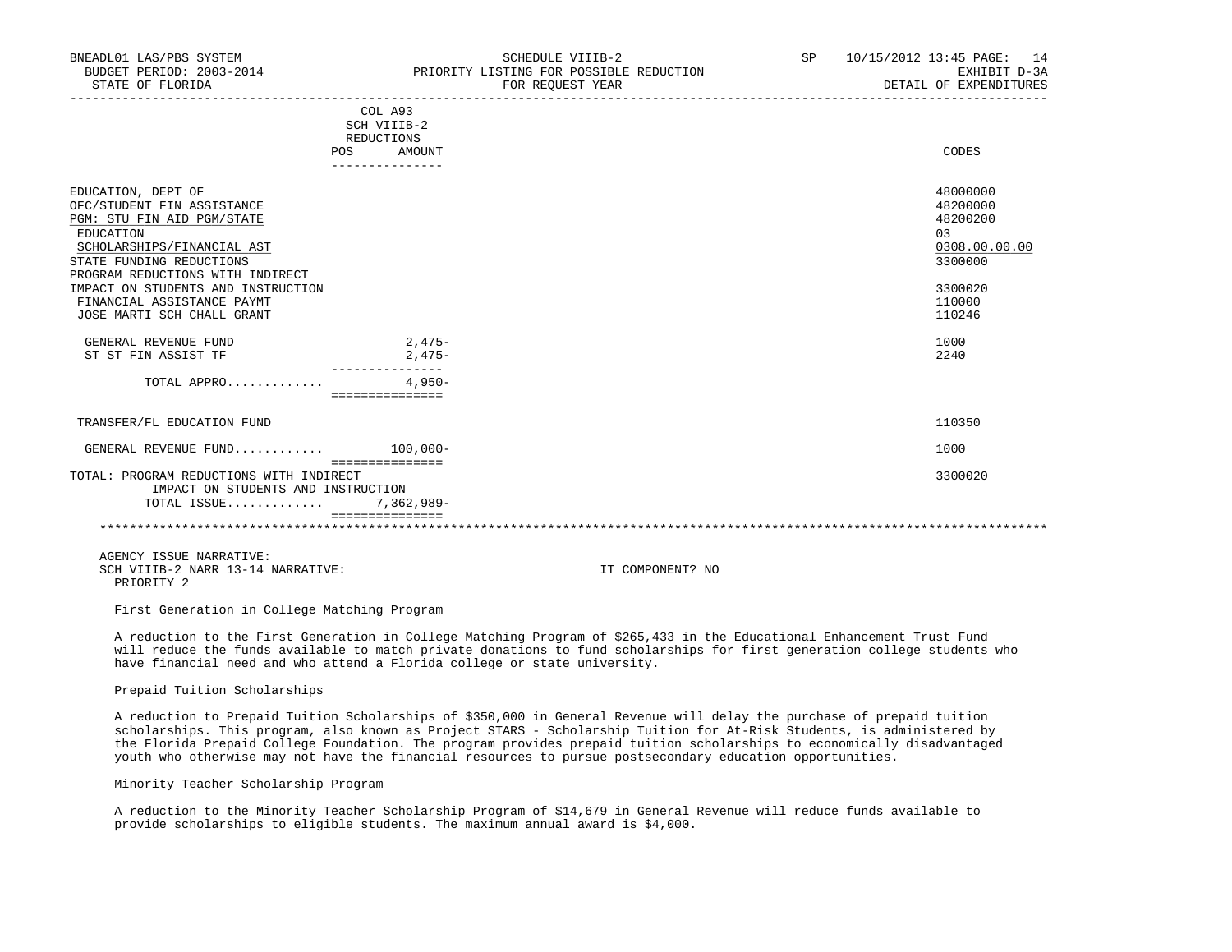| | COL A93 SCH VIIIB-2 REDUCTIONS POS AMOUNT | CODES |
|---|---|---|
| EDUCATION, DEPT OF | | 48000000 |
| OFC/STUDENT FIN ASSISTANCE | | 48200000 |
| PGM: STU FIN AID PGM/STATE | | 48200200 |
| EDUCATION | | 03 |
| SCHOLARSHIPS/FINANCIAL AST | | 0308.00.00.00 |
| STATE FUNDING REDUCTIONS | | 3300000 |
| PROGRAM REDUCTIONS WITH INDIRECT IMPACT ON STUDENTS AND INSTRUCTION | | 3300020 |
| FINANCIAL ASSISTANCE PAYMT | | 110000 |
| JOSE MARTI SCH CHALL GRANT | | 110246 |
| GENERAL REVENUE FUND | 2,475- | 1000 |
| ST ST FIN ASSIST TF | 2,475- | 2240 |
| TOTAL APPRO............. | 4,950- | |
| TRANSFER/FL EDUCATION FUND | | 110350 |
| GENERAL REVENUE FUND........... | 100,000- | 1000 |
| TOTAL: PROGRAM REDUCTIONS WITH INDIRECT IMPACT ON STUDENTS AND INSTRUCTION | | 3300020 |
| TOTAL ISSUE............. | 7,362,989- | |

AGENCY ISSUE NARRATIVE:
SCH VIIIB-2 NARR 13-14 NARRATIVE: IT COMPONENT? NO
PRIORITY 2

First Generation in College Matching Program

A reduction to the First Generation in College Matching Program of $265,433 in the Educational Enhancement Trust Fund will reduce the funds available to match private donations to fund scholarships for first generation college students who have financial need and who attend a Florida college or state university.

Prepaid Tuition Scholarships

A reduction to Prepaid Tuition Scholarships of $350,000 in General Revenue will delay the purchase of prepaid tuition scholarships. This program, also known as Project STARS - Scholarship Tuition for At-Risk Students, is administered by the Florida Prepaid College Foundation. The program provides prepaid tuition scholarships to economically disadvantaged youth who otherwise may not have the financial resources to pursue postsecondary education opportunities.

Minority Teacher Scholarship Program

A reduction to the Minority Teacher Scholarship Program of $14,679 in General Revenue will reduce funds available to provide scholarships to eligible students. The maximum annual award is $4,000.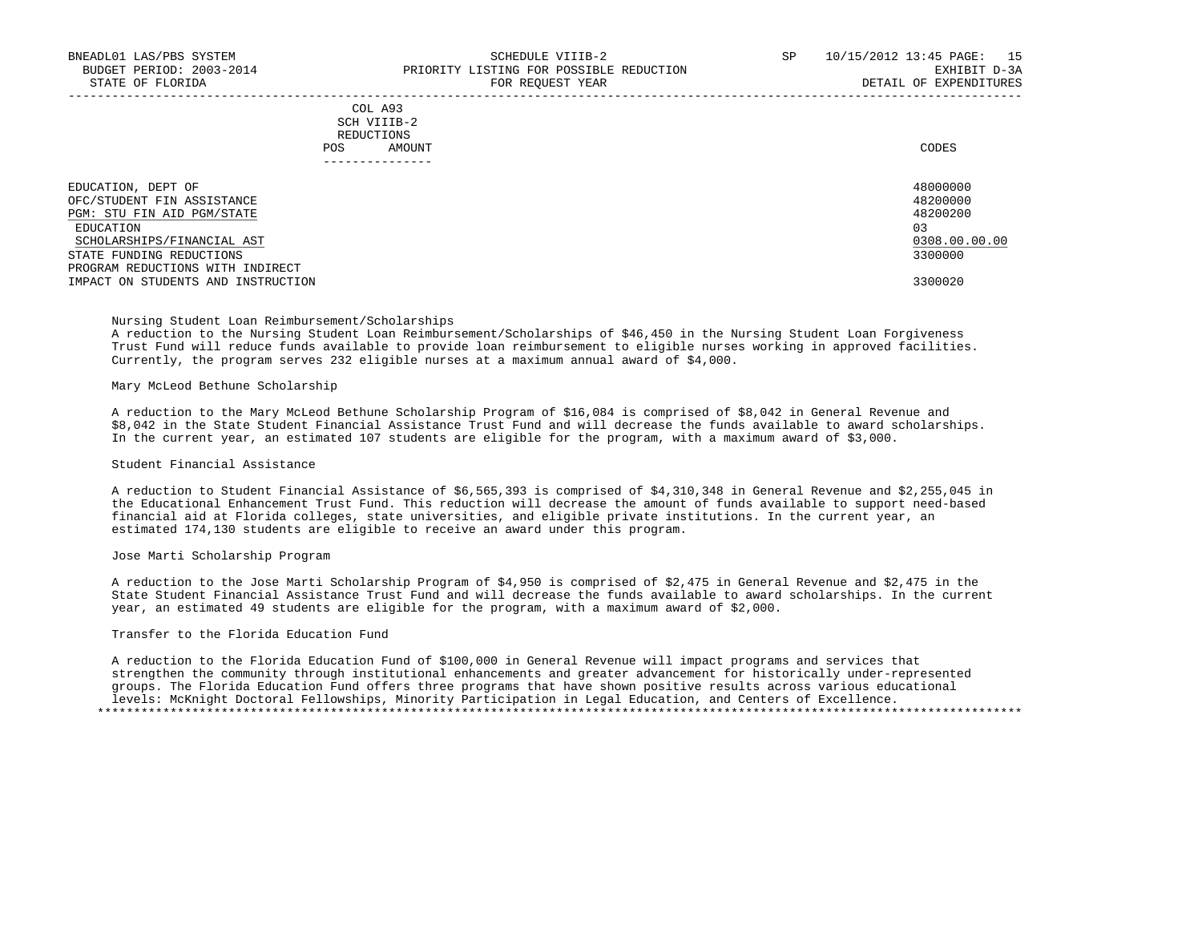| | COL A93 SCH VIIIB-2 REDUCTIONS POS AMOUNT | CODES |
|---|---|---|
| EDUCATION, DEPT OF | | 48000000 |
| OFC/STUDENT FIN ASSISTANCE | | 48200000 |
| PGM: STU FIN AID PGM/STATE | | 48200200 |
| EDUCATION | | 03 |
| SCHOLARSHIPS/FINANCIAL AST | | 0308.00.00.00 |
| STATE FUNDING REDUCTIONS | | 3300000 |
| PROGRAM REDUCTIONS WITH INDIRECT IMPACT ON STUDENTS AND INSTRUCTION | | 3300020 |

Nursing Student Loan Reimbursement/Scholarships

A reduction to the Nursing Student Loan Reimbursement/Scholarships of $46,450 in the Nursing Student Loan Forgiveness Trust Fund will reduce funds available to provide loan reimbursement to eligible nurses working in approved facilities. Currently, the program serves 232 eligible nurses at a maximum annual award of $4,000.

Mary McLeod Bethune Scholarship

A reduction to the Mary McLeod Bethune Scholarship Program of $16,084 is comprised of $8,042 in General Revenue and $8,042 in the State Student Financial Assistance Trust Fund and will decrease the funds available to award scholarships. In the current year, an estimated 107 students are eligible for the program, with a maximum award of $3,000.

Student Financial Assistance

A reduction to Student Financial Assistance of $6,565,393 is comprised of $4,310,348 in General Revenue and $2,255,045 in the Educational Enhancement Trust Fund. This reduction will decrease the amount of funds available to support need-based financial aid at Florida colleges, state universities, and eligible private institutions. In the current year, an estimated 174,130 students are eligible to receive an award under this program.

Jose Marti Scholarship Program

A reduction to the Jose Marti Scholarship Program of $4,950 is comprised of $2,475 in General Revenue and $2,475 in the State Student Financial Assistance Trust Fund and will decrease the funds available to award scholarships. In the current year, an estimated 49 students are eligible for the program, with a maximum award of $2,000.

Transfer to the Florida Education Fund

A reduction to the Florida Education Fund of $100,000 in General Revenue will impact programs and services that strengthen the community through institutional enhancements and greater advancement for historically under-represented groups. The Florida Education Fund offers three programs that have shown positive results across various educational levels: McKnight Doctoral Fellowships, Minority Participation in Legal Education, and Centers of Excellence.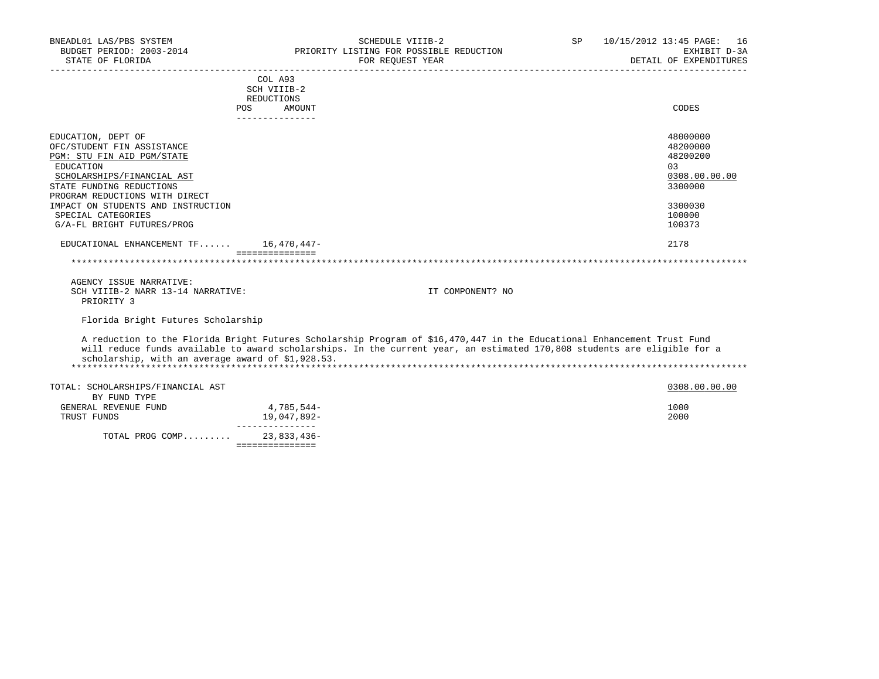| | COL A93 SCH VIIIB-2 REDUCTIONS POS AMOUNT | CODES |
|---|---|---|
| EDUCATION, DEPT OF | | 48000000 |
| OFC/STUDENT FIN ASSISTANCE | | 48200000 |
| PGM: STU FIN AID PGM/STATE | | 48200200 |
| EDUCATION | | 03 |
| SCHOLARSHIPS/FINANCIAL AST | | 0308.00.00.00 |
| STATE FUNDING REDUCTIONS | | 3300000 |
| PROGRAM REDUCTIONS WITH DIRECT IMPACT ON STUDENTS AND INSTRUCTION | | 3300030 |
| SPECIAL CATEGORIES | | 100000 |
| G/A-FL BRIGHT FUTURES/PROG | | 100373 |
| EDUCATIONAL ENHANCEMENT TF...... | 16,470,447- | 2178 |

AGENCY ISSUE NARRATIVE:
SCH VIIIB-2 NARR 13-14 NARRATIVE: IT COMPONENT? NO
PRIORITY 3

Florida Bright Futures Scholarship

A reduction to the Florida Bright Futures Scholarship Program of $16,470,447 in the Educational Enhancement Trust Fund will reduce funds available to award scholarships. In the current year, an estimated 170,808 students are eligible for a scholarship, with an average award of $1,928.53.

| TOTAL: SCHOLARSHIPS/FINANCIAL AST | | 0308.00.00.00 |
|---|---|---|
| BY FUND TYPE | | |
| GENERAL REVENUE FUND | 4,785,544- | 1000 |
| TRUST FUNDS | 19,047,892- | 2000 |
| TOTAL PROG COMP......... | 23,833,436- | |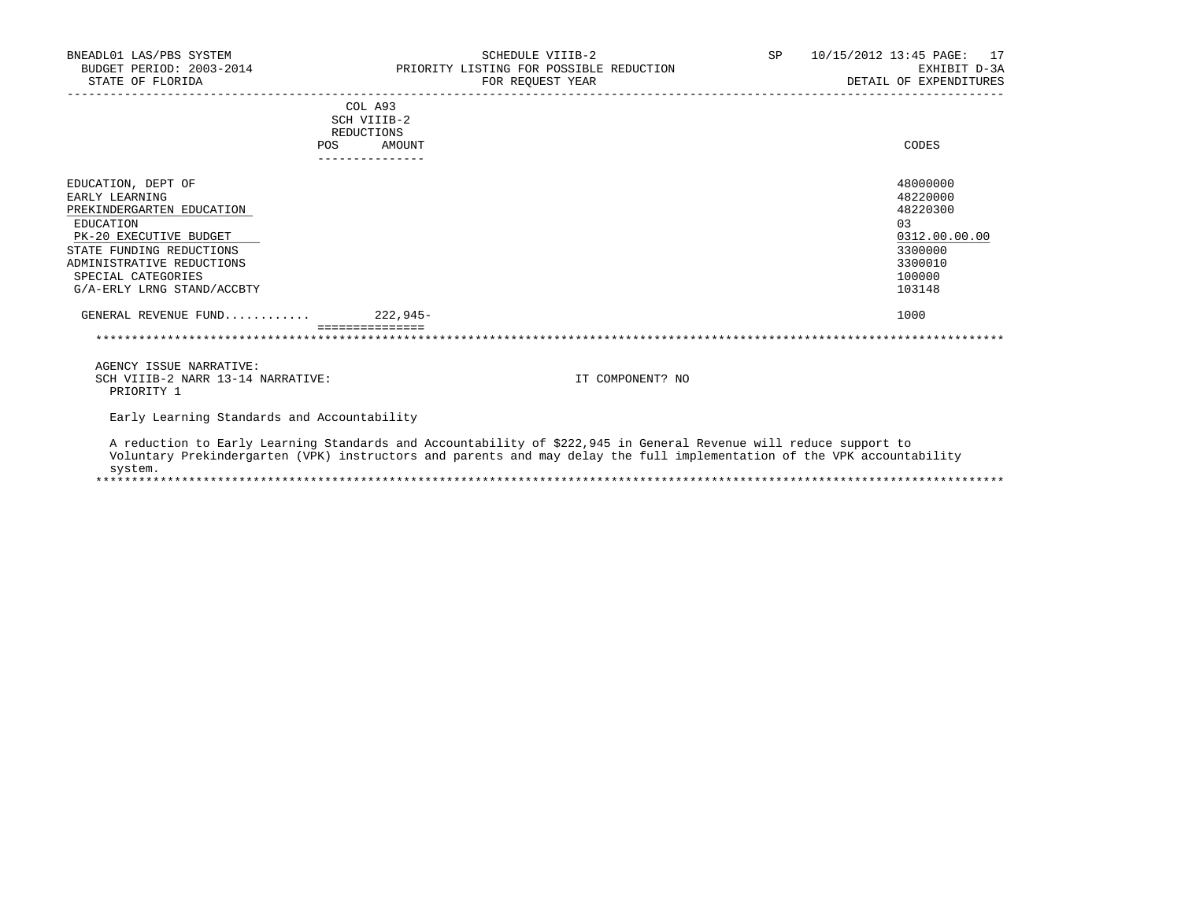BNEADL01 LAS/PBS SYSTEM — SCHEDULE VIIIB-2 — SP 10/15/2012 13:45
BUDGET PERIOD: 2003-2014 — PRIORITY LISTING FOR POSSIBLE REDUCTION — EXHIBIT D-3A
STATE OF FLORIDA — FOR REQUEST YEAR — DETAIL OF EXPENDITURES

| | COL A93 SCH VIIIB-2 REDUCTIONS POS | AMOUNT | CODES |
|---|---|---|---|
| EDUCATION, DEPT OF | | | 48000000 |
| EARLY LEARNING | | | 48220000 |
| PREKINDERGARTEN EDUCATION | | | 48220300 |
| EDUCATION | | | 03 |
| PK-20 EXECUTIVE BUDGET | | | 0312.00.00.00 |
| STATE FUNDING REDUCTIONS | | | 3300000 |
| ADMINISTRATIVE REDUCTIONS | | | 3300010 |
| SPECIAL CATEGORIES | | | 100000 |
| G/A-ERLY LRNG STAND/ACCBTY | | | 103148 |
| GENERAL REVENUE FUND........... | | 222,945- | 1000 |

AGENCY ISSUE NARRATIVE:
SCH VIIIB-2 NARR 13-14 NARRATIVE: IT COMPONENT? NO
PRIORITY 1

Early Learning Standards and Accountability

A reduction to Early Learning Standards and Accountability of $222,945 in General Revenue will reduce support to Voluntary Prekindergarten (VPK) instructors and parents and may delay the full implementation of the VPK accountability system.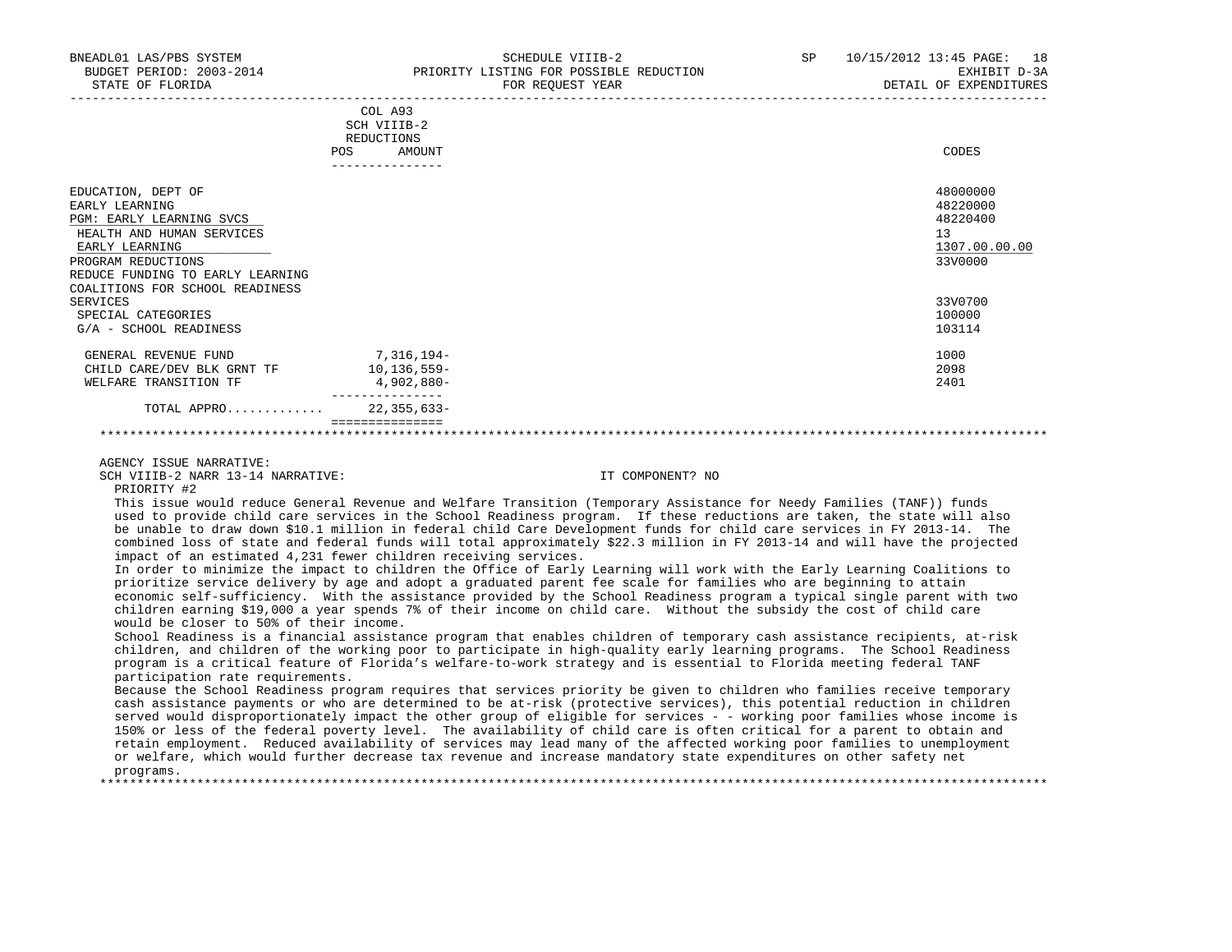BNEADL01 LAS/PBS SYSTEM — SCHEDULE VIIIB-2 — SP 10/15/2012 13:45

BUDGET PERIOD: 2003-2014 — PRIORITY LISTING FOR POSSIBLE REDUCTION — EXHIBIT D-3A

STATE OF FLORIDA — FOR REQUEST YEAR — DETAIL OF EXPENDITURES

| | COL A93 SCH VIIIB-2 REDUCTIONS POS | AMOUNT | CODES |
|---|---|---|---|
| EDUCATION, DEPT OF | | | 48000000 |
| EARLY LEARNING | | | 48220000 |
| PGM: EARLY LEARNING SVCS | | | 48220400 |
| HEALTH AND HUMAN SERVICES | | | 13 |
| EARLY LEARNING | | | 1307.00.00.00 |
| PROGRAM REDUCTIONS | | | 33V0000 |
| REDUCE FUNDING TO EARLY LEARNING COALITIONS FOR SCHOOL READINESS SERVICES | | | 33V0700 |
| SPECIAL CATEGORIES | | | 100000 |
| G/A - SCHOOL READINESS | | | 103114 |
| GENERAL REVENUE FUND | | 7,316,194- | 1000 |
| CHILD CARE/DEV BLK GRNT TF | | 10,136,559- | 2098 |
| WELFARE TRANSITION TF | | 4,902,880- | 2401 |
| TOTAL APPRO............ | | 22,355,633- | |

AGENCY ISSUE NARRATIVE:

SCH VIIIB-2 NARR 13-14 NARRATIVE: IT COMPONENT? NO

PRIORITY #2

This issue would reduce General Revenue and Welfare Transition (Temporary Assistance for Needy Families (TANF)) funds used to provide child care services in the School Readiness program. If these reductions are taken, the state will also be unable to draw down $10.1 million in federal child Care Development funds for child care services in FY 2013-14. The combined loss of state and federal funds will total approximately $22.3 million in FY 2013-14 and will have the projected impact of an estimated 4,231 fewer children receiving services.

In order to minimize the impact to children the Office of Early Learning will work with the Early Learning Coalitions to prioritize service delivery by age and adopt a graduated parent fee scale for families who are beginning to attain economic self-sufficiency. With the assistance provided by the School Readiness program a typical single parent with two children earning $19,000 a year spends 7% of their income on child care. Without the subsidy the cost of child care would be closer to 50% of their income.

School Readiness is a financial assistance program that enables children of temporary cash assistance recipients, at-risk children, and children of the working poor to participate in high-quality early learning programs. The School Readiness program is a critical feature of Florida's welfare-to-work strategy and is essential to Florida meeting federal TANF participation rate requirements.

Because the School Readiness program requires that services priority be given to children who families receive temporary cash assistance payments or who are determined to be at-risk (protective services), this potential reduction in children served would disproportionately impact the other group of eligible for services - - working poor families whose income is 150% or less of the federal poverty level. The availability of child care is often critical for a parent to obtain and retain employment. Reduced availability of services may lead many of the affected working poor families to unemployment or welfare, which would further decrease tax revenue and increase mandatory state expenditures on other safety net programs.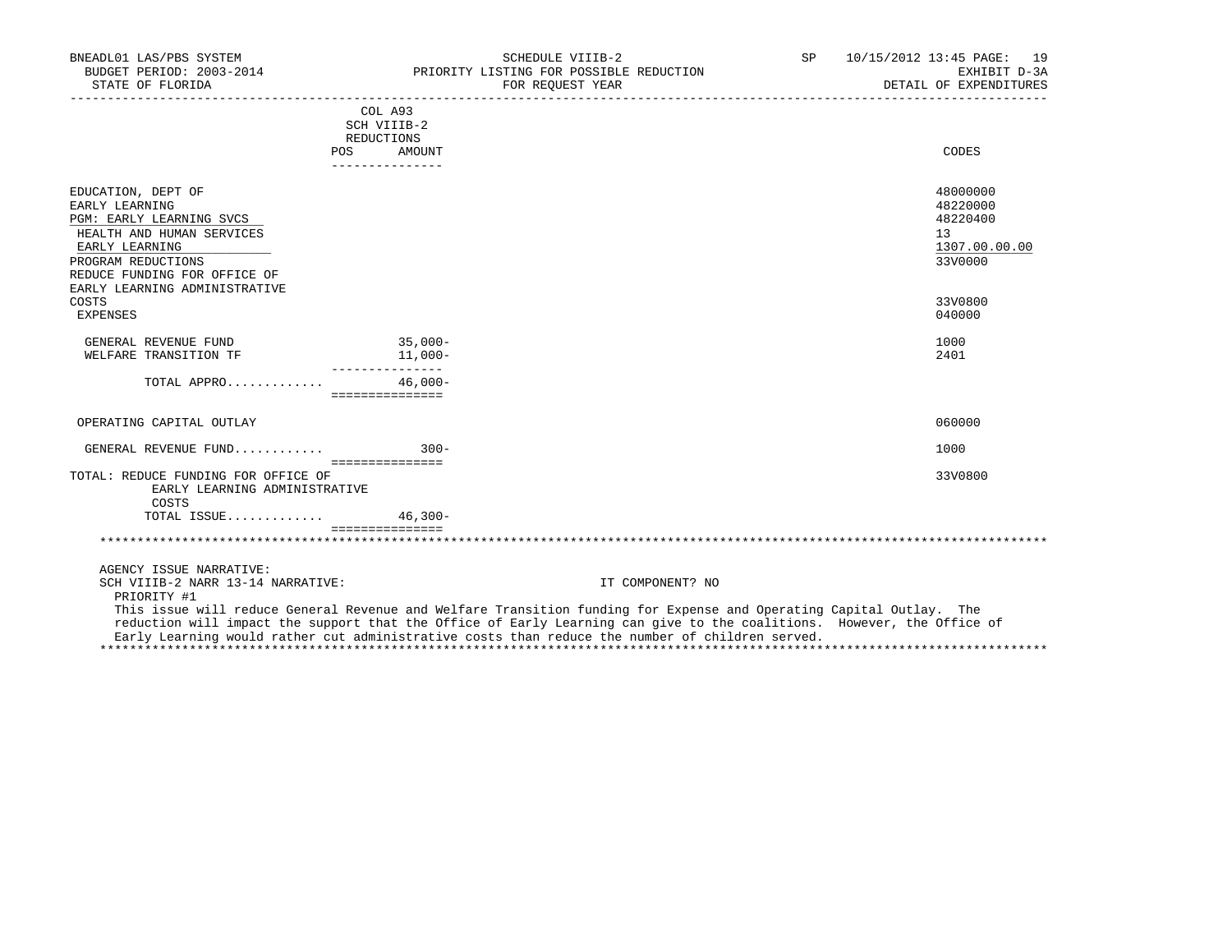BNEADL01 LAS/PBS SYSTEM | SCHEDULE VIIIB-2 | SP 10/15/2012 13:45 PAGE: 19
BUDGET PERIOD: 2003-2014 | PRIORITY LISTING FOR POSSIBLE REDUCTION | EXHIBIT D-3A
STATE OF FLORIDA | FOR REQUEST YEAR | DETAIL OF EXPENDITURES

| | COL A93 SCH VIIIB-2 REDUCTIONS POS | AMOUNT | CODES |
|---|---|---|---|
| EDUCATION, DEPT OF | | | 48000000 |
| EARLY LEARNING | | | 48220000 |
| PGM: EARLY LEARNING SVCS | | | 48220400 |
| HEALTH AND HUMAN SERVICES | | | 13 |
| EARLY LEARNING | | | 1307.00.00.00 |
| PROGRAM REDUCTIONS | | | 33V0000 |
| REDUCE FUNDING FOR OFFICE OF EARLY LEARNING ADMINISTRATIVE COSTS | | | 33V0800 |
| EXPENSES | | | 040000 |
| GENERAL REVENUE FUND | | 35,000- | 1000 |
| WELFARE TRANSITION TF | | 11,000- | 2401 |
| TOTAL APPRO............ | | 46,000- | |
| OPERATING CAPITAL OUTLAY | | | 060000 |
| GENERAL REVENUE FUND........... | | 300- | 1000 |
| TOTAL: REDUCE FUNDING FOR OFFICE OF EARLY LEARNING ADMINISTRATIVE COSTS | | | 33V0800 |
| TOTAL ISSUE............ | | 46,300- | |

AGENCY ISSUE NARRATIVE:

SCH VIIIB-2 NARR 13-14 NARRATIVE: IT COMPONENT? NO

PRIORITY #1

This issue will reduce General Revenue and Welfare Transition funding for Expense and Operating Capital Outlay. The reduction will impact the support that the Office of Early Learning can give to the coalitions. However, the Office of Early Learning would rather cut administrative costs than reduce the number of children served.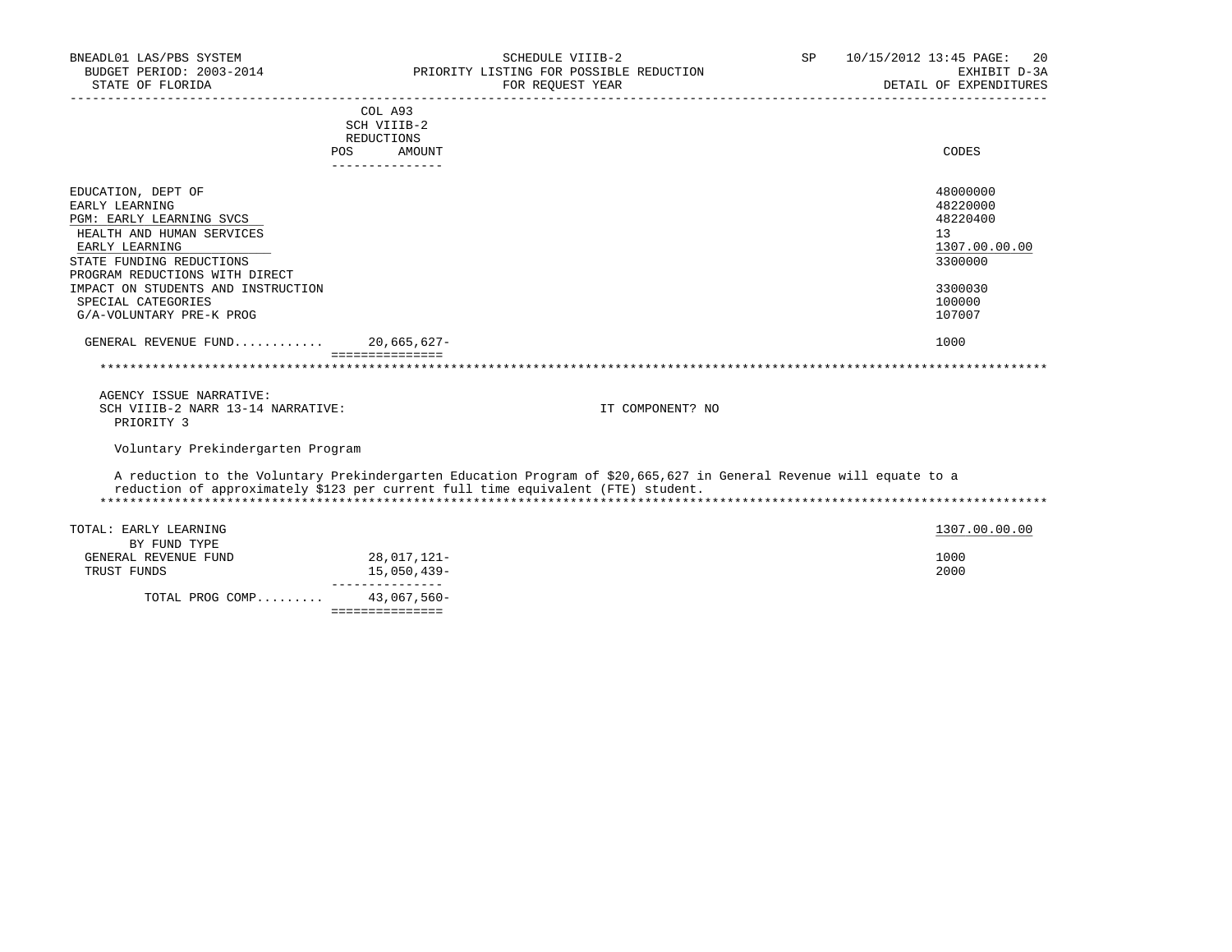| | COL A93 SCH VIIIB-2 REDUCTIONS POS AMOUNT | CODES |
|---|---|---|
| EDUCATION, DEPT OF | | 48000000 |
| EARLY LEARNING | | 48220000 |
| PGM: EARLY LEARNING SVCS | | 48220400 |
| HEALTH AND HUMAN SERVICES | | 13 |
| EARLY LEARNING | | 1307.00.00.00 |
| STATE FUNDING REDUCTIONS | | 3300000 |
| PROGRAM REDUCTIONS WITH DIRECT IMPACT ON STUDENTS AND INSTRUCTION | | 3300030 |
| SPECIAL CATEGORIES | | 100000 |
| G/A-VOLUNTARY PRE-K PROG | | 107007 |
| GENERAL REVENUE FUND............ | 20,665,627- | 1000 |

AGENCY ISSUE NARRATIVE:
SCH VIIIB-2 NARR 13-14 NARRATIVE: IT COMPONENT? NO
PRIORITY 3

Voluntary Prekindergarten Program

A reduction to the Voluntary Prekindergarten Education Program of $20,665,627 in General Revenue will equate to a reduction of approximately $123 per current full time equivalent (FTE) student.

| TOTAL: EARLY LEARNING | | 1307.00.00.00 |
|---|---|---|
| BY FUND TYPE | | |
| GENERAL REVENUE FUND | 28,017,121- | 1000 |
| TRUST FUNDS | 15,050,439- | 2000 |
| TOTAL PROG COMP......... | 43,067,560- | |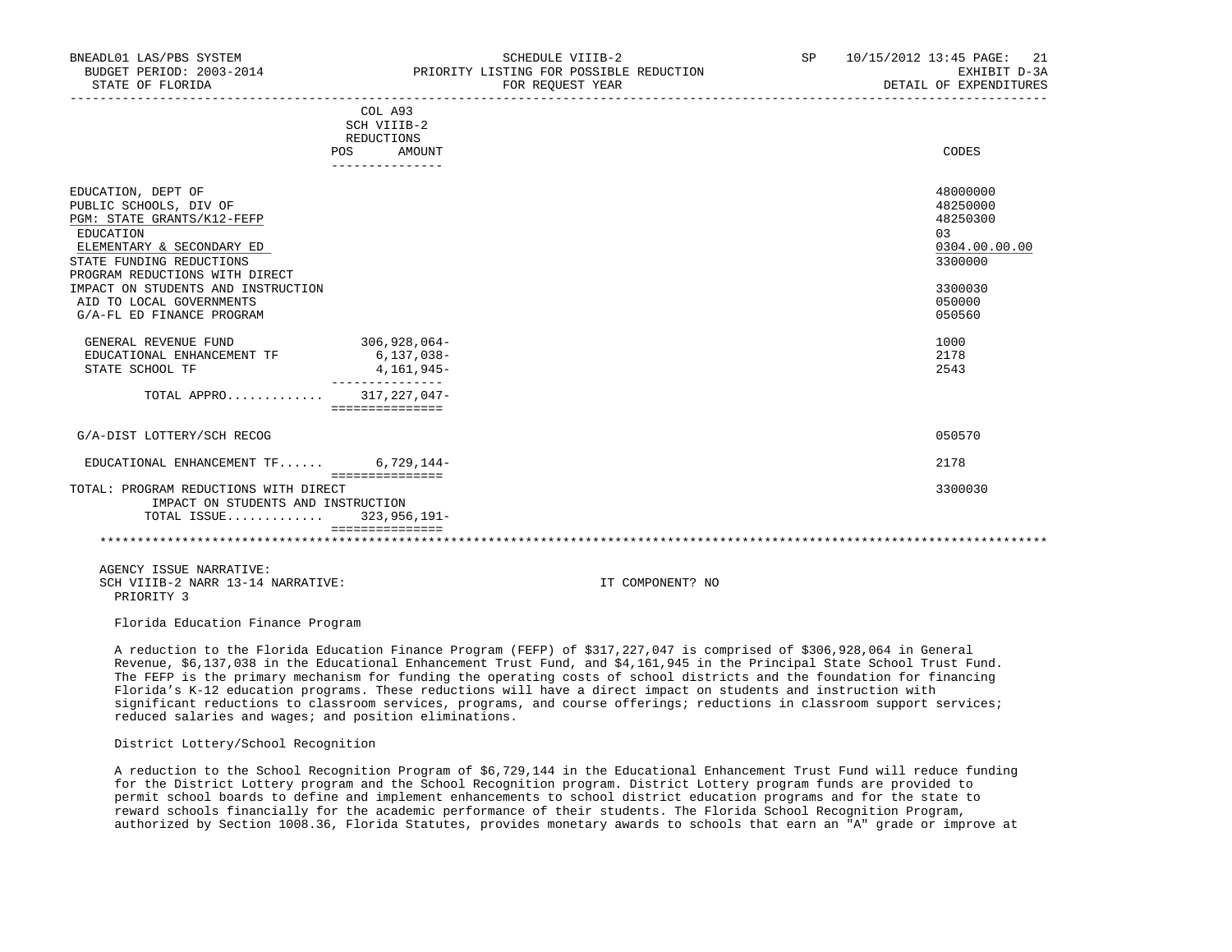| | COL A93 SCH VIIIB-2 REDUCTIONS POS AMOUNT | CODES |
|---|---|---|
| EDUCATION, DEPT OF | | 48000000 |
| PUBLIC SCHOOLS, DIV OF | | 48250000 |
| PGM: STATE GRANTS/K12-FEFP | | 48250300 |
| EDUCATION | | 03 |
| ELEMENTARY & SECONDARY ED | | 0304.00.00.00 |
| STATE FUNDING REDUCTIONS | | 3300000 |
| PROGRAM REDUCTIONS WITH DIRECT IMPACT ON STUDENTS AND INSTRUCTION | | 3300030 |
| AID TO LOCAL GOVERNMENTS | | 050000 |
| G/A-FL ED FINANCE PROGRAM | | 050560 |
| GENERAL REVENUE FUND | 306,928,064- | 1000 |
| EDUCATIONAL ENHANCEMENT TF | 6,137,038- | 2178 |
| STATE SCHOOL TF | 4,161,945- | 2543 |
| TOTAL APPRO............ | 317,227,047- | |
| G/A-DIST LOTTERY/SCH RECOG | | 050570 |
| EDUCATIONAL ENHANCEMENT TF...... | 6,729,144- | 2178 |
| TOTAL: PROGRAM REDUCTIONS WITH DIRECT IMPACT ON STUDENTS AND INSTRUCTION | | 3300030 |
| TOTAL ISSUE............ | 323,956,191- | |

AGENCY ISSUE NARRATIVE:
SCH VIIIB-2 NARR 13-14 NARRATIVE: IT COMPONENT? NO
PRIORITY 3

Florida Education Finance Program

A reduction to the Florida Education Finance Program (FEFP) of $317,227,047 is comprised of $306,928,064 in General Revenue, $6,137,038 in the Educational Enhancement Trust Fund, and $4,161,945 in the Principal State School Trust Fund. The FEFP is the primary mechanism for funding the operating costs of school districts and the foundation for financing Florida's K-12 education programs. These reductions will have a direct impact on students and instruction with significant reductions to classroom services, programs, and course offerings; reductions in classroom support services; reduced salaries and wages; and position eliminations.

District Lottery/School Recognition

A reduction to the School Recognition Program of $6,729,144 in the Educational Enhancement Trust Fund will reduce funding for the District Lottery program and the School Recognition program. District Lottery program funds are provided to permit school boards to define and implement enhancements to school district education programs and for the state to reward schools financially for the academic performance of their students. The Florida School Recognition Program, authorized by Section 1008.36, Florida Statutes, provides monetary awards to schools that earn an "A" grade or improve at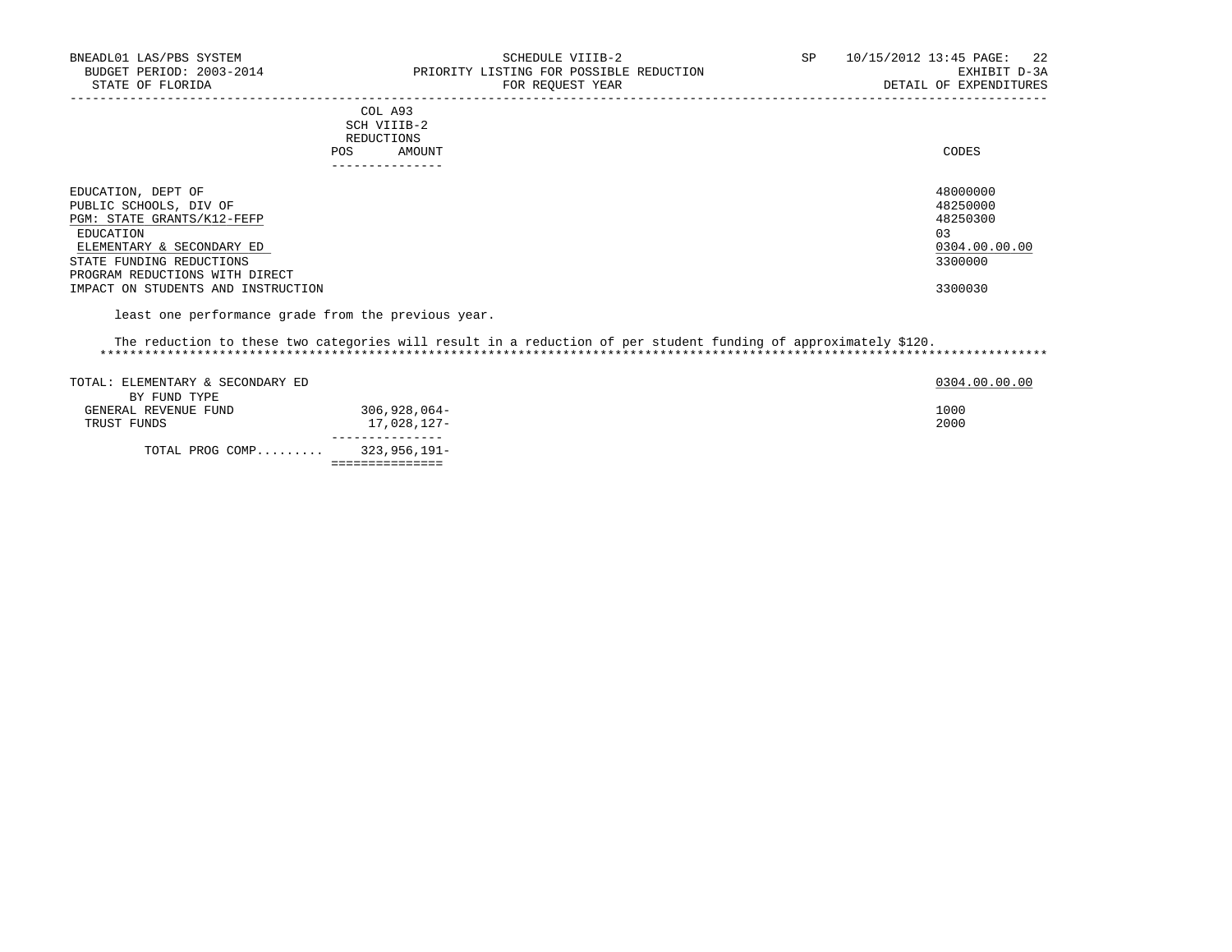BNEADL01 LAS/PBS SYSTEM
BUDGET PERIOD: 2003-2014
STATE OF FLORIDA

SCHEDULE VIIIB-2
PRIORITY LISTING FOR POSSIBLE REDUCTION
FOR REQUEST YEAR

SP 10/15/2012 13:45
EXHIBIT D-3A
DETAIL OF EXPENDITURES

| | COL A93 SCH VIIIB-2 REDUCTIONS POS AMOUNT | CODES |
|---|---|---|
| EDUCATION, DEPT OF | | 48000000 |
| PUBLIC SCHOOLS, DIV OF | | 48250000 |
| PGM: STATE GRANTS/K12-FEFP | | 48250300 |
| EDUCATION | | 03 |
| ELEMENTARY & SECONDARY ED | | 0304.00.00.00 |
| STATE FUNDING REDUCTIONS | | 3300000 |
| PROGRAM REDUCTIONS WITH DIRECT IMPACT ON STUDENTS AND INSTRUCTION | | 3300030 |

least one performance grade from the previous year.

The reduction to these two categories will result in a reduction of per student funding of approximately $120.

*******************************************************************************************************************************

| TOTAL: ELEMENTARY & SECONDARY ED | | 0304.00.00.00 |
|---|---|---|
| BY FUND TYPE | | |
| GENERAL REVENUE FUND | 306,928,064- | 1000 |
| TRUST FUNDS | 17,028,127- | 2000 |
| TOTAL PROG COMP......... | 323,956,191- | |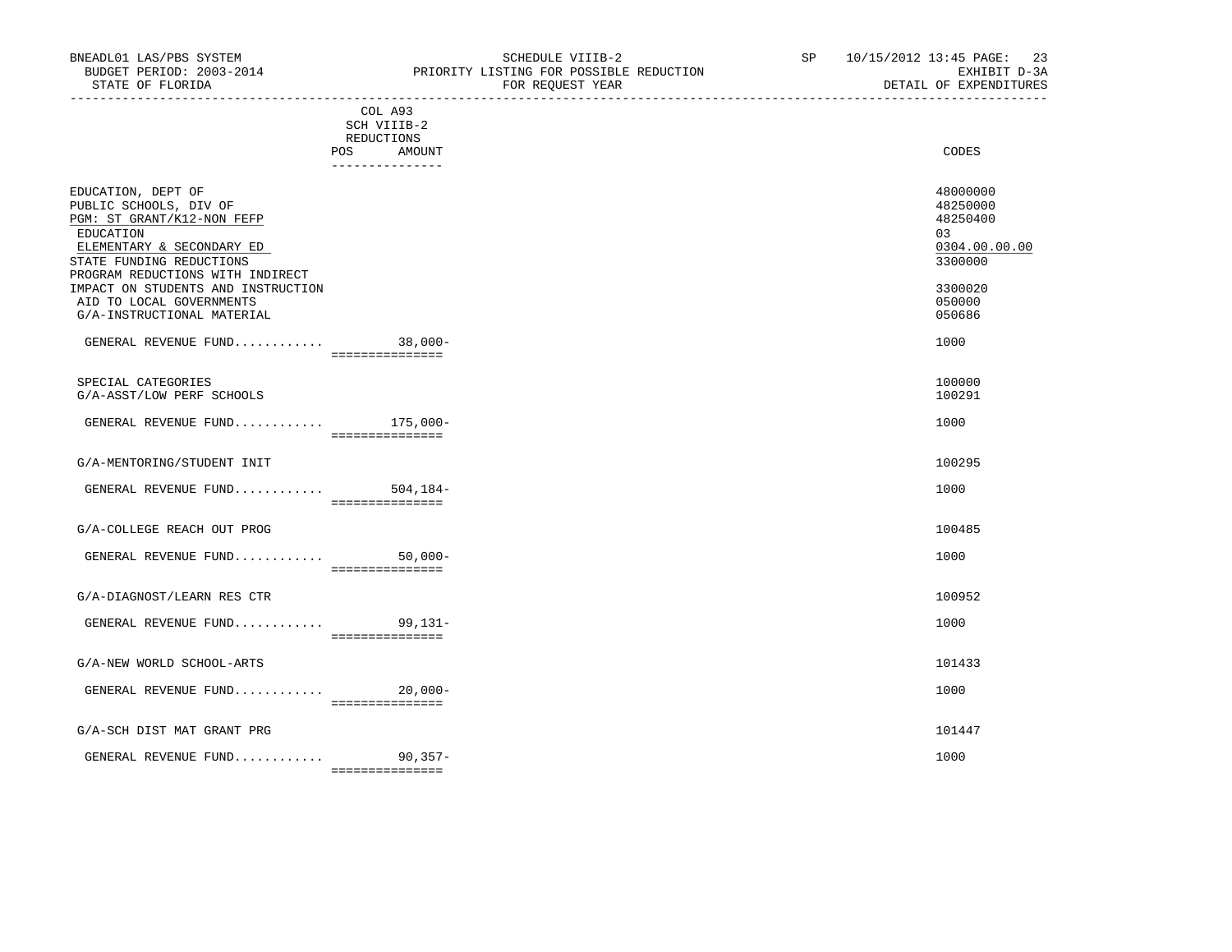BNEADL01 LAS/PBS SYSTEM | SCHEDULE VIIIB-2 | SP 10/15/2012 13:45 PAGE: 23
BUDGET PERIOD: 2003-2014 | PRIORITY LISTING FOR POSSIBLE REDUCTION | EXHIBIT D-3A
STATE OF FLORIDA | FOR REQUEST YEAR | DETAIL OF EXPENDITURES

| | COL A93 SCH VIIIB-2 REDUCTIONS POS AMOUNT | CODES |
|---|---|---|
| EDUCATION, DEPT OF | | 48000000 |
| PUBLIC SCHOOLS, DIV OF | | 48250000 |
| PGM: ST GRANT/K12-NON FEFP | | 48250400 |
| EDUCATION | | 03 |
| ELEMENTARY & SECONDARY ED | | 0304.00.00.00 |
| STATE FUNDING REDUCTIONS | | 3300000 |
| PROGRAM REDUCTIONS WITH INDIRECT IMPACT ON STUDENTS AND INSTRUCTION | | 3300020 |
| AID TO LOCAL GOVERNMENTS | | 050000 |
| G/A-INSTRUCTIONAL MATERIAL | | 050686 |
| GENERAL REVENUE FUND............ | 38,000- | 1000 |
| SPECIAL CATEGORIES | | 100000 |
| G/A-ASST/LOW PERF SCHOOLS | | 100291 |
| GENERAL REVENUE FUND............ | 175,000- | 1000 |
| G/A-MENTORING/STUDENT INIT | | 100295 |
| GENERAL REVENUE FUND............ | 504,184- | 1000 |
| G/A-COLLEGE REACH OUT PROG | | 100485 |
| GENERAL REVENUE FUND............ | 50,000- | 1000 |
| G/A-DIAGNOST/LEARN RES CTR | | 100952 |
| GENERAL REVENUE FUND............ | 99,131- | 1000 |
| G/A-NEW WORLD SCHOOL-ARTS | | 101433 |
| GENERAL REVENUE FUND............ | 20,000- | 1000 |
| G/A-SCH DIST MAT GRANT PRG | | 101447 |
| GENERAL REVENUE FUND............ | 90,357- | 1000 |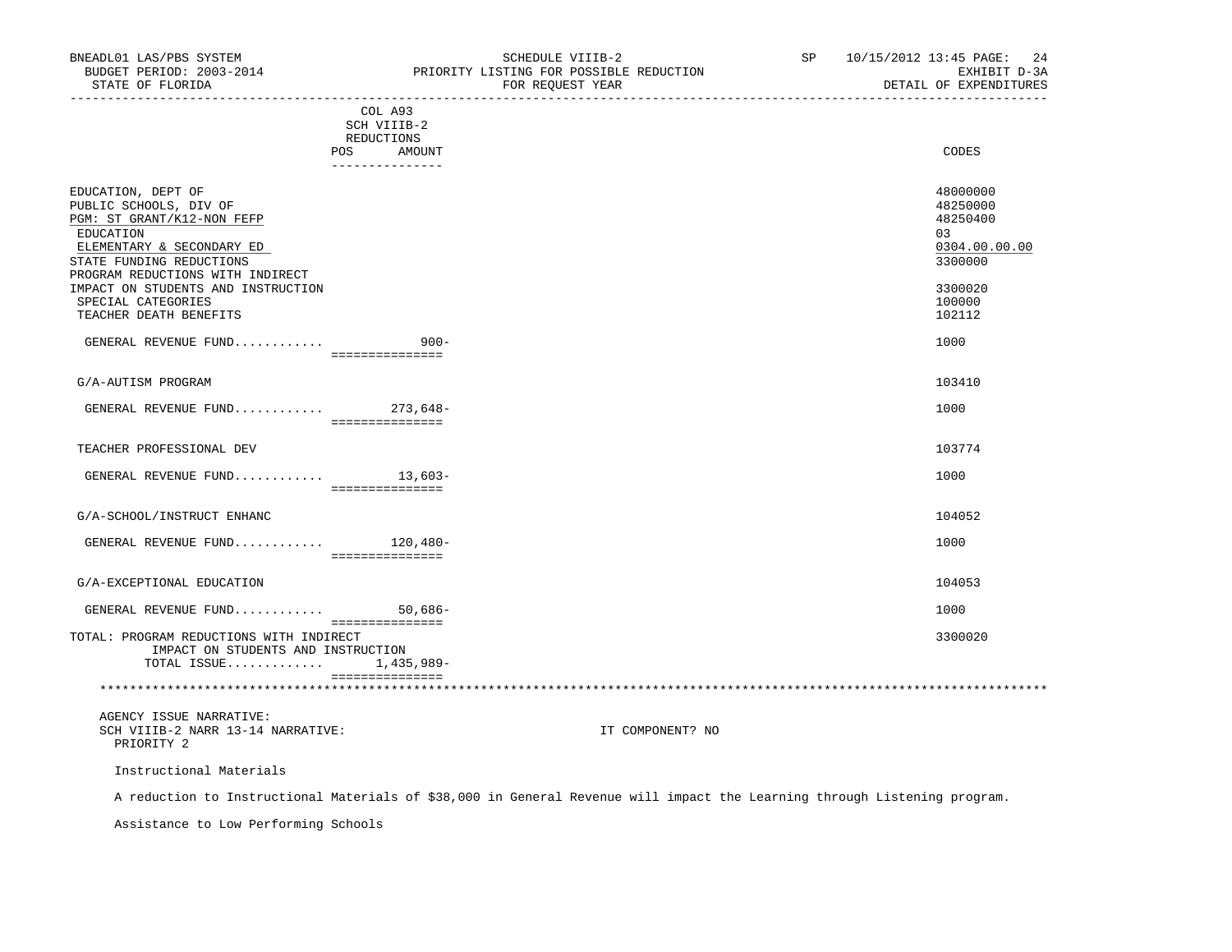| | COL A93 SCH VIIIB-2 REDUCTIONS POS AMOUNT | CODES |
|---|---|---|
| EDUCATION, DEPT OF | | 48000000 |
| PUBLIC SCHOOLS, DIV OF | | 48250000 |
| PGM: ST GRANT/K12-NON FEFP | | 48250400 |
| EDUCATION | | 03 |
| ELEMENTARY & SECONDARY ED | | 0304.00.00.00 |
| STATE FUNDING REDUCTIONS | | 3300000 |
| PROGRAM REDUCTIONS WITH INDIRECT IMPACT ON STUDENTS AND INSTRUCTION | | 3300020 |
| SPECIAL CATEGORIES | | 100000 |
| TEACHER DEATH BENEFITS | | 102112 |
| GENERAL REVENUE FUND............ | 900- | 1000 |
| G/A-AUTISM PROGRAM | | 103410 |
| GENERAL REVENUE FUND............ | 273,648- | 1000 |
| TEACHER PROFESSIONAL DEV | | 103774 |
| GENERAL REVENUE FUND............ | 13,603- | 1000 |
| G/A-SCHOOL/INSTRUCT ENHANC | | 104052 |
| GENERAL REVENUE FUND............ | 120,480- | 1000 |
| G/A-EXCEPTIONAL EDUCATION | | 104053 |
| GENERAL REVENUE FUND............ | 50,686- | 1000 |
| TOTAL: PROGRAM REDUCTIONS WITH INDIRECT IMPACT ON STUDENTS AND INSTRUCTION | | 3300020 |
| TOTAL ISSUE............ | 1,435,989- | |

AGENCY ISSUE NARRATIVE:
SCH VIIIB-2 NARR 13-14 NARRATIVE: IT COMPONENT? NO
PRIORITY 2

Instructional Materials

A reduction to Instructional Materials of $38,000 in General Revenue will impact the Learning through Listening program.

Assistance to Low Performing Schools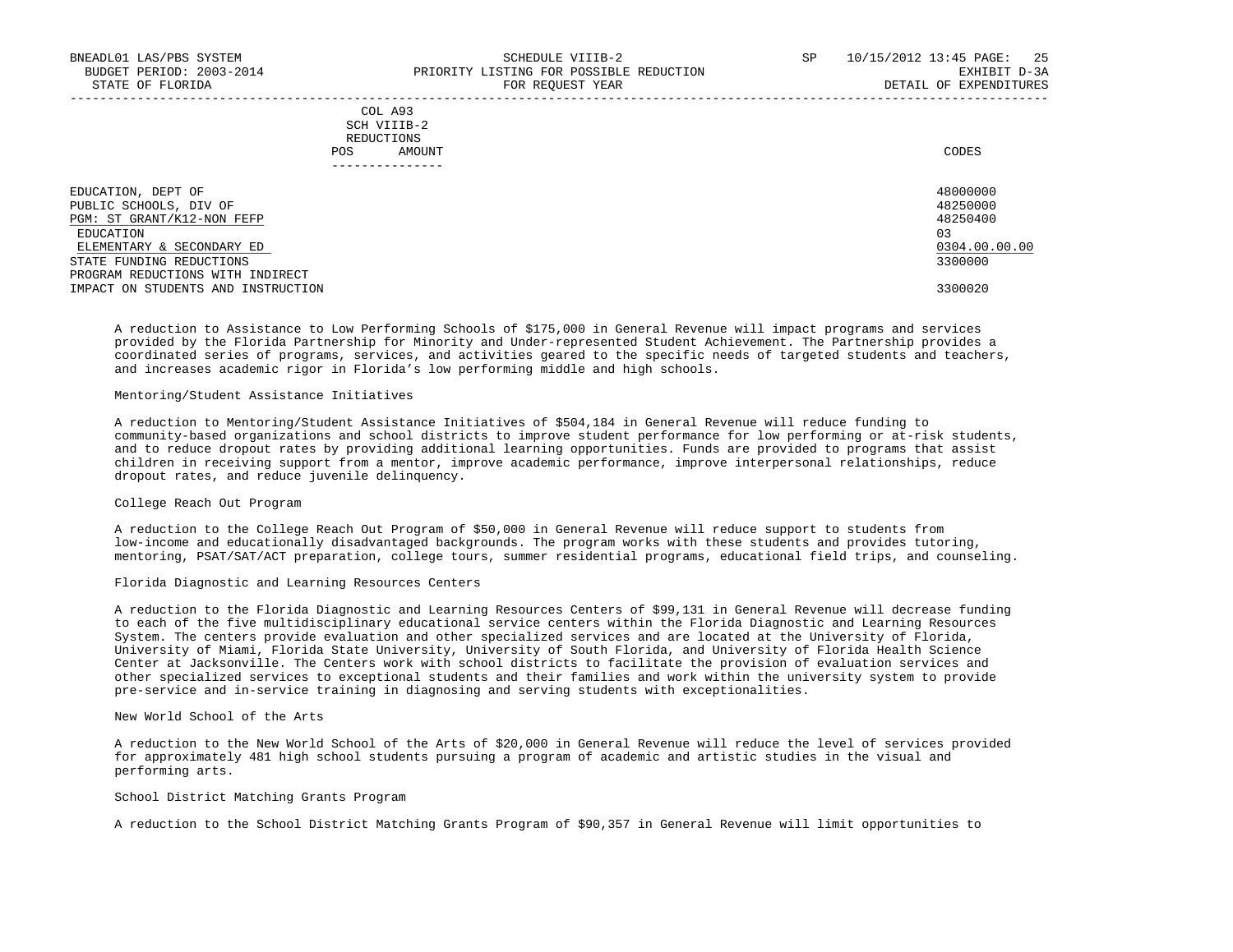| | COL A93 SCH VIIIB-2 REDUCTIONS POS AMOUNT | CODES |
|---|---|---|
| EDUCATION, DEPT OF | | 48000000 |
| PUBLIC SCHOOLS, DIV OF | | 48250000 |
| PGM: ST GRANT/K12-NON FEFP | | 48250400 |
| EDUCATION | | 03 |
| ELEMENTARY & SECONDARY ED | | 0304.00.00.00 |
| STATE FUNDING REDUCTIONS | | 3300000 |
| PROGRAM REDUCTIONS WITH INDIRECT IMPACT ON STUDENTS AND INSTRUCTION | | 3300020 |

A reduction to Assistance to Low Performing Schools of $175,000 in General Revenue will impact programs and services provided by the Florida Partnership for Minority and Under-represented Student Achievement. The Partnership provides a coordinated series of programs, services, and activities geared to the specific needs of targeted students and teachers, and increases academic rigor in Florida's low performing middle and high schools.

Mentoring/Student Assistance Initiatives

A reduction to Mentoring/Student Assistance Initiatives of $504,184 in General Revenue will reduce funding to community-based organizations and school districts to improve student performance for low performing or at-risk students, and to reduce dropout rates by providing additional learning opportunities. Funds are provided to programs that assist children in receiving support from a mentor, improve academic performance, improve interpersonal relationships, reduce dropout rates, and reduce juvenile delinquency.

College Reach Out Program

A reduction to the College Reach Out Program of $50,000 in General Revenue will reduce support to students from low-income and educationally disadvantaged backgrounds. The program works with these students and provides tutoring, mentoring, PSAT/SAT/ACT preparation, college tours, summer residential programs, educational field trips, and counseling.

Florida Diagnostic and Learning Resources Centers

A reduction to the Florida Diagnostic and Learning Resources Centers of $99,131 in General Revenue will decrease funding to each of the five multidisciplinary educational service centers within the Florida Diagnostic and Learning Resources System. The centers provide evaluation and other specialized services and are located at the University of Florida, University of Miami, Florida State University, University of South Florida, and University of Florida Health Science Center at Jacksonville. The Centers work with school districts to facilitate the provision of evaluation services and other specialized services to exceptional students and their families and work within the university system to provide pre-service and in-service training in diagnosing and serving students with exceptionalities.

New World School of the Arts

A reduction to the New World School of the Arts of $20,000 in General Revenue will reduce the level of services provided for approximately 481 high school students pursuing a program of academic and artistic studies in the visual and performing arts.

School District Matching Grants Program

A reduction to the School District Matching Grants Program of $90,357 in General Revenue will limit opportunities to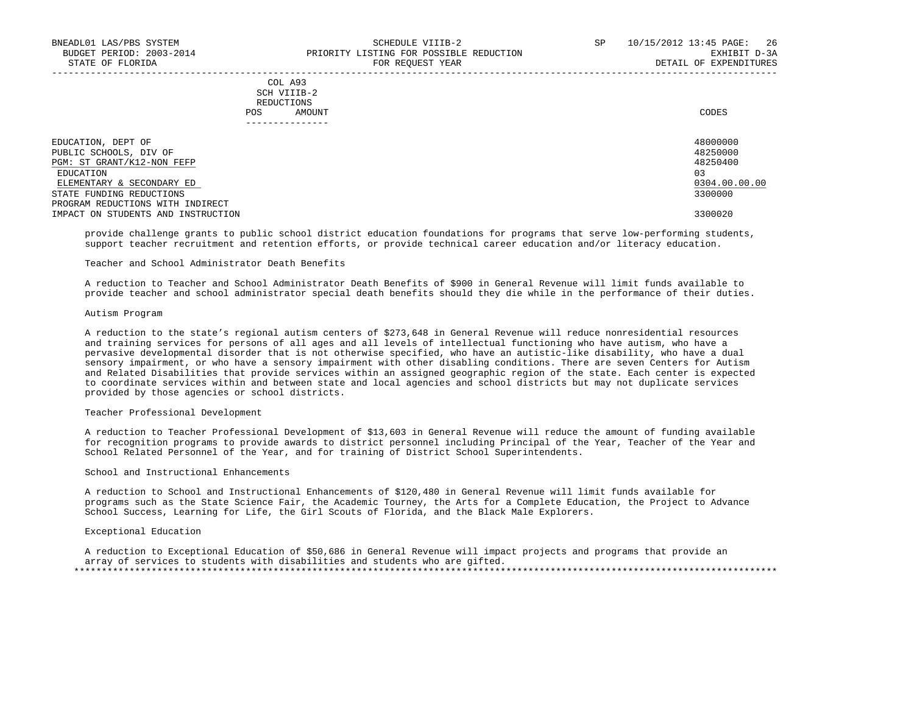| | COL A93 SCH VIIIB-2 REDUCTIONS POS AMOUNT | CODES |
|---|---|---|
| EDUCATION, DEPT OF | | 48000000 |
| PUBLIC SCHOOLS, DIV OF | | 48250000 |
| PGM: ST GRANT/K12-NON FEFP | | 48250400 |
| EDUCATION | | 03 |
| ELEMENTARY & SECONDARY ED | | 0304.00.00.00 |
| STATE FUNDING REDUCTIONS | | 3300000 |
| PROGRAM REDUCTIONS WITH INDIRECT IMPACT ON STUDENTS AND INSTRUCTION | | 3300020 |

provide challenge grants to public school district education foundations for programs that serve low-performing students, support teacher recruitment and retention efforts, or provide technical career education and/or literacy education.

Teacher and School Administrator Death Benefits

A reduction to Teacher and School Administrator Death Benefits of $900 in General Revenue will limit funds available to provide teacher and school administrator special death benefits should they die while in the performance of their duties.

Autism Program

A reduction to the state's regional autism centers of $273,648 in General Revenue will reduce nonresidential resources and training services for persons of all ages and all levels of intellectual functioning who have autism, who have a pervasive developmental disorder that is not otherwise specified, who have an autistic-like disability, who have a dual sensory impairment, or who have a sensory impairment with other disabling conditions. There are seven Centers for Autism and Related Disabilities that provide services within an assigned geographic region of the state. Each center is expected to coordinate services within and between state and local agencies and school districts but may not duplicate services provided by those agencies or school districts.

Teacher Professional Development

A reduction to Teacher Professional Development of $13,603 in General Revenue will reduce the amount of funding available for recognition programs to provide awards to district personnel including Principal of the Year, Teacher of the Year and School Related Personnel of the Year, and for training of District School Superintendents.

School and Instructional Enhancements

A reduction to School and Instructional Enhancements of $120,480 in General Revenue will limit funds available for programs such as the State Science Fair, the Academic Tourney, the Arts for a Complete Education, the Project to Advance School Success, Learning for Life, the Girl Scouts of Florida, and the Black Male Explorers.

Exceptional Education

A reduction to Exceptional Education of $50,686 in General Revenue will impact projects and programs that provide an array of services to students with disabilities and students who are gifted.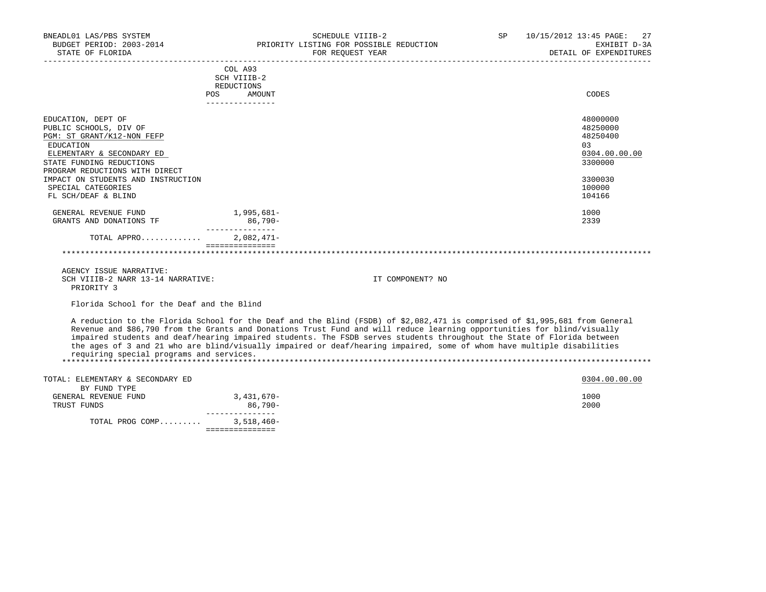BNEADL01 LAS/PBS SYSTEM — SCHEDULE VIIIB-2 — SP 10/15/2012 13:45

BUDGET PERIOD: 2003-2014 — PRIORITY LISTING FOR POSSIBLE REDUCTION — EXHIBIT D-3A

STATE OF FLORIDA — FOR REQUEST YEAR — DETAIL OF EXPENDITURES

| | COL A93 SCH VIIIB-2 REDUCTIONS POS AMOUNT | CODES |
|---|---|---|
| EDUCATION, DEPT OF | | 48000000 |
| PUBLIC SCHOOLS, DIV OF | | 48250000 |
| PGM: ST GRANT/K12-NON FEFP | | 48250400 |
| EDUCATION | | 03 |
| ELEMENTARY & SECONDARY ED | | 0304.00.00.00 |
| STATE FUNDING REDUCTIONS | | 3300000 |
| PROGRAM REDUCTIONS WITH DIRECT IMPACT ON STUDENTS AND INSTRUCTION | | 3300030 |
| SPECIAL CATEGORIES | | 100000 |
| FL SCH/DEAF & BLIND | | 104166 |
| GENERAL REVENUE FUND | 1,995,681- | 1000 |
| GRANTS AND DONATIONS TF | 86,790- | 2339 |
| TOTAL APPRO............ | 2,082,471- | |

AGENCY ISSUE NARRATIVE:

SCH VIIIB-2 NARR 13-14 NARRATIVE: IT COMPONENT? NO

PRIORITY 3

Florida School for the Deaf and the Blind

A reduction to the Florida School for the Deaf and the Blind (FSDB) of $2,082,471 is comprised of $1,995,681 from General Revenue and $86,790 from the Grants and Donations Trust Fund and will reduce learning opportunities for blind/visually impaired students and deaf/hearing impaired students. The FSDB serves students throughout the State of Florida between the ages of 3 and 21 who are blind/visually impaired or deaf/hearing impaired, some of whom have multiple disabilities requiring special programs and services.

| | AMOUNT | CODES |
|---|---|---|
| TOTAL: ELEMENTARY & SECONDARY ED | | 0304.00.00.00 |
| BY FUND TYPE | | |
| GENERAL REVENUE FUND | 3,431,670- | 1000 |
| TRUST FUNDS | 86,790- | 2000 |
| TOTAL PROG COMP......... | 3,518,460- | |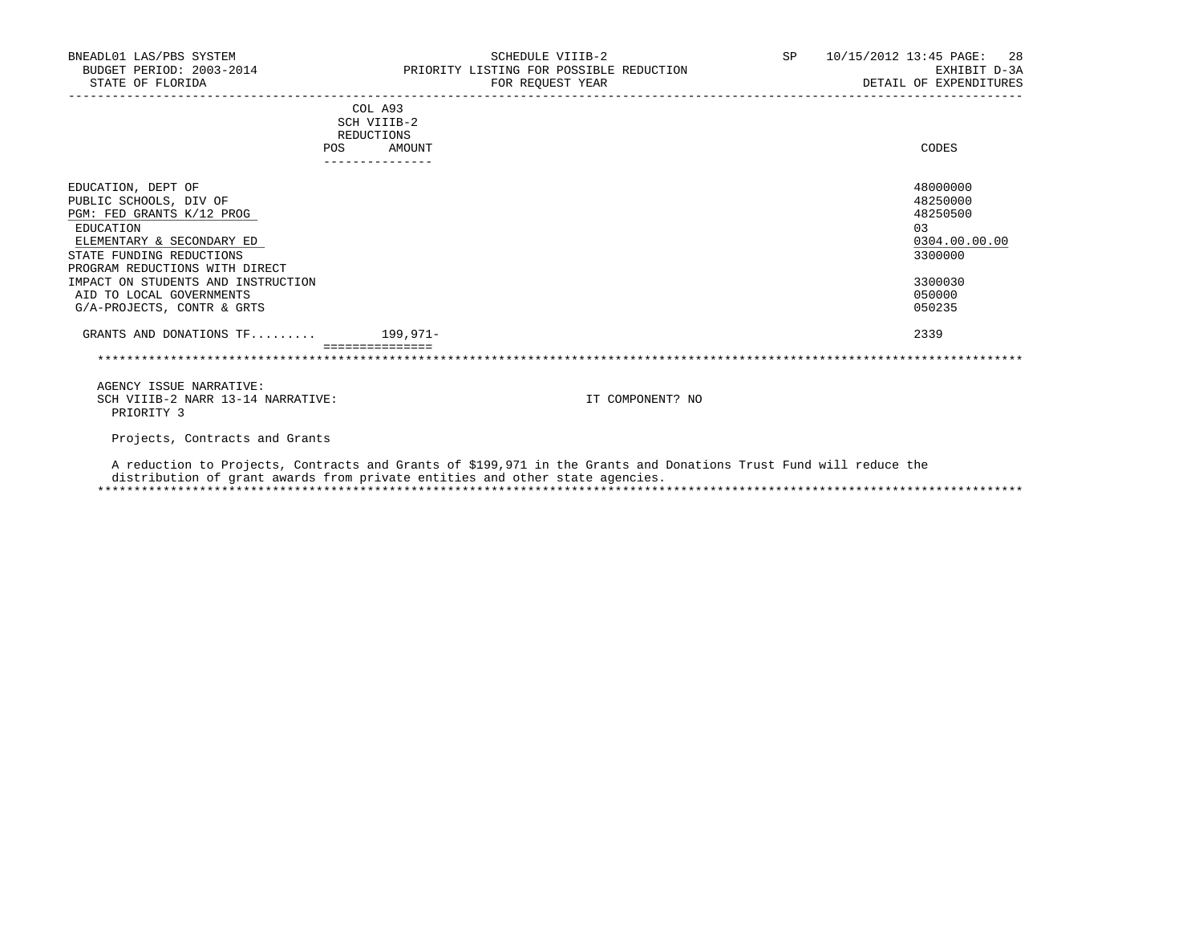BNEADL01 LAS/PBS SYSTEM | SCHEDULE VIIIB-2 | SP 10/15/2012 13:45 PAGE: 28
BUDGET PERIOD: 2003-2014 | PRIORITY LISTING FOR POSSIBLE REDUCTION | EXHIBIT D-3A
STATE OF FLORIDA | FOR REQUEST YEAR | DETAIL OF EXPENDITURES

| | COL A93 SCH VIIIB-2 REDUCTIONS | | |
|---|---|---|---|
| | POS | AMOUNT | CODES |
| EDUCATION, DEPT OF | | | 48000000 |
| PUBLIC SCHOOLS, DIV OF | | | 48250000 |
| PGM: FED GRANTS K/12 PROG | | | 48250500 |
| EDUCATION | | | 03 |
| ELEMENTARY & SECONDARY ED | | | 0304.00.00.00 |
| STATE FUNDING REDUCTIONS | | | 3300000 |
| PROGRAM REDUCTIONS WITH DIRECT IMPACT ON STUDENTS AND INSTRUCTION | | | 3300030 |
| AID TO LOCAL GOVERNMENTS | | | 050000 |
| G/A-PROJECTS, CONTR & GRTS | | | 050235 |
| GRANTS AND DONATIONS TF......... | | 199,971- | 2339 |

AGENCY ISSUE NARRATIVE:
SCH VIIIB-2 NARR 13-14 NARRATIVE: IT COMPONENT? NO
PRIORITY 3

Projects, Contracts and Grants

A reduction to Projects, Contracts and Grants of $199,971 in the Grants and Donations Trust Fund will reduce the distribution of grant awards from private entities and other state agencies.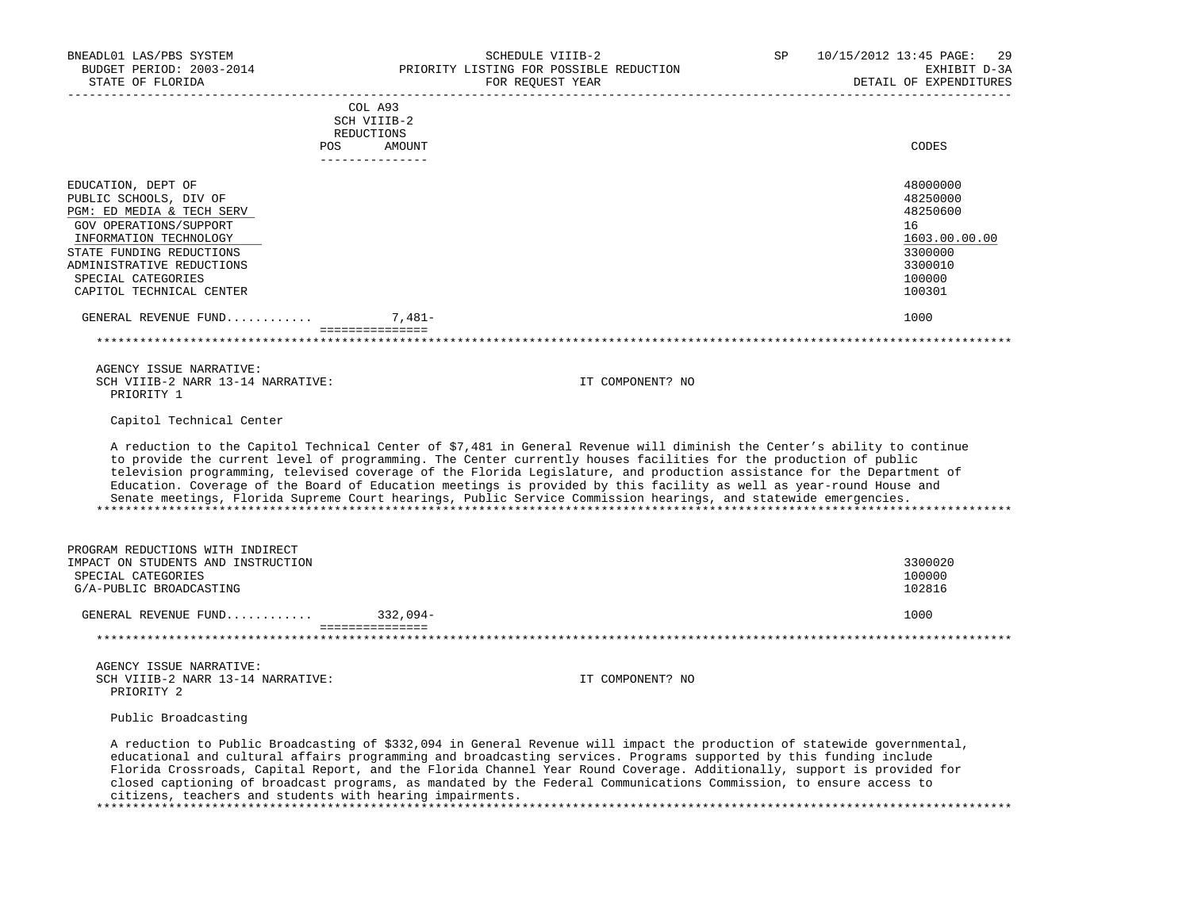BNEADL01 LAS/PBS SYSTEM | SCHEDULE VIIIB-2 | SP 10/15/2012 13:45
BUDGET PERIOD: 2003-2014 | PRIORITY LISTING FOR POSSIBLE REDUCTION | EXHIBIT D-3A
STATE OF FLORIDA | FOR REQUEST YEAR | DETAIL OF EXPENDITURES

| | COL A93 SCH VIIIB-2 REDUCTIONS POS | AMOUNT | CODES |
|---|---|---|---|
| EDUCATION, DEPT OF | | | 48000000 |
| PUBLIC SCHOOLS, DIV OF | | | 48250000 |
| PGM: ED MEDIA & TECH SERV | | | 48250600 |
| GOV OPERATIONS/SUPPORT | | | 16 |
| INFORMATION TECHNOLOGY | | | 1603.00.00.00 |
| STATE FUNDING REDUCTIONS | | | 3300000 |
| ADMINISTRATIVE REDUCTIONS | | | 3300010 |
| SPECIAL CATEGORIES | | | 100000 |
| CAPITOL TECHNICAL CENTER | | | 100301 |
| GENERAL REVENUE FUND........... | | 7,481- | 1000 |

AGENCY ISSUE NARRATIVE:
SCH VIIIB-2 NARR 13-14 NARRATIVE: IT COMPONENT? NO
PRIORITY 1

Capitol Technical Center

A reduction to the Capitol Technical Center of $7,481 in General Revenue will diminish the Center's ability to continue to provide the current level of programming. The Center currently houses facilities for the production of public television programming, televised coverage of the Florida Legislature, and production assistance for the Department of Education. Coverage of the Board of Education meetings is provided by this facility as well as year-round House and Senate meetings, Florida Supreme Court hearings, Public Service Commission hearings, and statewide emergencies.

| | POS | AMOUNT | CODES |
|---|---|---|---|
| PROGRAM REDUCTIONS WITH INDIRECT IMPACT ON STUDENTS AND INSTRUCTION | | | 3300020 |
| SPECIAL CATEGORIES | | | 100000 |
| G/A-PUBLIC BROADCASTING | | | 102816 |
| GENERAL REVENUE FUND........... | | 332,094- | 1000 |

AGENCY ISSUE NARRATIVE:
SCH VIIIB-2 NARR 13-14 NARRATIVE: IT COMPONENT? NO
PRIORITY 2

Public Broadcasting

A reduction to Public Broadcasting of $332,094 in General Revenue will impact the production of statewide governmental, educational and cultural affairs programming and broadcasting services. Programs supported by this funding include Florida Crossroads, Capital Report, and the Florida Channel Year Round Coverage. Additionally, support is provided for closed captioning of broadcast programs, as mandated by the Federal Communications Commission, to ensure access to citizens, teachers and students with hearing impairments.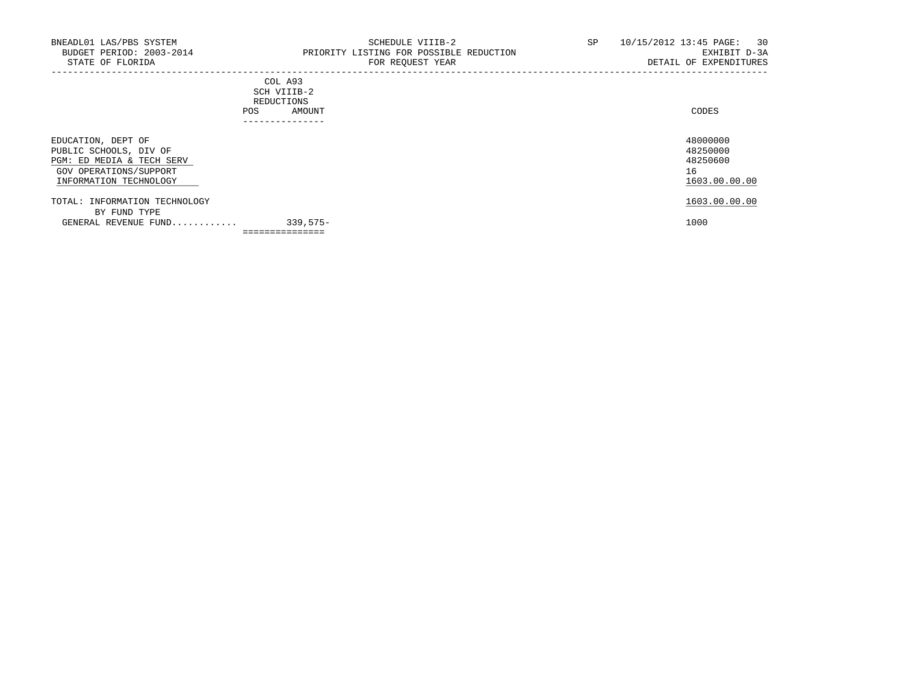BNEADL01 LAS/PBS SYSTEM
BUDGET PERIOD: 2003-2014
STATE OF FLORIDA

SCHEDULE VIIIB-2
PRIORITY LISTING FOR POSSIBLE REDUCTION
FOR REQUEST YEAR

SP 10/15/2012 13:45 PAGE: 30
EXHIBIT D-3A
DETAIL OF EXPENDITURES

| | COL A93 SCH VIIIB-2 REDUCTIONS POS | AMOUNT | CODES |
|---|---|---|---|
| EDUCATION, DEPT OF | | | 48000000 |
| PUBLIC SCHOOLS, DIV OF | | | 48250000 |
| PGM: ED MEDIA & TECH SERV | | | 48250600 |
| GOV OPERATIONS/SUPPORT | | | 16 |
| INFORMATION TECHNOLOGY | | | 1603.00.00.00 |
| TOTAL: INFORMATION TECHNOLOGY | | | 1603.00.00.00 |
| BY FUND TYPE | | | |
| GENERAL REVENUE FUND............ | | 339,575- | 1000 |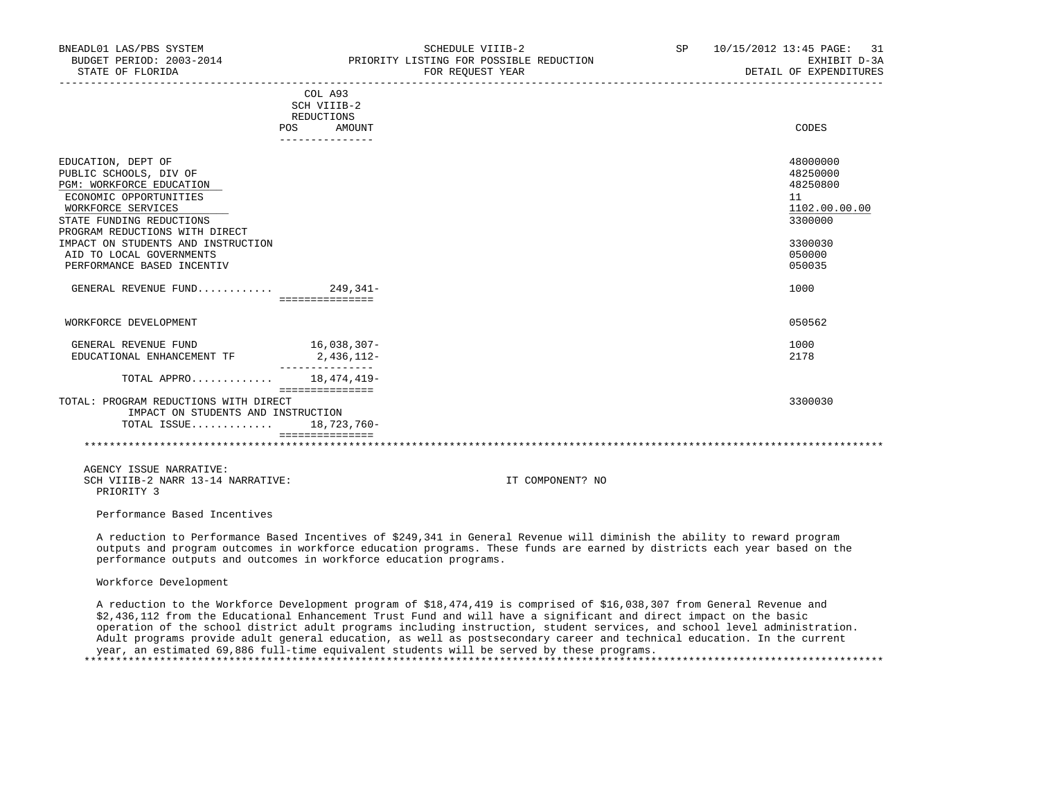BNEADL01 LAS/PBS SYSTEM | SCHEDULE VIIIB-2 | SP 10/15/2012 13:45

BUDGET PERIOD: 2003-2014 | PRIORITY LISTING FOR POSSIBLE REDUCTION | EXHIBIT D-3A

STATE OF FLORIDA | FOR REQUEST YEAR | DETAIL OF EXPENDITURES

| | COL A93 SCH VIIIB-2 REDUCTIONS POS | AMOUNT | CODES |
|---|---|---|---|
| EDUCATION, DEPT OF | | | 48000000 |
| PUBLIC SCHOOLS, DIV OF | | | 48250000 |
| PGM: WORKFORCE EDUCATION | | | 48250800 |
| ECONOMIC OPPORTUNITIES | | | 11 |
| WORKFORCE SERVICES | | | 1102.00.00.00 |
| STATE FUNDING REDUCTIONS | | | 3300000 |
| PROGRAM REDUCTIONS WITH DIRECT IMPACT ON STUDENTS AND INSTRUCTION | | | 3300030 |
| AID TO LOCAL GOVERNMENTS | | | 050000 |
| PERFORMANCE BASED INCENTIV | | | 050035 |
| GENERAL REVENUE FUND............ | | 249,341- | 1000 |
| WORKFORCE DEVELOPMENT | | | 050562 |
| GENERAL REVENUE FUND | | 16,038,307- | 1000 |
| EDUCATIONAL ENHANCEMENT TF | | 2,436,112- | 2178 |
| TOTAL APPRO............ | | 18,474,419- | |
| TOTAL: PROGRAM REDUCTIONS WITH DIRECT IMPACT ON STUDENTS AND INSTRUCTION | | | 3300030 |
| TOTAL ISSUE............ | | 18,723,760- | |

AGENCY ISSUE NARRATIVE:
SCH VIIIB-2 NARR 13-14 NARRATIVE: IT COMPONENT? NO
PRIORITY 3

Performance Based Incentives

A reduction to Performance Based Incentives of $249,341 in General Revenue will diminish the ability to reward program outputs and program outcomes in workforce education programs. These funds are earned by districts each year based on the performance outputs and outcomes in workforce education programs.

Workforce Development

A reduction to the Workforce Development program of $18,474,419 is comprised of $16,038,307 from General Revenue and $2,436,112 from the Educational Enhancement Trust Fund and will have a significant and direct impact on the basic operation of the school district adult programs including instruction, student services, and school level administration. Adult programs provide adult general education, as well as postsecondary career and technical education. In the current year, an estimated 69,886 full-time equivalent students will be served by these programs.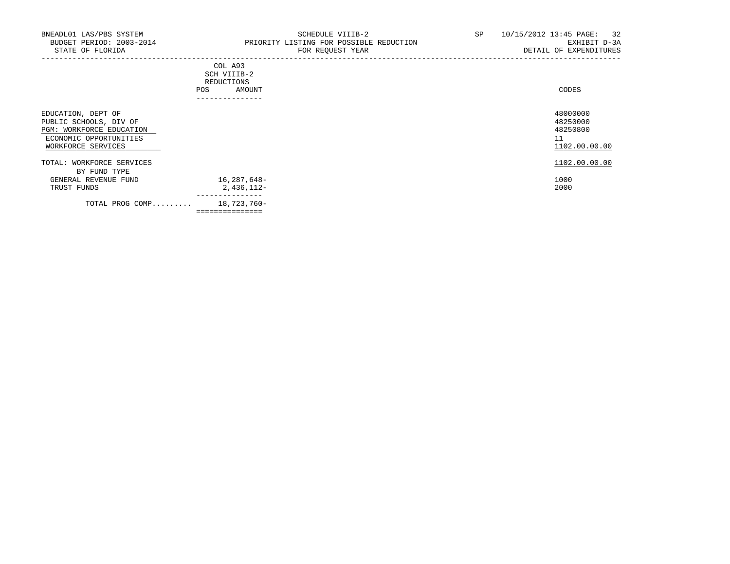BNEADL01 LAS/PBS SYSTEM
BUDGET PERIOD: 2003-2014
STATE OF FLORIDA

SCHEDULE VIIIB-2
PRIORITY LISTING FOR POSSIBLE REDUCTION
FOR REQUEST YEAR

SP 10/15/2012 13:45 PAGE: 32
EXHIBIT D-3A
DETAIL OF EXPENDITURES

| | COL A93 SCH VIIIB-2 REDUCTIONS POS | AMOUNT | CODES |
|---|---|---|---|
| EDUCATION, DEPT OF | | | 48000000 |
| PUBLIC SCHOOLS, DIV OF | | | 48250000 |
| PGM: WORKFORCE EDUCATION | | | 48250800 |
| ECONOMIC OPPORTUNITIES | | | 11 |
| WORKFORCE SERVICES | | | 1102.00.00.00 |
| TOTAL: WORKFORCE SERVICES | | | 1102.00.00.00 |
| BY FUND TYPE | | | |
| GENERAL REVENUE FUND | | 16,287,648- | 1000 |
| TRUST FUNDS | | 2,436,112- | 2000 |
| TOTAL PROG COMP......... | | 18,723,760- | |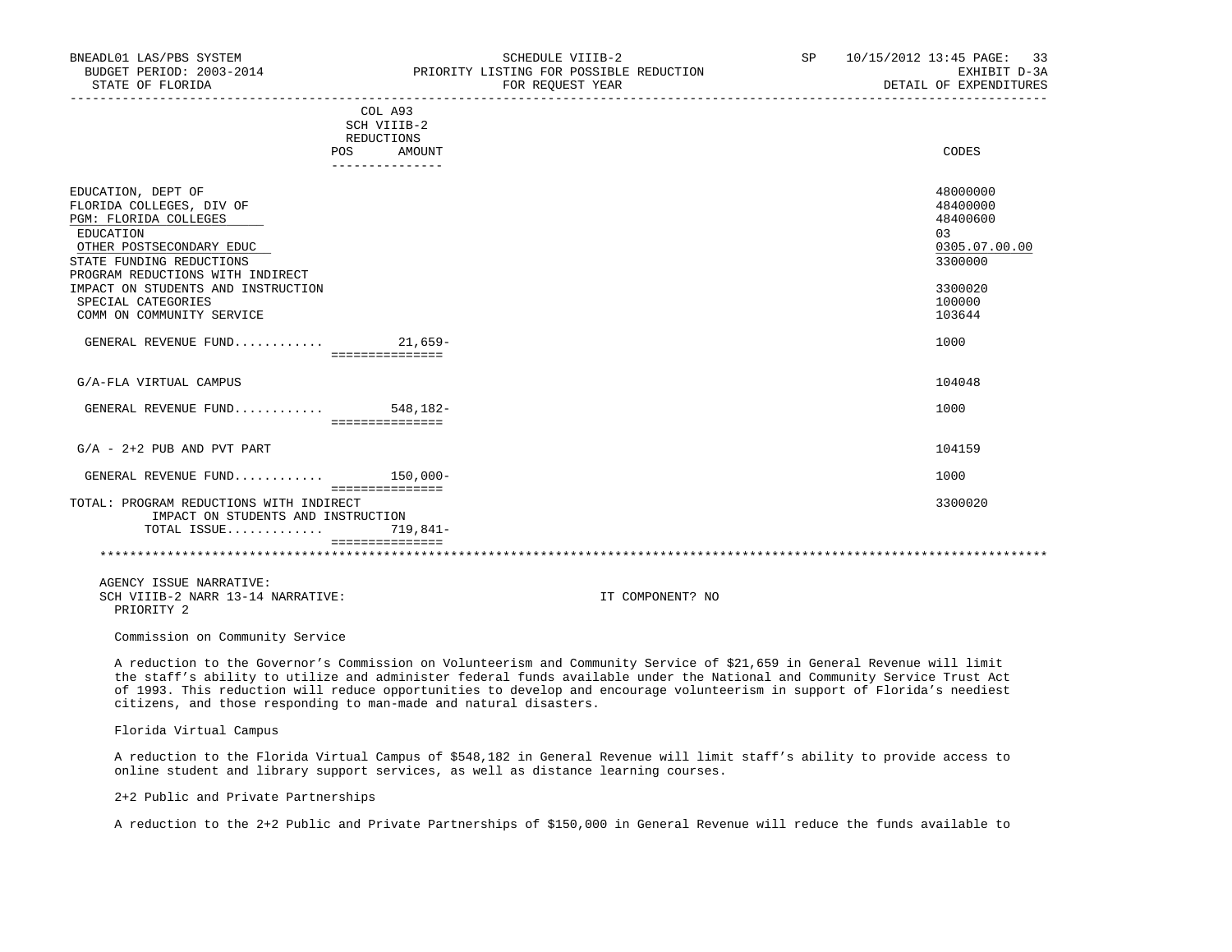BNEADL01 LAS/PBS SYSTEM — SCHEDULE VIIIB-2 — SP 10/15/2012 13:45

BUDGET PERIOD: 2003-2014 — PRIORITY LISTING FOR POSSIBLE REDUCTION — EXHIBIT D-3A

STATE OF FLORIDA — FOR REQUEST YEAR — DETAIL OF EXPENDITURES

| | COL A93 SCH VIIIB-2 REDUCTIONS POS | AMOUNT | CODES |
|---|---|---|---|
| EDUCATION, DEPT OF | | | 48000000 |
| FLORIDA COLLEGES, DIV OF | | | 48400000 |
| PGM: FLORIDA COLLEGES | | | 48400600 |
| EDUCATION | | | 03 |
| OTHER POSTSECONDARY EDUC | | | 0305.07.00.00 |
| STATE FUNDING REDUCTIONS | | | 3300000 |
| PROGRAM REDUCTIONS WITH INDIRECT IMPACT ON STUDENTS AND INSTRUCTION | | | 3300020 |
| SPECIAL CATEGORIES | | | 100000 |
| COMM ON COMMUNITY SERVICE | | | 103644 |
| GENERAL REVENUE FUND | | 21,659- | 1000 |
| G/A-FLA VIRTUAL CAMPUS | | | 104048 |
| GENERAL REVENUE FUND | | 548,182- | 1000 |
| G/A - 2+2 PUB AND PVT PART | | | 104159 |
| GENERAL REVENUE FUND | | 150,000- | 1000 |
| TOTAL: PROGRAM REDUCTIONS WITH INDIRECT IMPACT ON STUDENTS AND INSTRUCTION | | | 3300020 |
| TOTAL ISSUE | | 719,841- | |

AGENCY ISSUE NARRATIVE:

SCH VIIIB-2 NARR 13-14 NARRATIVE: IT COMPONENT? NO

PRIORITY 2

Commission on Community Service

A reduction to the Governor's Commission on Volunteerism and Community Service of $21,659 in General Revenue will limit the staff's ability to utilize and administer federal funds available under the National and Community Service Trust Act of 1993. This reduction will reduce opportunities to develop and encourage volunteerism in support of Florida's neediest citizens, and those responding to man-made and natural disasters.

Florida Virtual Campus

A reduction to the Florida Virtual Campus of $548,182 in General Revenue will limit staff's ability to provide access to online student and library support services, as well as distance learning courses.

2+2 Public and Private Partnerships

A reduction to the 2+2 Public and Private Partnerships of $150,000 in General Revenue will reduce the funds available to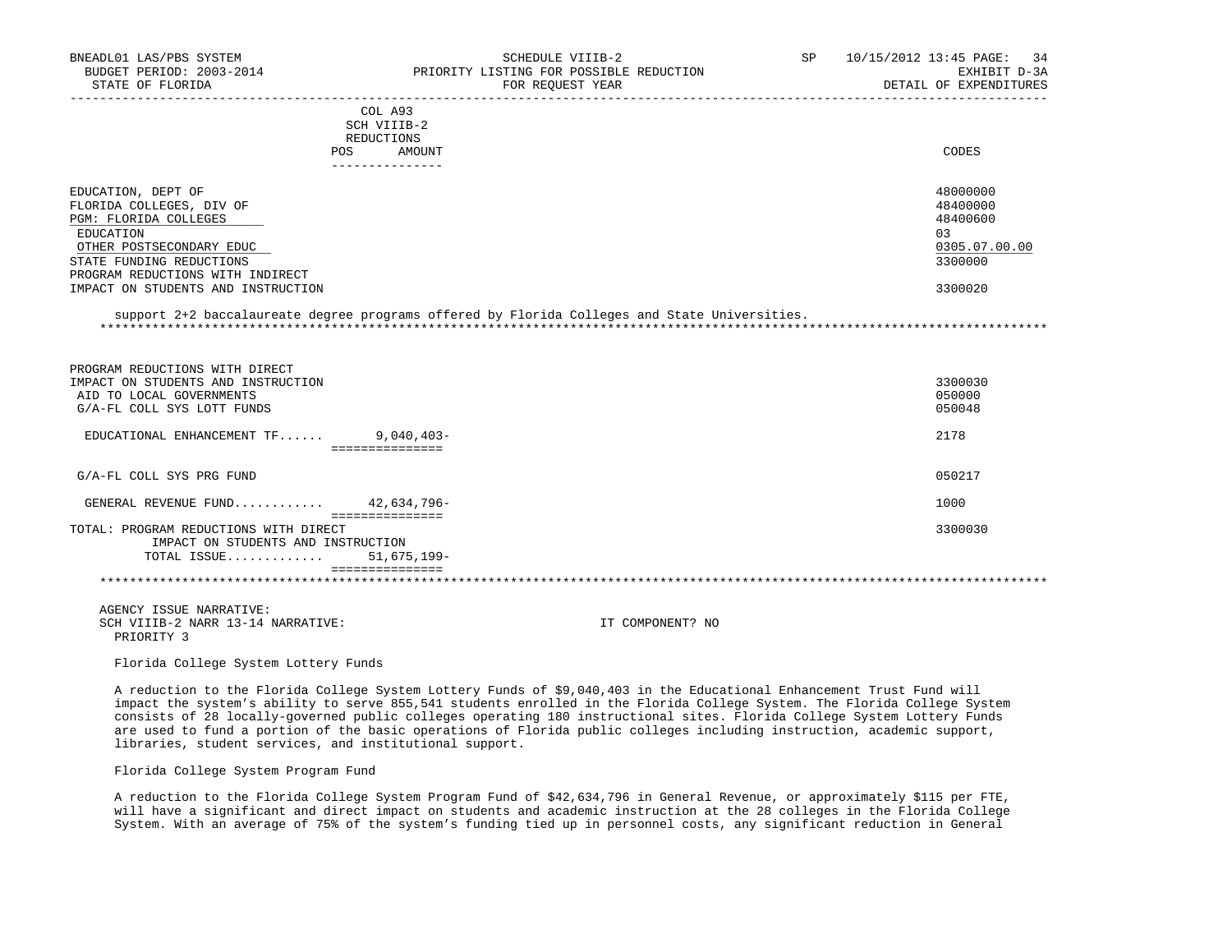| | COL A93 SCH VIIIB-2 REDUCTIONS | | |
|---|---|---|---|
| | POS | AMOUNT | CODES |
| EDUCATION, DEPT OF | | | 48000000 |
| FLORIDA COLLEGES, DIV OF | | | 48400000 |
| PGM: FLORIDA COLLEGES | | | 48400600 |
| EDUCATION | | | 03 |
| OTHER POSTSECONDARY EDUC | | | 0305.07.00.00 |
| STATE FUNDING REDUCTIONS | | | 3300000 |
| PROGRAM REDUCTIONS WITH INDIRECT IMPACT ON STUDENTS AND INSTRUCTION | | | 3300020 |

support 2+2 baccalaureate degree programs offered by Florida Colleges and State Universities.

| | POS | AMOUNT | CODES |
|---|---|---|---|
| PROGRAM REDUCTIONS WITH DIRECT IMPACT ON STUDENTS AND INSTRUCTION | | | 3300030 |
| AID TO LOCAL GOVERNMENTS | | | 050000 |
| G/A-FL COLL SYS LOTT FUNDS | | | 050048 |
| EDUCATIONAL ENHANCEMENT TF...... | | 9,040,403- | 2178 |
| G/A-FL COLL SYS PRG FUND | | | 050217 |
| GENERAL REVENUE FUND........... | | 42,634,796- | 1000 |
| TOTAL: PROGRAM REDUCTIONS WITH DIRECT IMPACT ON STUDENTS AND INSTRUCTION | | | 3300030 |
| TOTAL ISSUE............ | | 51,675,199- | |

AGENCY ISSUE NARRATIVE:
SCH VIIIB-2 NARR 13-14 NARRATIVE: IT COMPONENT? NO
PRIORITY 3

Florida College System Lottery Funds

A reduction to the Florida College System Lottery Funds of $9,040,403 in the Educational Enhancement Trust Fund will impact the system's ability to serve 855,541 students enrolled in the Florida College System. The Florida College System consists of 28 locally-governed public colleges operating 180 instructional sites. Florida College System Lottery Funds are used to fund a portion of the basic operations of Florida public colleges including instruction, academic support, libraries, student services, and institutional support.

Florida College System Program Fund

A reduction to the Florida College System Program Fund of $42,634,796 in General Revenue, or approximately $115 per FTE, will have a significant and direct impact on students and academic instruction at the 28 colleges in the Florida College System. With an average of 75% of the system's funding tied up in personnel costs, any significant reduction in General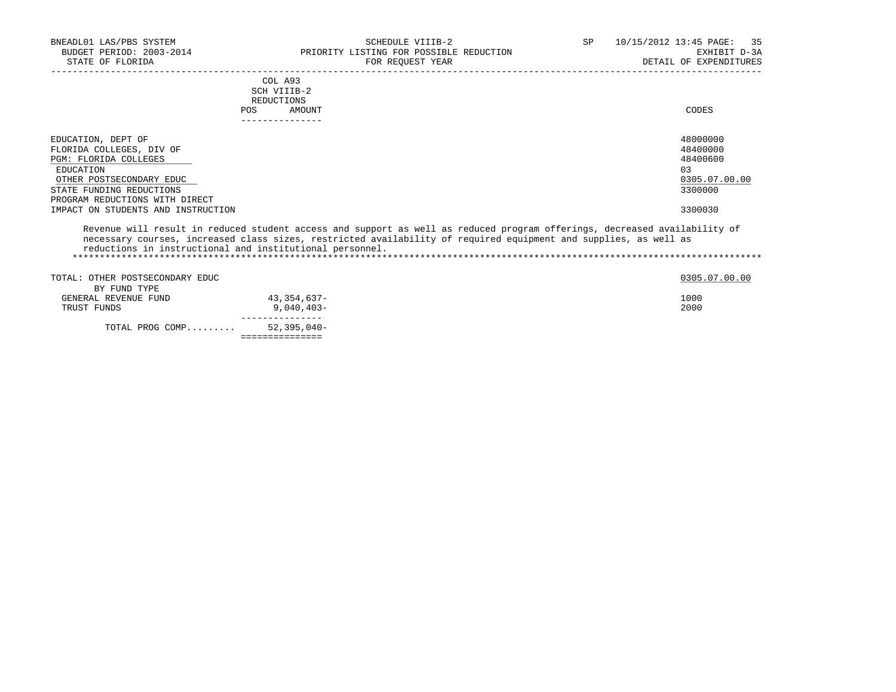BNEADL01 LAS/PBS SYSTEM | SCHEDULE VIIIB-2 | SP 10/15/2012 13:45
BUDGET PERIOD: 2003-2014 | PRIORITY LISTING FOR POSSIBLE REDUCTION | EXHIBIT D-3A
STATE OF FLORIDA | FOR REQUEST YEAR | DETAIL OF EXPENDITURES

| | COL A93 SCH VIIIB-2 REDUCTIONS | | |
|---|---|---|---|
| | POS | AMOUNT | CODES |
| EDUCATION, DEPT OF | | | 48000000 |
| FLORIDA COLLEGES, DIV OF | | | 48400000 |
| PGM: FLORIDA COLLEGES | | | 48400600 |
| EDUCATION | | | 03 |
| OTHER POSTSECONDARY EDUC | | | 0305.07.00.00 |
| STATE FUNDING REDUCTIONS | | | 3300000 |
| PROGRAM REDUCTIONS WITH DIRECT IMPACT ON STUDENTS AND INSTRUCTION | | | 3300030 |

Revenue will result in reduced student access and support as well as reduced program offerings, decreased availability of necessary courses, increased class sizes, restricted availability of required equipment and supplies, as well as reductions in instructional and institutional personnel.

*****************************************************************************************************************************

| | POS | AMOUNT | CODES |
|---|---|---|---|
| TOTAL: OTHER POSTSECONDARY EDUC | | | 0305.07.00.00 |
| BY FUND TYPE | | | |
| GENERAL REVENUE FUND | | 43,354,637- | 1000 |
| TRUST FUNDS | | 9,040,403- | 2000 |
| TOTAL PROG COMP......... | | 52,395,040- | |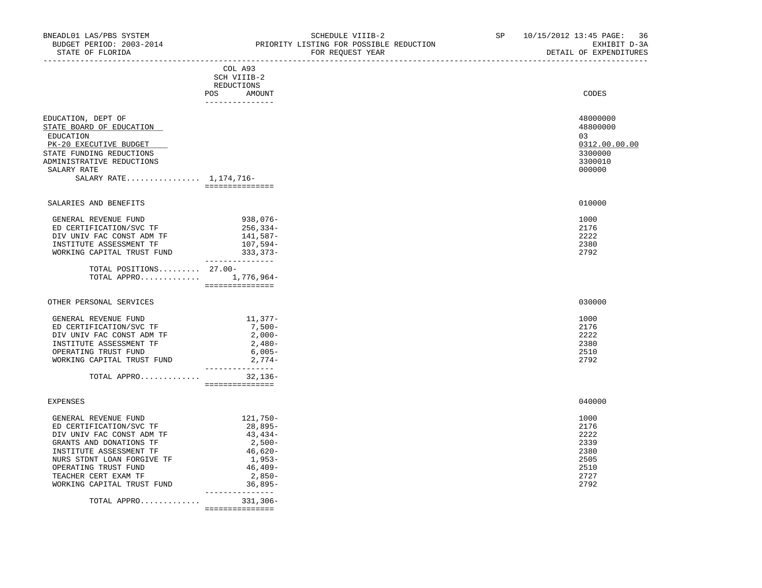BNEADL01 LAS/PBS SYSTEM — SCHEDULE VIIIB-2 — SP 10/15/2012 13:45 PAGE: 36
BUDGET PERIOD: 2003-2014 — PRIORITY LISTING FOR POSSIBLE REDUCTION — EXHIBIT D-3A
STATE OF FLORIDA — FOR REQUEST YEAR — DETAIL OF EXPENDITURES

| | COL A93 SCH VIIIB-2 REDUCTIONS POS | AMOUNT | CODES |
|---|---|---|---|
| EDUCATION, DEPT OF | | | 48000000 |
| STATE BOARD OF EDUCATION | | | 48800000 |
| EDUCATION | | | 03 |
| PK-20 EXECUTIVE BUDGET | | | 0312.00.00.00 |
| STATE FUNDING REDUCTIONS | | | 3300000 |
| ADMINISTRATIVE REDUCTIONS | | | 3300010 |
| SALARY RATE | | | 000000 |
| SALARY RATE................ | 1,174,716- | | |
| SALARIES AND BENEFITS | | | 010000 |
| GENERAL REVENUE FUND | | 938,076- | 1000 |
| ED CERTIFICATION/SVC TF | | 256,334- | 2176 |
| DIV UNIV FAC CONST ADM TF | | 141,587- | 2222 |
| INSTITUTE ASSESSMENT TF | | 107,594- | 2380 |
| WORKING CAPITAL TRUST FUND | | 333,373- | 2792 |
| TOTAL POSITIONS......... | 27.00- | | |
| TOTAL APPRO............. | | 1,776,964- | |
| OTHER PERSONAL SERVICES | | | 030000 |
| GENERAL REVENUE FUND | | 11,377- | 1000 |
| ED CERTIFICATION/SVC TF | | 7,500- | 2176 |
| DIV UNIV FAC CONST ADM TF | | 2,000- | 2222 |
| INSTITUTE ASSESSMENT TF | | 2,480- | 2380 |
| OPERATING TRUST FUND | | 6,005- | 2510 |
| WORKING CAPITAL TRUST FUND | | 2,774- | 2792 |
| TOTAL APPRO............. | | 32,136- | |
| EXPENSES | | | 040000 |
| GENERAL REVENUE FUND | | 121,750- | 1000 |
| ED CERTIFICATION/SVC TF | | 28,895- | 2176 |
| DIV UNIV FAC CONST ADM TF | | 43,434- | 2222 |
| GRANTS AND DONATIONS TF | | 2,500- | 2339 |
| INSTITUTE ASSESSMENT TF | | 46,620- | 2380 |
| NURS STDNT LOAN FORGIVE TF | | 1,953- | 2505 |
| OPERATING TRUST FUND | | 46,409- | 2510 |
| TEACHER CERT EXAM TF | | 2,850- | 2727 |
| WORKING CAPITAL TRUST FUND | | 36,895- | 2792 |
| TOTAL APPRO............. | | 331,306- | |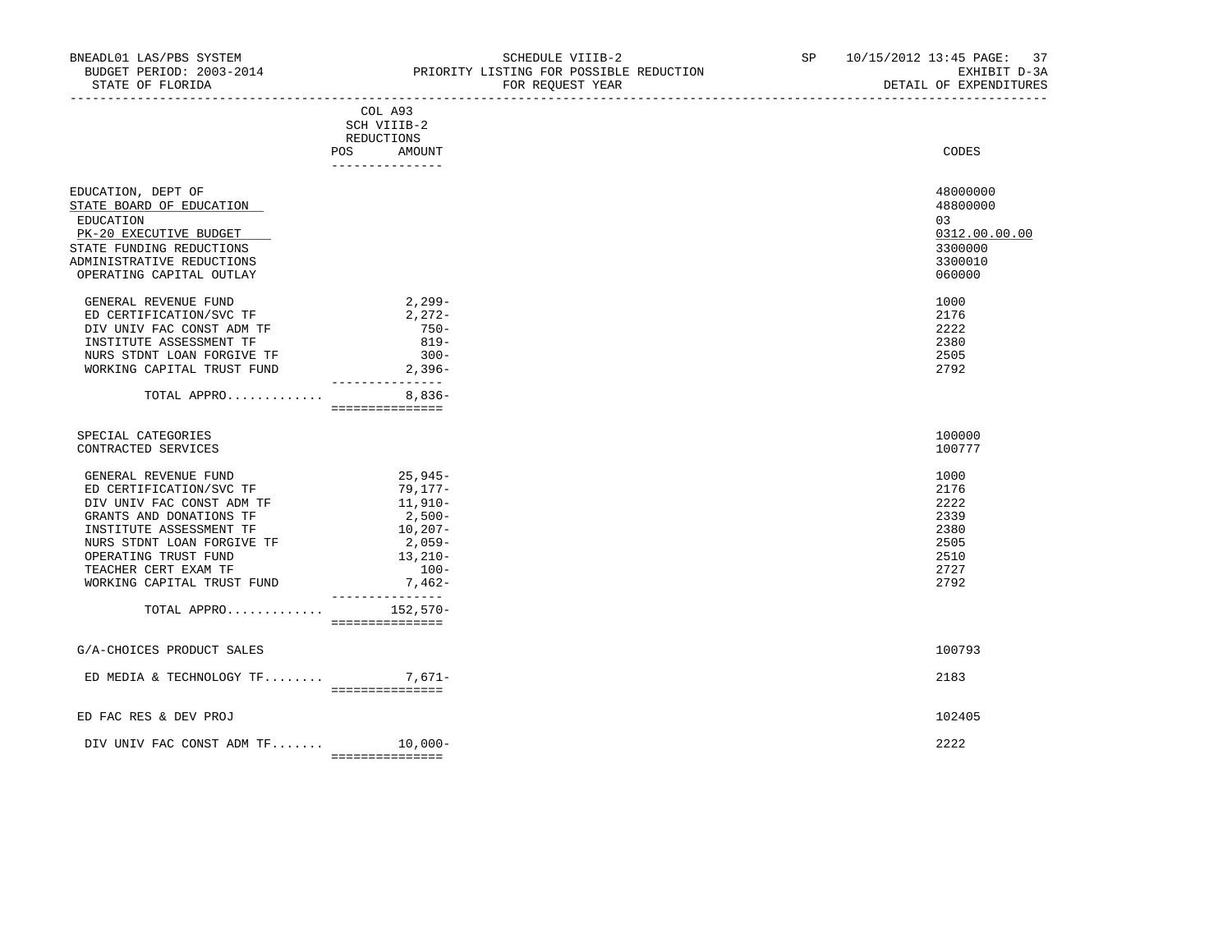BNEADL01 LAS/PBS SYSTEM — SCHEDULE VIIIB-2 — SP 10/15/2012 13:45

BUDGET PERIOD: 2003-2014 — PRIORITY LISTING FOR POSSIBLE REDUCTION — EXHIBIT D-3A

STATE OF FLORIDA — FOR REQUEST YEAR — DETAIL OF EXPENDITURES

| | COL A93 SCH VIIIB-2 REDUCTIONS POS | AMOUNT | CODES |
|---|---|---|---|
| EDUCATION, DEPT OF | | | 48000000 |
| STATE BOARD OF EDUCATION | | | 48800000 |
| EDUCATION | | | 03 |
| PK-20 EXECUTIVE BUDGET | | | 0312.00.00.00 |
| STATE FUNDING REDUCTIONS | | | 3300000 |
| ADMINISTRATIVE REDUCTIONS | | | 3300010 |
| OPERATING CAPITAL OUTLAY | | | 060000 |
| GENERAL REVENUE FUND | | 2,299- | 1000 |
| ED CERTIFICATION/SVC TF | | 2,272- | 2176 |
| DIV UNIV FAC CONST ADM TF | | 750- | 2222 |
| INSTITUTE ASSESSMENT TF | | 819- | 2380 |
| NURS STDNT LOAN FORGIVE TF | | 300- | 2505 |
| WORKING CAPITAL TRUST FUND | | 2,396- | 2792 |
| TOTAL APPRO............. | | 8,836- | |
| SPECIAL CATEGORIES | | | 100000 |
| CONTRACTED SERVICES | | | 100777 |
| GENERAL REVENUE FUND | | 25,945- | 1000 |
| ED CERTIFICATION/SVC TF | | 79,177- | 2176 |
| DIV UNIV FAC CONST ADM TF | | 11,910- | 2222 |
| GRANTS AND DONATIONS TF | | 2,500- | 2339 |
| INSTITUTE ASSESSMENT TF | | 10,207- | 2380 |
| NURS STDNT LOAN FORGIVE TF | | 2,059- | 2505 |
| OPERATING TRUST FUND | | 13,210- | 2510 |
| TEACHER CERT EXAM TF | | 100- | 2727 |
| WORKING CAPITAL TRUST FUND | | 7,462- | 2792 |
| TOTAL APPRO............. | | 152,570- | |
| G/A-CHOICES PRODUCT SALES | | | 100793 |
| ED MEDIA & TECHNOLOGY TF........ | | 7,671- | 2183 |
| ED FAC RES & DEV PROJ | | | 102405 |
| DIV UNIV FAC CONST ADM TF....... | | 10,000- | 2222 |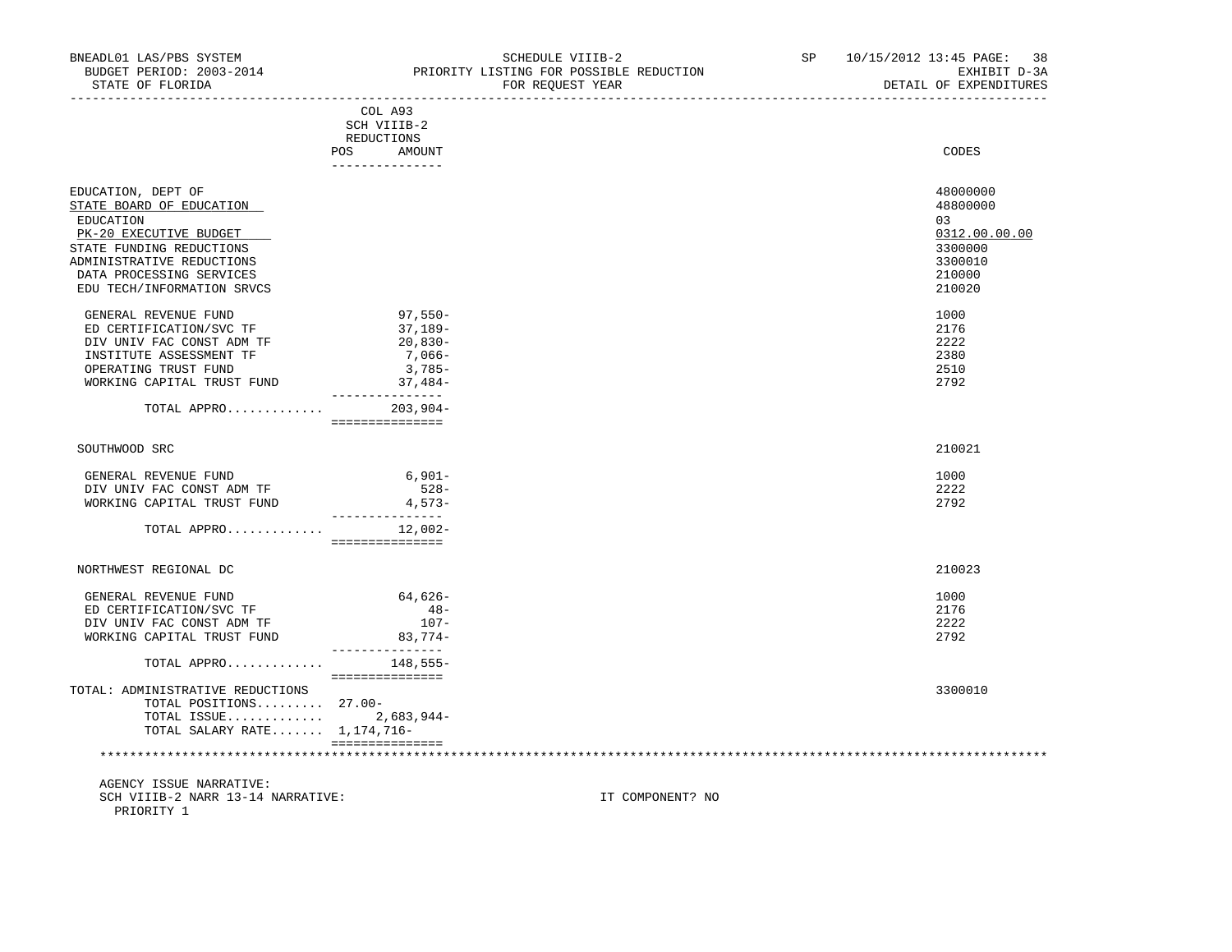BNEADL01 LAS/PBS SYSTEM
BUDGET PERIOD: 2003-2014
STATE OF FLORIDA

SCHEDULE VIIIB-2
PRIORITY LISTING FOR POSSIBLE REDUCTION
FOR REQUEST YEAR

SP 10/15/2012 13:45
EXHIBIT D-3A
DETAIL OF EXPENDITURES

| | COL A93 SCH VIIIB-2 REDUCTIONS POS | AMOUNT | CODES |
|---|---|---|---|
| EDUCATION, DEPT OF | | | 48000000 |
| STATE BOARD OF EDUCATION | | | 48800000 |
| EDUCATION | | | 03 |
| PK-20 EXECUTIVE BUDGET | | | 0312.00.00.00 |
| STATE FUNDING REDUCTIONS | | | 3300000 |
| ADMINISTRATIVE REDUCTIONS | | | 3300010 |
| DATA PROCESSING SERVICES | | | 210000 |
| EDU TECH/INFORMATION SRVCS | | | 210020 |
| GENERAL REVENUE FUND | | 97,550- | 1000 |
| ED CERTIFICATION/SVC TF | | 37,189- | 2176 |
| DIV UNIV FAC CONST ADM TF | | 20,830- | 2222 |
| INSTITUTE ASSESSMENT TF | | 7,066- | 2380 |
| OPERATING TRUST FUND | | 3,785- | 2510 |
| WORKING CAPITAL TRUST FUND | | 37,484- | 2792 |
| TOTAL APPRO............. | | 203,904- | |
| SOUTHWOOD SRC | | | 210021 |
| GENERAL REVENUE FUND | | 6,901- | 1000 |
| DIV UNIV FAC CONST ADM TF | | 528- | 2222 |
| WORKING CAPITAL TRUST FUND | | 4,573- | 2792 |
| TOTAL APPRO............. | | 12,002- | |
| NORTHWEST REGIONAL DC | | | 210023 |
| GENERAL REVENUE FUND | | 64,626- | 1000 |
| ED CERTIFICATION/SVC TF | | 48- | 2176 |
| DIV UNIV FAC CONST ADM TF | | 107- | 2222 |
| WORKING CAPITAL TRUST FUND | | 83,774- | 2792 |
| TOTAL APPRO............. | | 148,555- | |
| TOTAL: ADMINISTRATIVE REDUCTIONS | | | 3300010 |
| TOTAL POSITIONS......... | 27.00- | | |
| TOTAL ISSUE............. | | 2,683,944- | |
| TOTAL SALARY RATE....... | | 1,174,716- | |

AGENCY ISSUE NARRATIVE:
SCH VIIIB-2 NARR 13-14 NARRATIVE: IT COMPONENT? NO
PRIORITY 1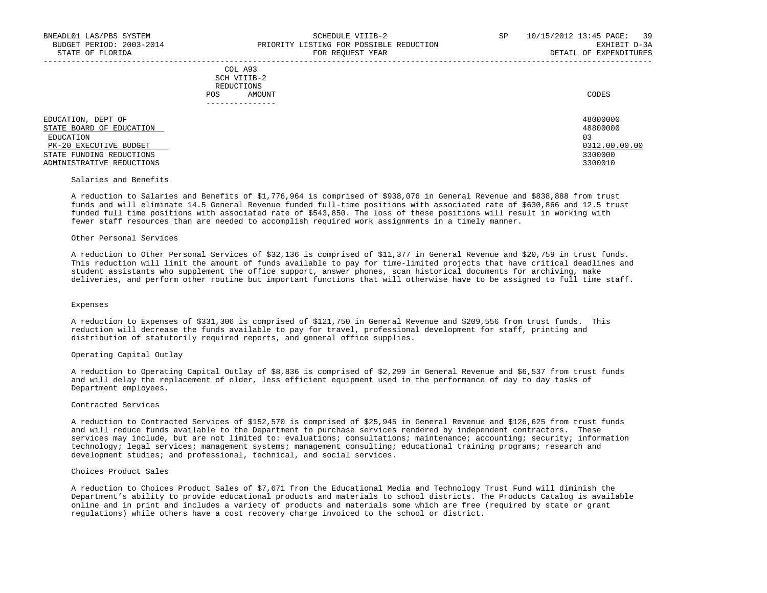COL A93
SCH VIIIB-2
REDUCTIONS

| | POS | AMOUNT | CODES |
|---|---|---|---|
| EDUCATION, DEPT OF | | | 48000000 |
| STATE BOARD OF EDUCATION | | | 48800000 |
| EDUCATION | | | 03 |
| PK-20 EXECUTIVE BUDGET | | | 0312.00.00.00 |
| STATE FUNDING REDUCTIONS | | | 3300000 |
| ADMINISTRATIVE REDUCTIONS | | | 3300010 |

Salaries and Benefits

A reduction to Salaries and Benefits of $1,776,964 is comprised of $938,076 in General Revenue and $838,888 from trust funds and will eliminate 14.5 General Revenue funded full-time positions with associated rate of $630,866 and 12.5 trust funded full time positions with associated rate of $543,850. The loss of these positions will result in working with fewer staff resources than are needed to accomplish required work assignments in a timely manner.

Other Personal Services

A reduction to Other Personal Services of $32,136 is comprised of $11,377 in General Revenue and $20,759 in trust funds. This reduction will limit the amount of funds available to pay for time-limited projects that have critical deadlines and student assistants who supplement the office support, answer phones, scan historical documents for archiving, make deliveries, and perform other routine but important functions that will otherwise have to be assigned to full time staff.

Expenses

A reduction to Expenses of $331,306 is comprised of $121,750 in General Revenue and $209,556 from trust funds. This reduction will decrease the funds available to pay for travel, professional development for staff, printing and distribution of statutorily required reports, and general office supplies.

Operating Capital Outlay

A reduction to Operating Capital Outlay of $8,836 is comprised of $2,299 in General Revenue and $6,537 from trust funds and will delay the replacement of older, less efficient equipment used in the performance of day to day tasks of Department employees.

Contracted Services

A reduction to Contracted Services of $152,570 is comprised of $25,945 in General Revenue and $126,625 from trust funds and will reduce funds available to the Department to purchase services rendered by independent contractors. These services may include, but are not limited to: evaluations; consultations; maintenance; accounting; security; information technology; legal services; management systems; management consulting; educational training programs; research and development studies; and professional, technical, and social services.

Choices Product Sales

A reduction to Choices Product Sales of $7,671 from the Educational Media and Technology Trust Fund will diminish the Department's ability to provide educational products and materials to school districts. The Products Catalog is available online and in print and includes a variety of products and materials some which are free (required by state or grant regulations) while others have a cost recovery charge invoiced to the school or district.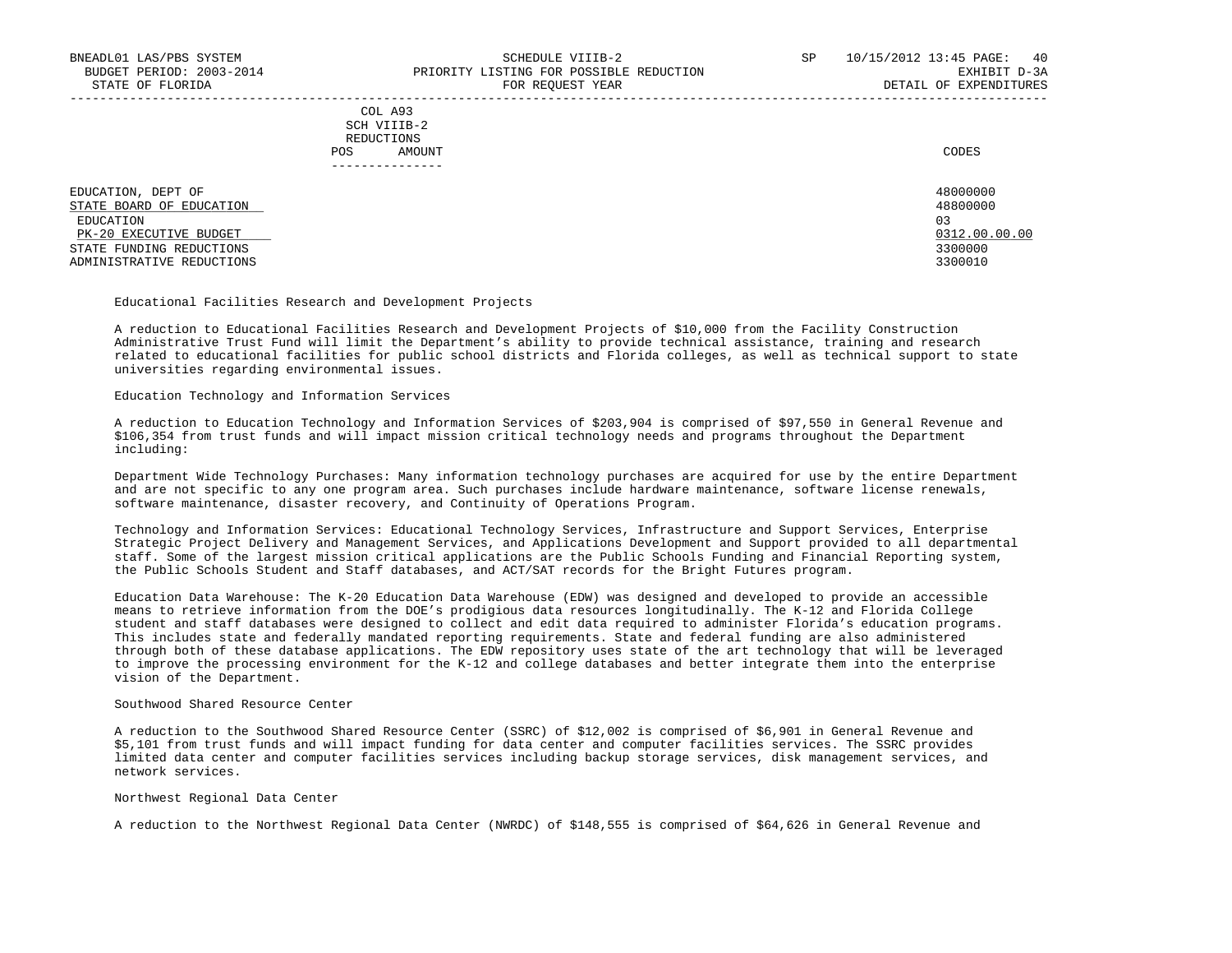| | COL A93 SCH VIIIB-2 REDUCTIONS | | |
|---|---|---|---|
| | POS | AMOUNT | CODES |
| EDUCATION, DEPT OF | | | 48000000 |
| STATE BOARD OF EDUCATION | | | 48800000 |
| EDUCATION | | | 03 |
| PK-20 EXECUTIVE BUDGET | | | 0312.00.00.00 |
| STATE FUNDING REDUCTIONS | | | 3300000 |
| ADMINISTRATIVE REDUCTIONS | | | 3300010 |

Educational Facilities Research and Development Projects

A reduction to Educational Facilities Research and Development Projects of $10,000 from the Facility Construction Administrative Trust Fund will limit the Department's ability to provide technical assistance, training and research related to educational facilities for public school districts and Florida colleges, as well as technical support to state universities regarding environmental issues.

Education Technology and Information Services

A reduction to Education Technology and Information Services of $203,904 is comprised of $97,550 in General Revenue and $106,354 from trust funds and will impact mission critical technology needs and programs throughout the Department including:

Department Wide Technology Purchases: Many information technology purchases are acquired for use by the entire Department and are not specific to any one program area. Such purchases include hardware maintenance, software license renewals, software maintenance, disaster recovery, and Continuity of Operations Program.

Technology and Information Services: Educational Technology Services, Infrastructure and Support Services, Enterprise Strategic Project Delivery and Management Services, and Applications Development and Support provided to all departmental staff. Some of the largest mission critical applications are the Public Schools Funding and Financial Reporting system, the Public Schools Student and Staff databases, and ACT/SAT records for the Bright Futures program.

Education Data Warehouse: The K-20 Education Data Warehouse (EDW) was designed and developed to provide an accessible means to retrieve information from the DOE's prodigious data resources longitudinally. The K-12 and Florida College student and staff databases were designed to collect and edit data required to administer Florida's education programs. This includes state and federally mandated reporting requirements. State and federal funding are also administered through both of these database applications. The EDW repository uses state of the art technology that will be leveraged to improve the processing environment for the K-12 and college databases and better integrate them into the enterprise vision of the Department.

Southwood Shared Resource Center

A reduction to the Southwood Shared Resource Center (SSRC) of $12,002 is comprised of $6,901 in General Revenue and $5,101 from trust funds and will impact funding for data center and computer facilities services. The SSRC provides limited data center and computer facilities services including backup storage services, disk management services, and network services.

Northwest Regional Data Center

A reduction to the Northwest Regional Data Center (NWRDC) of $148,555 is comprised of $64,626 in General Revenue and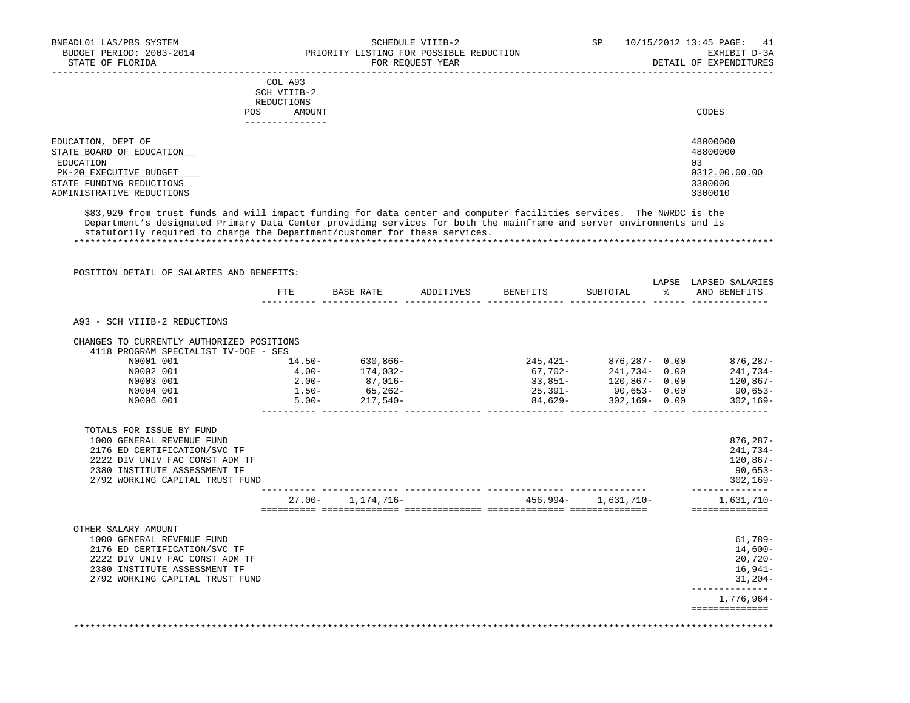| | COL A93 SCH VIIIB-2 REDUCTIONS POS AMOUNT | CODES |
|---|---|---|
| EDUCATION, DEPT OF | | 48000000 |
| STATE BOARD OF EDUCATION | | 48800000 |
| EDUCATION | | 03 |
| PK-20 EXECUTIVE BUDGET | | 0312.00.00.00 |
| STATE FUNDING REDUCTIONS | | 3300000 |
| ADMINISTRATIVE REDUCTIONS | | 3300010 |

$83,929 from trust funds and will impact funding for data center and computer facilities services. The NWRDC is the Department's designated Primary Data Center providing services for both the mainframe and server environments and is statutorily required to charge the Department/customer for these services.

*****************************************************************************************************************

POSITION DETAIL OF SALARIES AND BENEFITS:

| | FTE | BASE RATE | ADDITIVES | BENEFITS | SUBTOTAL | LAPSE % | LAPSED SALARIES AND BENEFITS |
|---|---|---|---|---|---|---|---|
| A93 - SCH VIIIB-2 REDUCTIONS | | | | | | | |
| CHANGES TO CURRENTLY AUTHORIZED POSITIONS | | | | | | | |
| 4118 PROGRAM SPECIALIST IV-DOE - SES | | | | | | | |
| N0001 001 | 14.50- | 630,866- | | 245,421- | 876,287- | 0.00 | 876,287- |
| N0002 001 | 4.00- | 174,032- | | 67,702- | 241,734- | 0.00 | 241,734- |
| N0003 001 | 2.00- | 87,016- | | 33,851- | 120,867- | 0.00 | 120,867- |
| N0004 001 | 1.50- | 65,262- | | 25,391- | 90,653- | 0.00 | 90,653- |
| N0006 001 | 5.00- | 217,540- | | 84,629- | 302,169- | 0.00 | 302,169- |
| TOTALS FOR ISSUE BY FUND | | | | | | | |
| 1000 GENERAL REVENUE FUND | | | | | | | 876,287- |
| 2176 ED CERTIFICATION/SVC TF | | | | | | | 241,734- |
| 2222 DIV UNIV FAC CONST ADM TF | | | | | | | 120,867- |
| 2380 INSTITUTE ASSESSMENT TF | | | | | | | 90,653- |
| 2792 WORKING CAPITAL TRUST FUND | | | | | | | 302,169- |
| | 27.00- | 1,174,716- | | 456,994- | 1,631,710- | | 1,631,710- |
| OTHER SALARY AMOUNT | | | | | | | |
| 1000 GENERAL REVENUE FUND | | | | | | | 61,789- |
| 2176 ED CERTIFICATION/SVC TF | | | | | | | 14,600- |
| 2222 DIV UNIV FAC CONST ADM TF | | | | | | | 20,720- |
| 2380 INSTITUTE ASSESSMENT TF | | | | | | | 16,941- |
| 2792 WORKING CAPITAL TRUST FUND | | | | | | | 31,204- |
| | | | | | | | 1,776,964- |

*****************************************************************************************************************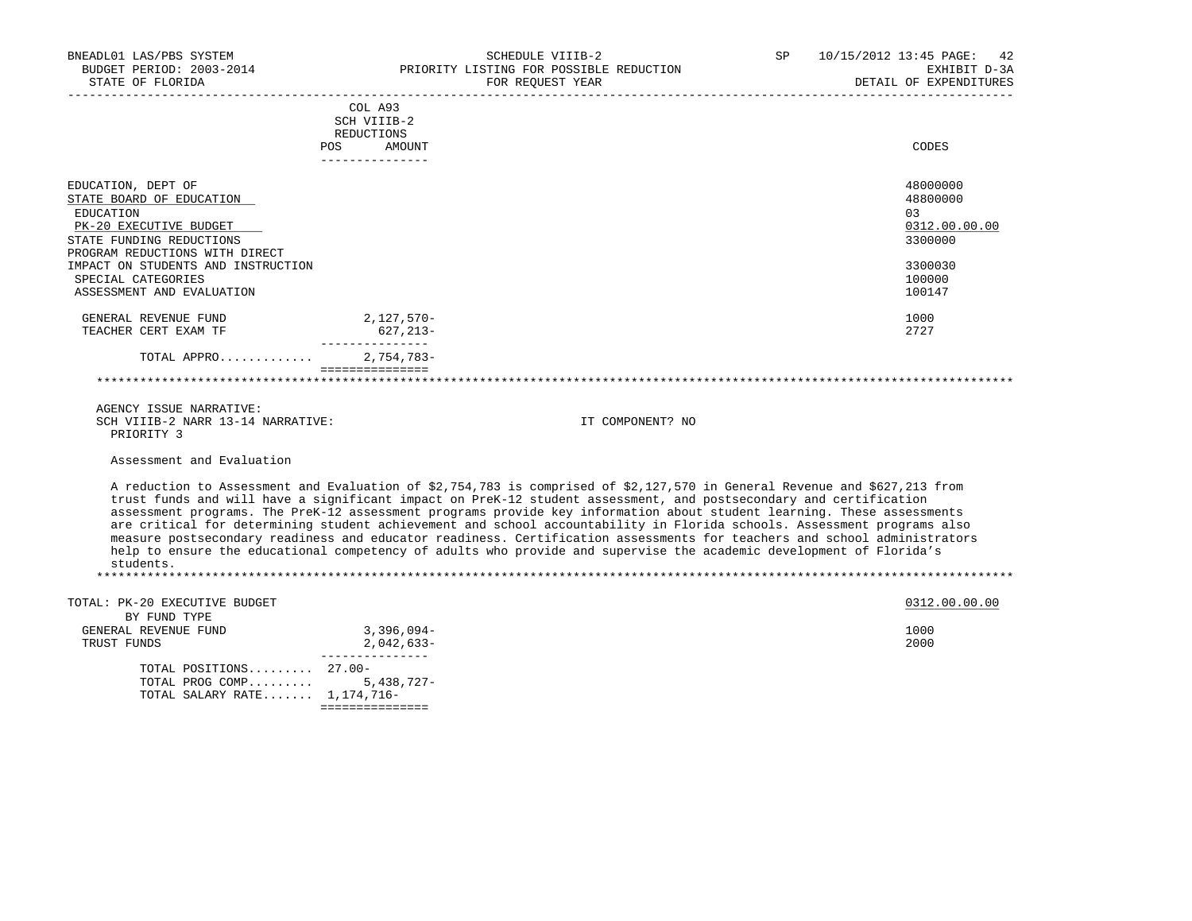BNEADL01 LAS/PBS SYSTEM — SCHEDULE VIIIB-2 — SP 10/15/2012 13:45
BUDGET PERIOD: 2003-2014 — PRIORITY LISTING FOR POSSIBLE REDUCTION — EXHIBIT D-3A
STATE OF FLORIDA — FOR REQUEST YEAR — DETAIL OF EXPENDITURES

| | COL A93 SCH VIIIB-2 REDUCTIONS POS | AMOUNT | CODES |
|---|---|---|---|
| EDUCATION, DEPT OF | | | 48000000 |
| STATE BOARD OF EDUCATION | | | 48800000 |
| EDUCATION | | | 03 |
| PK-20 EXECUTIVE BUDGET | | | 0312.00.00.00 |
| STATE FUNDING REDUCTIONS | | | 3300000 |
| PROGRAM REDUCTIONS WITH DIRECT IMPACT ON STUDENTS AND INSTRUCTION | | | 3300030 |
| SPECIAL CATEGORIES | | | 100000 |
| ASSESSMENT AND EVALUATION | | | 100147 |
| GENERAL REVENUE FUND | | 2,127,570- | 1000 |
| TEACHER CERT EXAM TF | | 627,213- | 2727 |
| TOTAL APPRO............ | | 2,754,783- | |

AGENCY ISSUE NARRATIVE:
SCH VIIIB-2 NARR 13-14 NARRATIVE: IT COMPONENT? NO
PRIORITY 3

Assessment and Evaluation

A reduction to Assessment and Evaluation of $2,754,783 is comprised of $2,127,570 in General Revenue and $627,213 from trust funds and will have a significant impact on PreK-12 student assessment, and postsecondary and certification assessment programs. The PreK-12 assessment programs provide key information about student learning. These assessments are critical for determining student achievement and school accountability in Florida schools. Assessment programs also measure postsecondary readiness and educator readiness. Certification assessments for teachers and school administrators help to ensure the educational competency of adults who provide and supervise the academic development of Florida's students.

| TOTAL: PK-20 EXECUTIVE BUDGET BY FUND TYPE | POS | AMOUNT | 0312.00.00.00 |
|---|---|---|---|
| GENERAL REVENUE FUND | | 3,396,094- | 1000 |
| TRUST FUNDS | | 2,042,633- | 2000 |
| TOTAL POSITIONS......... | 27.00- | | |
| TOTAL PROG COMP......... | | 5,438,727- | |
| TOTAL SALARY RATE....... | 1,174,716- | | |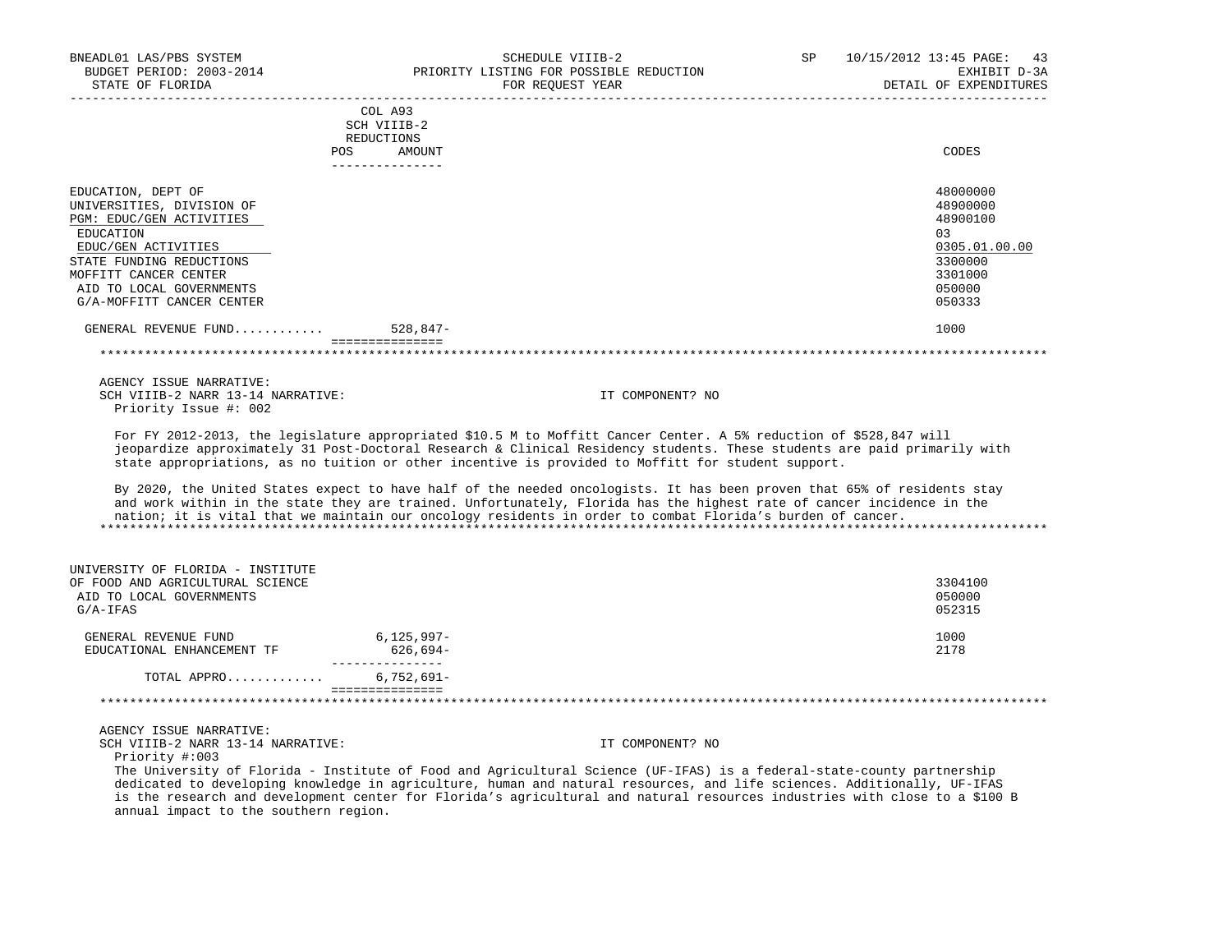BNEADL01 LAS/PBS SYSTEM — SCHEDULE VIIIB-2 — SP 10/15/2012 13:45 PAGE: 43
BUDGET PERIOD: 2003-2014 — PRIORITY LISTING FOR POSSIBLE REDUCTION — EXHIBIT D-3A
STATE OF FLORIDA — FOR REQUEST YEAR — DETAIL OF EXPENDITURES

| | COL A93 SCH VIIIB-2 REDUCTIONS POS | AMOUNT | CODES |
|---|---|---|---|
| EDUCATION, DEPT OF | | | 48000000 |
| UNIVERSITIES, DIVISION OF | | | 48900000 |
| PGM: EDUC/GEN ACTIVITIES | | | 48900100 |
| EDUCATION | | | 03 |
| EDUC/GEN ACTIVITIES | | | 0305.01.00.00 |
| STATE FUNDING REDUCTIONS | | | 3300000 |
| MOFFITT CANCER CENTER | | | 3301000 |
| AID TO LOCAL GOVERNMENTS | | | 050000 |
| G/A-MOFFITT CANCER CENTER | | | 050333 |
| GENERAL REVENUE FUND............ | | 528,847- | 1000 |

AGENCY ISSUE NARRATIVE:
SCH VIIIB-2 NARR 13-14 NARRATIVE: IT COMPONENT? NO
Priority Issue #: 002

For FY 2012-2013, the legislature appropriated $10.5 M to Moffitt Cancer Center. A 5% reduction of $528,847 will jeopardize approximately 31 Post-Doctoral Research & Clinical Residency students. These students are paid primarily with state appropriations, as no tuition or other incentive is provided to Moffitt for student support.

By 2020, the United States expect to have half of the needed oncologists. It has been proven that 65% of residents stay and work within in the state they are trained. Unfortunately, Florida has the highest rate of cancer incidence in the nation; it is vital that we maintain our oncology residents in order to combat Florida's burden of cancer.

| | POS | AMOUNT | CODES |
|---|---|---|---|
| UNIVERSITY OF FLORIDA - INSTITUTE OF FOOD AND AGRICULTURAL SCIENCE | | | 3304100 |
| AID TO LOCAL GOVERNMENTS | | | 050000 |
| G/A-IFAS | | | 052315 |
| GENERAL REVENUE FUND | | 6,125,997- | 1000 |
| EDUCATIONAL ENHANCEMENT TF | | 626,694- | 2178 |
| TOTAL APPRO............ | | 6,752,691- | |

AGENCY ISSUE NARRATIVE:
SCH VIIIB-2 NARR 13-14 NARRATIVE: IT COMPONENT? NO
Priority #:003
The University of Florida - Institute of Food and Agricultural Science (UF-IFAS) is a federal-state-county partnership dedicated to developing knowledge in agriculture, human and natural resources, and life sciences. Additionally, UF-IFAS is the research and development center for Florida's agricultural and natural resources industries with close to a $100 B annual impact to the southern region.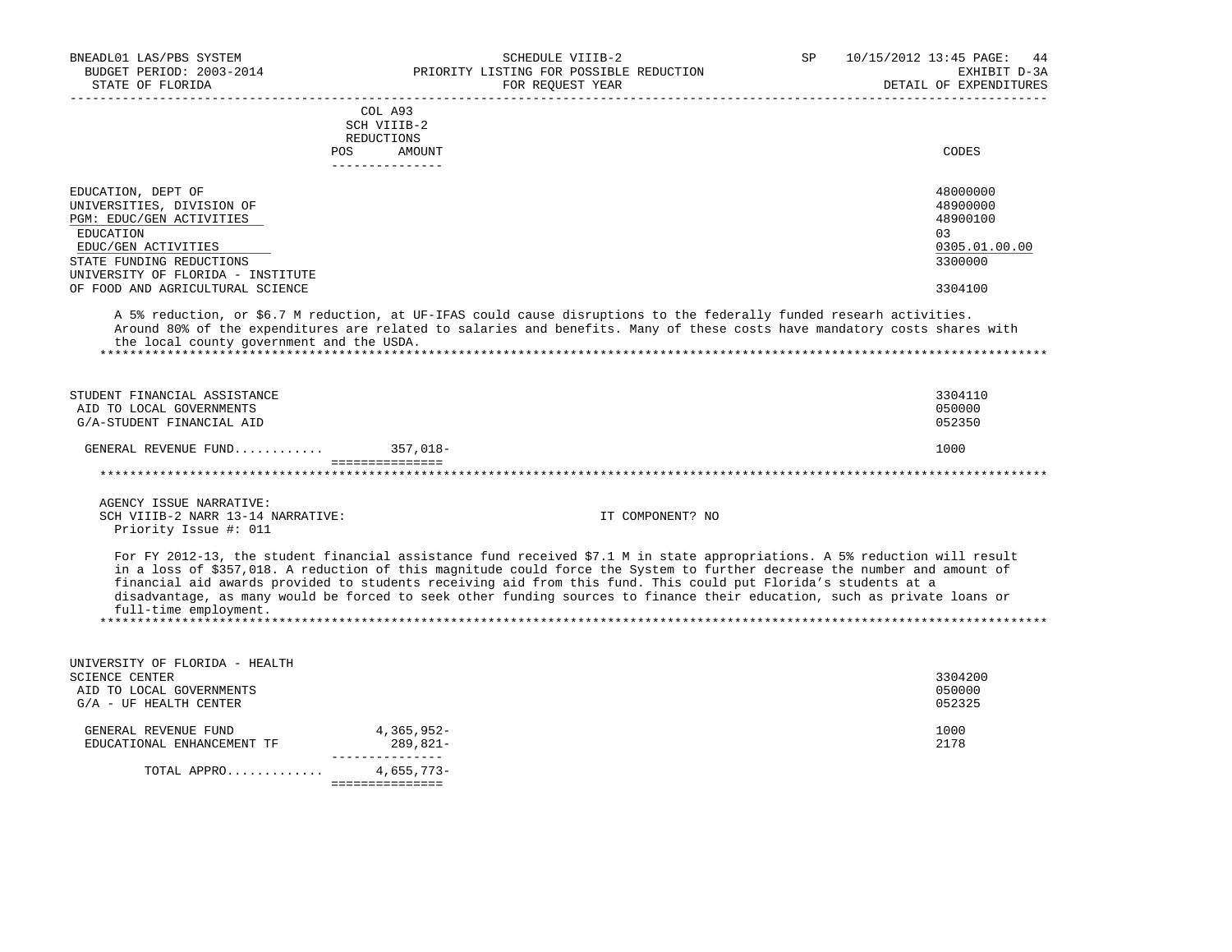BNEADL01 LAS/PBS SYSTEM — SCHEDULE VIIIB-2 — SP 10/15/2012 13:45

BUDGET PERIOD: 2003-2014 — PRIORITY LISTING FOR POSSIBLE REDUCTION — EXHIBIT D-3A

STATE OF FLORIDA — FOR REQUEST YEAR — DETAIL OF EXPENDITURES

| | COL A93 SCH VIIIB-2 REDUCTIONS POS | AMOUNT | CODES |
|---|---|---|---|
| EDUCATION, DEPT OF | | | 48000000 |
| UNIVERSITIES, DIVISION OF | | | 48900000 |
| PGM: EDUC/GEN ACTIVITIES | | | 48900100 |
| EDUCATION | | | 03 |
| EDUC/GEN ACTIVITIES | | | 0305.01.00.00 |
| STATE FUNDING REDUCTIONS | | | 3300000 |
| UNIVERSITY OF FLORIDA - INSTITUTE OF FOOD AND AGRICULTURAL SCIENCE | | | 3304100 |

A 5% reduction, or $6.7 M reduction, at UF-IFAS could cause disruptions to the federally funded researh activities. Around 80% of the expenditures are related to salaries and benefits. Many of these costs have mandatory costs shares with the local county government and the USDA.

*******************************************************************************************************************

| | POS | AMOUNT | CODES |
|---|---|---|---|
| STUDENT FINANCIAL ASSISTANCE | | | 3304110 |
| AID TO LOCAL GOVERNMENTS | | | 050000 |
| G/A-STUDENT FINANCIAL AID | | | 052350 |
| GENERAL REVENUE FUND............ | | 357,018- | 1000 |

*******************************************************************************************************************

AGENCY ISSUE NARRATIVE:

SCH VIIIB-2 NARR 13-14 NARRATIVE: IT COMPONENT? NO

Priority Issue #: 011

For FY 2012-13, the student financial assistance fund received $7.1 M in state appropriations. A 5% reduction will result in a loss of $357,018. A reduction of this magnitude could force the System to further decrease the number and amount of financial aid awards provided to students receiving aid from this fund. This could put Florida's students at a disadvantage, as many would be forced to seek other funding sources to finance their education, such as private loans or full-time employment.

*******************************************************************************************************************

| | POS | AMOUNT | CODES |
|---|---|---|---|
| UNIVERSITY OF FLORIDA - HEALTH SCIENCE CENTER | | | 3304200 |
| AID TO LOCAL GOVERNMENTS | | | 050000 |
| G/A - UF HEALTH CENTER | | | 052325 |
| GENERAL REVENUE FUND | | 4,365,952- | 1000 |
| EDUCATIONAL ENHANCEMENT TF | | 289,821- | 2178 |
| TOTAL APPRO............ | | 4,655,773- | |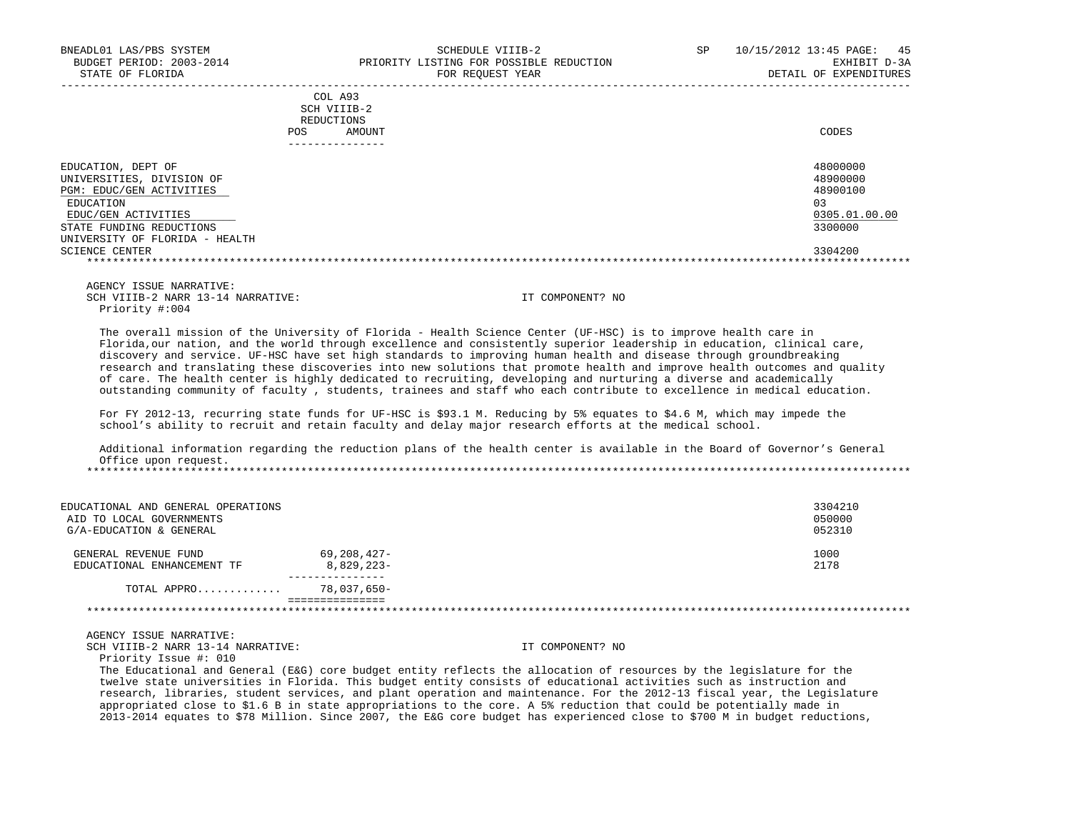| | COL A93 SCH VIIIB-2 REDUCTIONS POS AMOUNT | CODES |
|---|---|---|
| EDUCATION, DEPT OF | | 48000000 |
| UNIVERSITIES, DIVISION OF | | 48900000 |
| PGM: EDUC/GEN ACTIVITIES | | 48900100 |
| EDUCATION | | 03 |
| EDUC/GEN ACTIVITIES | | 0305.01.00.00 |
| STATE FUNDING REDUCTIONS | | 3300000 |
| UNIVERSITY OF FLORIDA - HEALTH SCIENCE CENTER | | 3304200 |

AGENCY ISSUE NARRATIVE:
SCH VIIIB-2 NARR 13-14 NARRATIVE: IT COMPONENT? NO
Priority #:004

The overall mission of the University of Florida - Health Science Center (UF-HSC) is to improve health care in Florida,our nation, and the world through excellence and consistently superior leadership in education, clinical care, discovery and service. UF-HSC have set high standards to improving human health and disease through groundbreaking research and translating these discoveries into new solutions that promote health and improve health outcomes and quality of care. The health center is highly dedicated to recruiting, developing and nurturing a diverse and academically outstanding community of faculty , students, trainees and staff who each contribute to excellence in medical education.

For FY 2012-13, recurring state funds for UF-HSC is $93.1 M. Reducing by 5% equates to $4.6 M, which may impede the school's ability to recruit and retain faculty and delay major research efforts at the medical school.

Additional information regarding the reduction plans of the health center is available in the Board of Governor's General Office upon request.

| | AMOUNT | CODES |
|---|---|---|
| EDUCATIONAL AND GENERAL OPERATIONS | | 3304210 |
| AID TO LOCAL GOVERNMENTS | | 050000 |
| G/A-EDUCATION & GENERAL | | 052310 |
| GENERAL REVENUE FUND | 69,208,427- | 1000 |
| EDUCATIONAL ENHANCEMENT TF | 8,829,223- | 2178 |
| TOTAL APPRO............ | 78,037,650- | |

AGENCY ISSUE NARRATIVE:
SCH VIIIB-2 NARR 13-14 NARRATIVE: IT COMPONENT? NO
Priority Issue #: 010
The Educational and General (E&G) core budget entity reflects the allocation of resources by the legislature for the twelve state universities in Florida. This budget entity consists of educational activities such as instruction and research, libraries, student services, and plant operation and maintenance. For the 2012-13 fiscal year, the Legislature appropriated close to $1.6 B in state appropriations to the core. A 5% reduction that could be potentially made in 2013-2014 equates to $78 Million. Since 2007, the E&G core budget has experienced close to $700 M in budget reductions,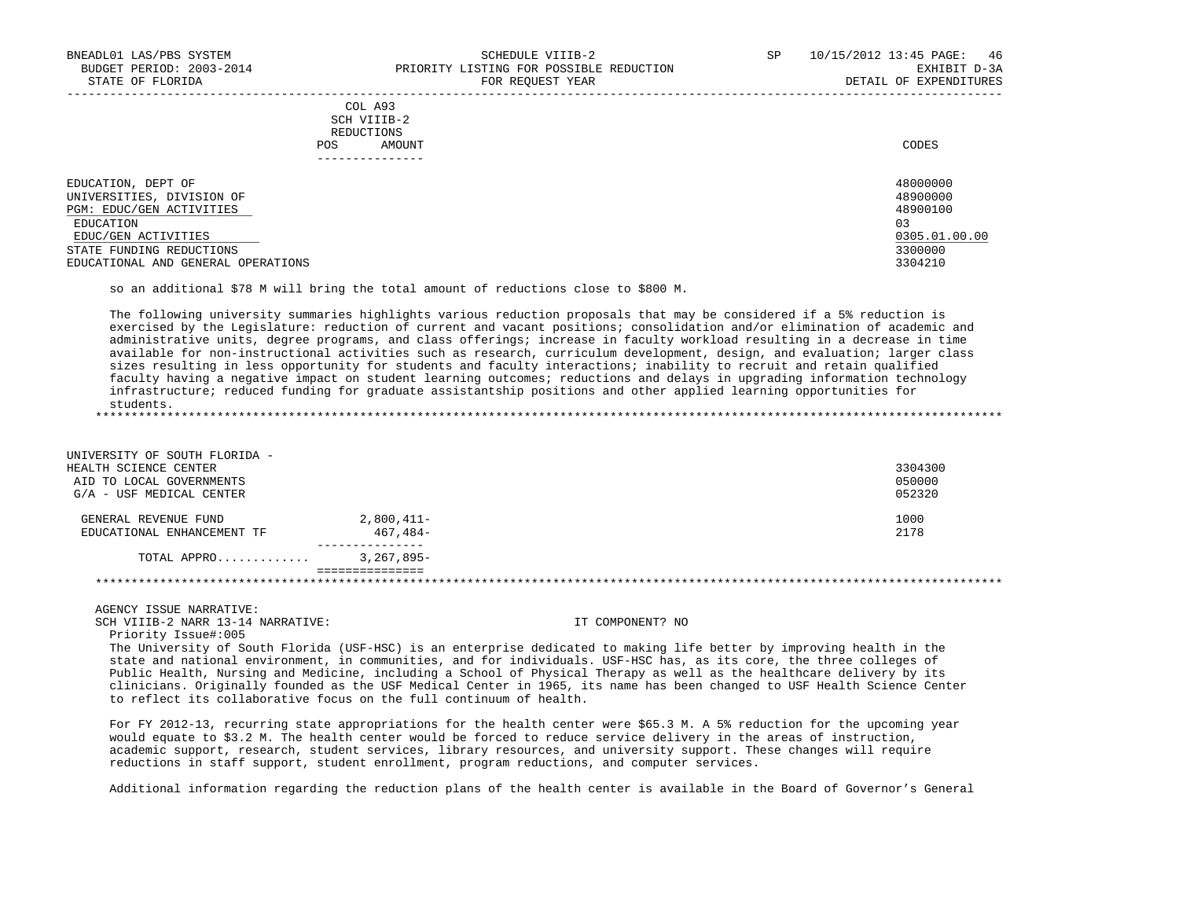| | COL A93 SCH VIIIB-2 REDUCTIONS POS AMOUNT | CODES |
|---|---|---|
| EDUCATION, DEPT OF | | 48000000 |
| UNIVERSITIES, DIVISION OF | | 48900000 |
| PGM: EDUC/GEN ACTIVITIES | | 48900100 |
| EDUCATION | | 03 |
| EDUC/GEN ACTIVITIES | | 0305.01.00.00 |
| STATE FUNDING REDUCTIONS | | 3300000 |
| EDUCATIONAL AND GENERAL OPERATIONS | | 3304210 |

so an additional $78 M will bring the total amount of reductions close to $800 M.

The following university summaries highlights various reduction proposals that may be considered if a 5% reduction is exercised by the Legislature: reduction of current and vacant positions; consolidation and/or elimination of academic and administrative units, degree programs, and class offerings; increase in faculty workload resulting in a decrease in time available for non-instructional activities such as research, curriculum development, design, and evaluation; larger class sizes resulting in less opportunity for students and faculty interactions; inability to recruit and retain qualified faculty having a negative impact on student learning outcomes; reductions and delays in upgrading information technology infrastructure; reduced funding for graduate assistantship positions and other applied learning opportunities for students.

*******************************************************************************************************************************

| | AMOUNT | CODES |
|---|---|---|
| UNIVERSITY OF SOUTH FLORIDA - HEALTH SCIENCE CENTER | | 3304300 |
| AID TO LOCAL GOVERNMENTS | | 050000 |
| G/A - USF MEDICAL CENTER | | 052320 |
| GENERAL REVENUE FUND | 2,800,411- | 1000 |
| EDUCATIONAL ENHANCEMENT TF | 467,484- | 2178 |
| TOTAL APPRO............ | 3,267,895- | |

*******************************************************************************************************************************

AGENCY ISSUE NARRATIVE:

SCH VIIIB-2 NARR 13-14 NARRATIVE: IT COMPONENT? NO

Priority Issue#:005

The University of South Florida (USF-HSC) is an enterprise dedicated to making life better by improving health in the state and national environment, in communities, and for individuals. USF-HSC has, as its core, the three colleges of Public Health, Nursing and Medicine, including a School of Physical Therapy as well as the healthcare delivery by its clinicians. Originally founded as the USF Medical Center in 1965, its name has been changed to USF Health Science Center to reflect its collaborative focus on the full continuum of health.

For FY 2012-13, recurring state appropriations for the health center were $65.3 M. A 5% reduction for the upcoming year would equate to $3.2 M. The health center would be forced to reduce service delivery in the areas of instruction, academic support, research, student services, library resources, and university support. These changes will require reductions in staff support, student enrollment, program reductions, and computer services.

Additional information regarding the reduction plans of the health center is available in the Board of Governor's General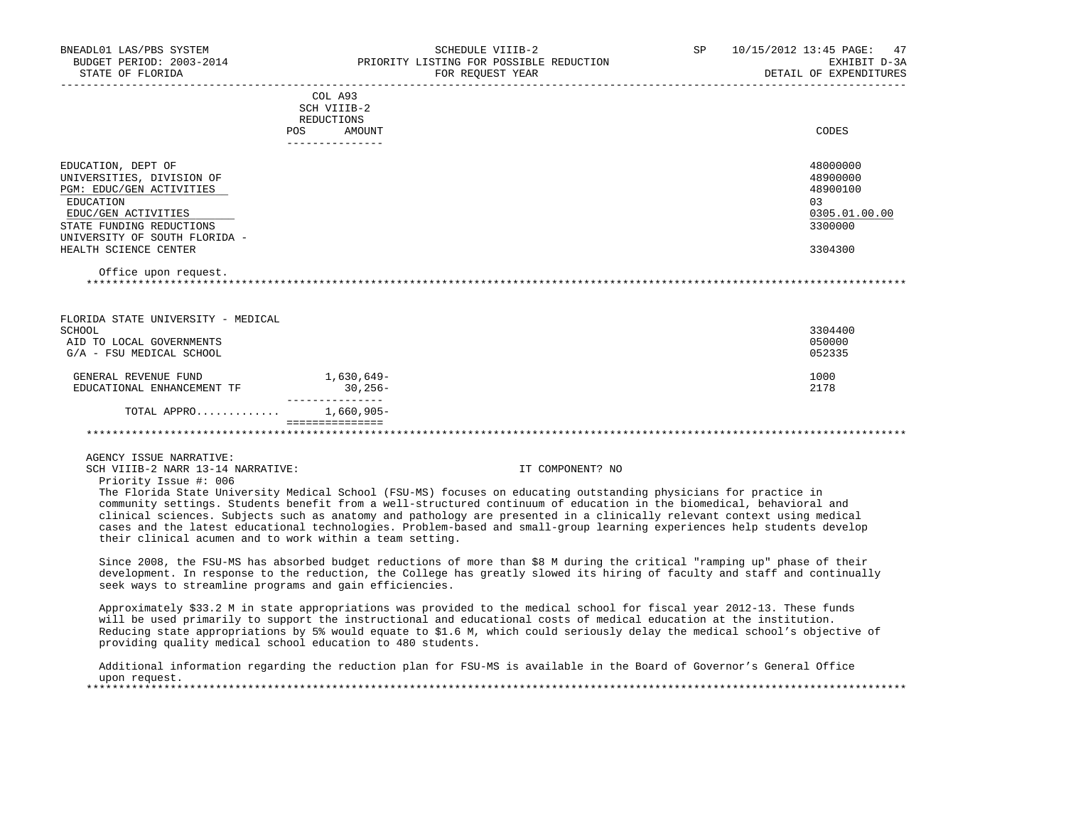| | COL A93 SCH VIIIB-2 REDUCTIONS | | |
|---|---|---|---|
| | POS | AMOUNT | CODES |
| EDUCATION, DEPT OF | | | 48000000 |
| UNIVERSITIES, DIVISION OF | | | 48900000 |
| PGM: EDUC/GEN ACTIVITIES | | | 48900100 |
| EDUCATION | | | 03 |
| EDUC/GEN ACTIVITIES | | | 0305.01.00.00 |
| STATE FUNDING REDUCTIONS | | | 3300000 |
| UNIVERSITY OF SOUTH FLORIDA - HEALTH SCIENCE CENTER | | | 3304300 |

Office upon request.

************************************************************************************************************************

| | POS | AMOUNT | CODES |
|---|---|---|---|
| FLORIDA STATE UNIVERSITY - MEDICAL SCHOOL | | | 3304400 |
| AID TO LOCAL GOVERNMENTS | | | 050000 |
| G/A - FSU MEDICAL SCHOOL | | | 052335 |
| GENERAL REVENUE FUND | | 1,630,649- | 1000 |
| EDUCATIONAL ENHANCEMENT TF | | 30,256- | 2178 |
| TOTAL APPRO............ | | 1,660,905- | |

************************************************************************************************************************

AGENCY ISSUE NARRATIVE:
SCH VIIIB-2 NARR 13-14 NARRATIVE: IT COMPONENT? NO
Priority Issue #: 006

The Florida State University Medical School (FSU-MS) focuses on educating outstanding physicians for practice in community settings. Students benefit from a well-structured continuum of education in the biomedical, behavioral and clinical sciences. Subjects such as anatomy and pathology are presented in a clinically relevant context using medical cases and the latest educational technologies. Problem-based and small-group learning experiences help students develop their clinical acumen and to work within a team setting.

Since 2008, the FSU-MS has absorbed budget reductions of more than $8 M during the critical "ramping up" phase of their development. In response to the reduction, the College has greatly slowed its hiring of faculty and staff and continually seek ways to streamline programs and gain efficiencies.

Approximately $33.2 M in state appropriations was provided to the medical school for fiscal year 2012-13. These funds will be used primarily to support the instructional and educational costs of medical education at the institution. Reducing state appropriations by 5% would equate to $1.6 M, which could seriously delay the medical school's objective of providing quality medical school education to 480 students.

Additional information regarding the reduction plan for FSU-MS is available in the Board of Governor's General Office upon request.

************************************************************************************************************************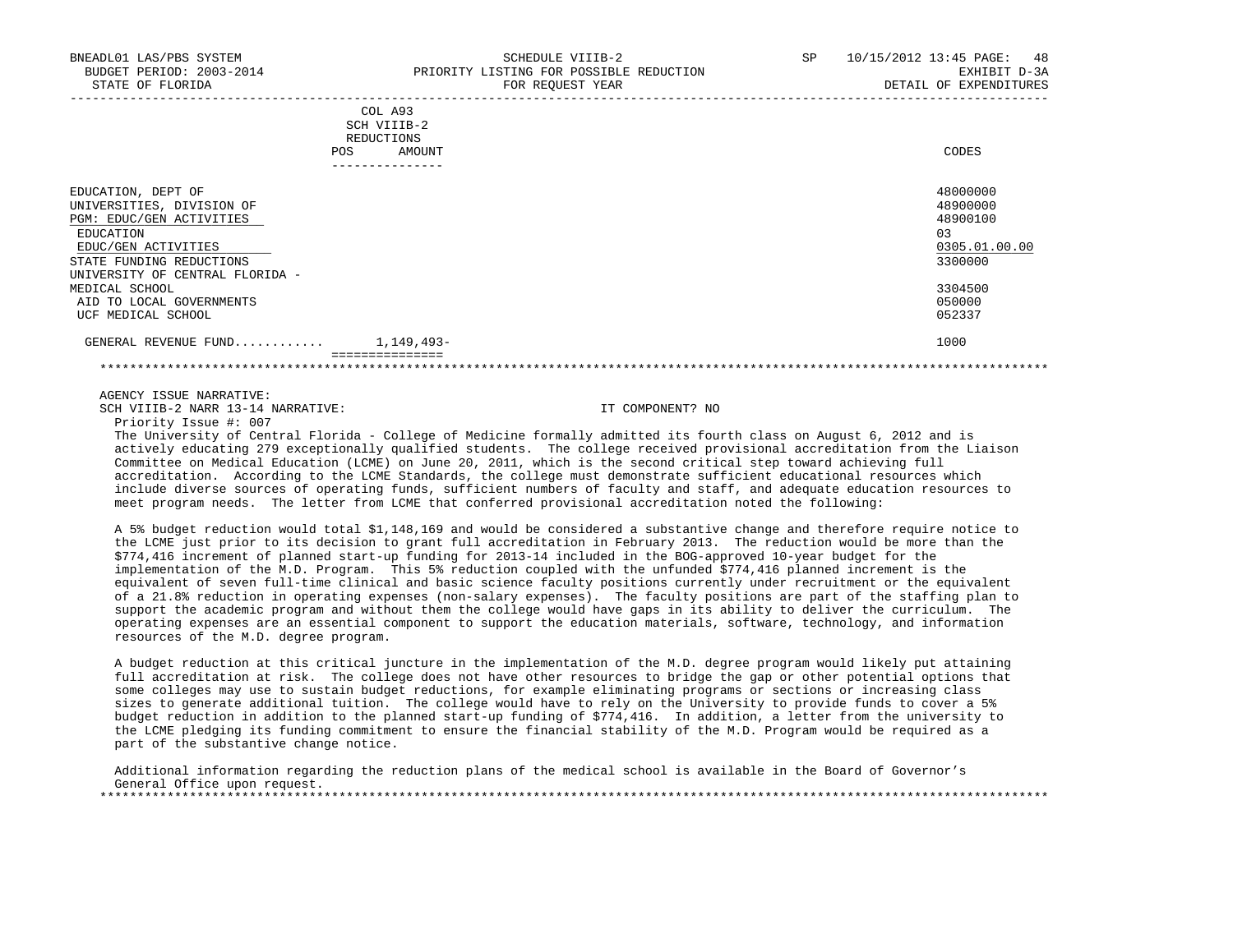BNEADL01 LAS/PBS SYSTEM | SCHEDULE VIIIB-2 | SP 10/15/2012 13:45
BUDGET PERIOD: 2003-2014 | PRIORITY LISTING FOR POSSIBLE REDUCTION | EXHIBIT D-3A
STATE OF FLORIDA | FOR REQUEST YEAR | DETAIL OF EXPENDITURES

| | COL A93 SCH VIIIB-2 REDUCTIONS POS | AMOUNT | CODES |
|---|---|---|---|
| EDUCATION, DEPT OF | | | 48000000 |
| UNIVERSITIES, DIVISION OF | | | 48900000 |
| PGM: EDUC/GEN ACTIVITIES | | | 48900100 |
| EDUCATION | | | 03 |
| EDUC/GEN ACTIVITIES | | | 0305.01.00.00 |
| STATE FUNDING REDUCTIONS | | | 3300000 |
| UNIVERSITY OF CENTRAL FLORIDA - MEDICAL SCHOOL | | | 3304500 |
| AID TO LOCAL GOVERNMENTS | | | 050000 |
| UCF MEDICAL SCHOOL | | | 052337 |
| GENERAL REVENUE FUND........... | | 1,149,493- | 1000 |

AGENCY ISSUE NARRATIVE:
SCH VIIIB-2 NARR 13-14 NARRATIVE: IT COMPONENT? NO

Priority Issue #: 007

The University of Central Florida - College of Medicine formally admitted its fourth class on August 6, 2012 and is actively educating 279 exceptionally qualified students. The college received provisional accreditation from the Liaison Committee on Medical Education (LCME) on June 20, 2011, which is the second critical step toward achieving full accreditation. According to the LCME Standards, the college must demonstrate sufficient educational resources which include diverse sources of operating funds, sufficient numbers of faculty and staff, and adequate education resources to meet program needs. The letter from LCME that conferred provisional accreditation noted the following:

A 5% budget reduction would total $1,148,169 and would be considered a substantive change and therefore require notice to the LCME just prior to its decision to grant full accreditation in February 2013. The reduction would be more than the $774,416 increment of planned start-up funding for 2013-14 included in the BOG-approved 10-year budget for the implementation of the M.D. Program. This 5% reduction coupled with the unfunded $774,416 planned increment is the equivalent of seven full-time clinical and basic science faculty positions currently under recruitment or the equivalent of a 21.8% reduction in operating expenses (non-salary expenses). The faculty positions are part of the staffing plan to support the academic program and without them the college would have gaps in its ability to deliver the curriculum. The operating expenses are an essential component to support the education materials, software, technology, and information resources of the M.D. degree program.

A budget reduction at this critical juncture in the implementation of the M.D. degree program would likely put attaining full accreditation at risk. The college does not have other resources to bridge the gap or other potential options that some colleges may use to sustain budget reductions, for example eliminating programs or sections or increasing class sizes to generate additional tuition. The college would have to rely on the University to provide funds to cover a 5% budget reduction in addition to the planned start-up funding of $774,416. In addition, a letter from the university to the LCME pledging its funding commitment to ensure the financial stability of the M.D. Program would be required as a part of the substantive change notice.

Additional information regarding the reduction plans of the medical school is available in the Board of Governor's General Office upon request.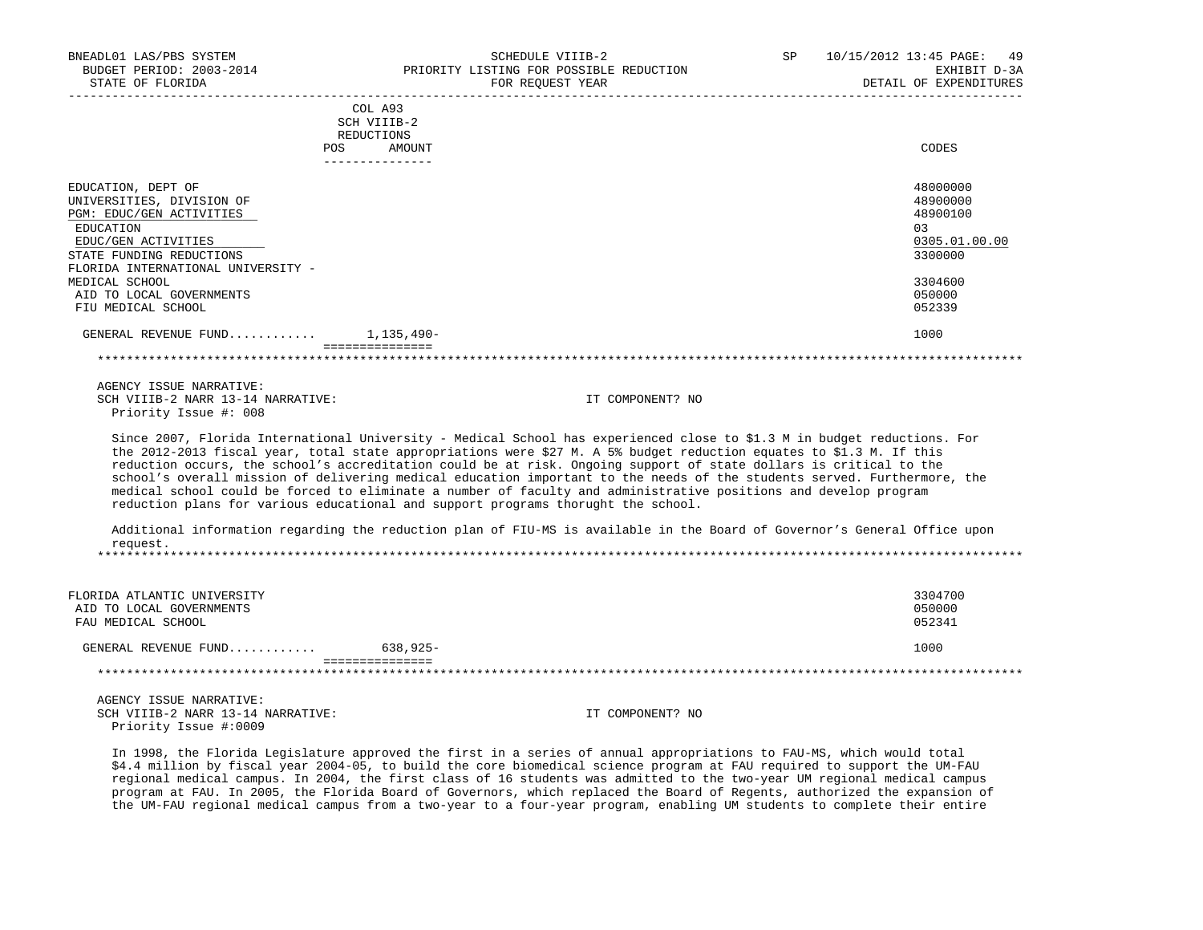| | COL A93 SCH VIIIB-2 REDUCTIONS POS AMOUNT | CODES |
|---|---|---|
| EDUCATION, DEPT OF | | 48000000 |
| UNIVERSITIES, DIVISION OF | | 48900000 |
| PGM: EDUC/GEN ACTIVITIES | | 48900100 |
| EDUCATION | | 03 |
| EDUC/GEN ACTIVITIES | | 0305.01.00.00 |
| STATE FUNDING REDUCTIONS | | 3300000 |
| FLORIDA INTERNATIONAL UNIVERSITY - MEDICAL SCHOOL | | 3304600 |
| AID TO LOCAL GOVERNMENTS | | 050000 |
| FIU MEDICAL SCHOOL | | 052339 |
| GENERAL REVENUE FUND........... | 1,135,490- | 1000 |

AGENCY ISSUE NARRATIVE:
SCH VIIIB-2 NARR 13-14 NARRATIVE: IT COMPONENT? NO
Priority Issue #: 008

Since 2007, Florida International University - Medical School has experienced close to $1.3 M in budget reductions. For the 2012-2013 fiscal year, total state appropriations were $27 M. A 5% budget reduction equates to $1.3 M. If this reduction occurs, the school's accreditation could be at risk. Ongoing support of state dollars is critical to the school's overall mission of delivering medical education important to the needs of the students served. Furthermore, the medical school could be forced to eliminate a number of faculty and administrative positions and develop program reduction plans for various educational and support programs thorought the school.

Additional information regarding the reduction plan of FIU-MS is available in the Board of Governor's General Office upon request.

| | POS AMOUNT | CODES |
|---|---|---|
| FLORIDA ATLANTIC UNIVERSITY | | 3304700 |
| AID TO LOCAL GOVERNMENTS | | 050000 |
| FAU MEDICAL SCHOOL | | 052341 |
| GENERAL REVENUE FUND........... | 638,925- | 1000 |

AGENCY ISSUE NARRATIVE:
SCH VIIIB-2 NARR 13-14 NARRATIVE: IT COMPONENT? NO
Priority Issue #:0009

In 1998, the Florida Legislature approved the first in a series of annual appropriations to FAU-MS, which would total $4.4 million by fiscal year 2004-05, to build the core biomedical science program at FAU required to support the UM-FAU regional medical campus. In 2004, the first class of 16 students was admitted to the two-year UM regional medical campus program at FAU. In 2005, the Florida Board of Governors, which replaced the Board of Regents, authorized the expansion of the UM-FAU regional medical campus from a two-year to a four-year program, enabling UM students to complete their entire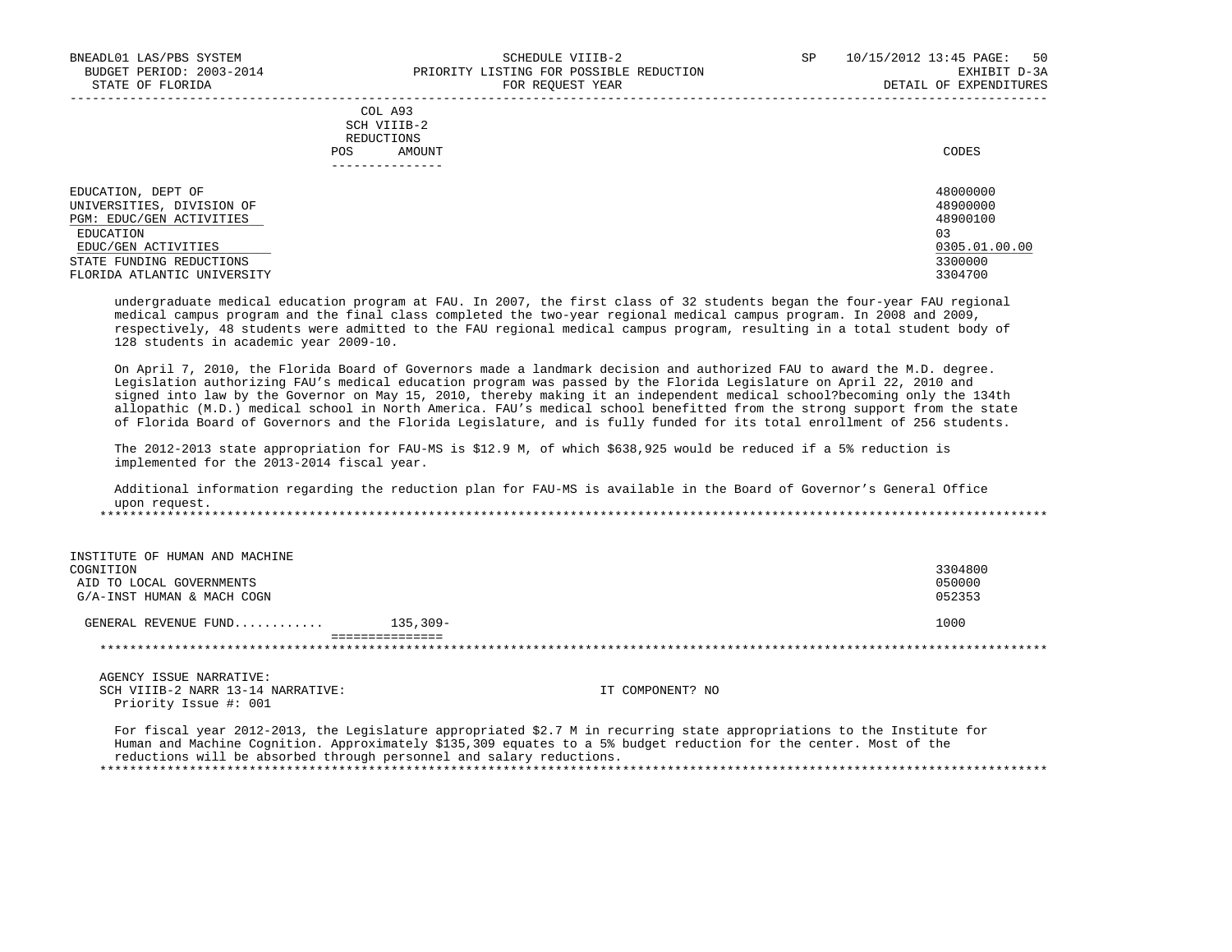COL A93
SCH VIIIB-2
REDUCTIONS

| | POS | AMOUNT | CODES |
|---|---|---|---|
| EDUCATION, DEPT OF | | | 48000000 |
| UNIVERSITIES, DIVISION OF | | | 48900000 |
| PGM: EDUC/GEN ACTIVITIES | | | 48900100 |
| EDUCATION | | | 03 |
| EDUC/GEN ACTIVITIES | | | 0305.01.00.00 |
| STATE FUNDING REDUCTIONS | | | 3300000 |
| FLORIDA ATLANTIC UNIVERSITY | | | 3304700 |

undergraduate medical education program at FAU. In 2007, the first class of 32 students began the four-year FAU regional medical campus program and the final class completed the two-year regional medical campus program. In 2008 and 2009, respectively, 48 students were admitted to the FAU regional medical campus program, resulting in a total student body of 128 students in academic year 2009-10.

On April 7, 2010, the Florida Board of Governors made a landmark decision and authorized FAU to award the M.D. degree. Legislation authorizing FAU's medical education program was passed by the Florida Legislature on April 22, 2010 and signed into law by the Governor on May 15, 2010, thereby making it an independent medical school?becoming only the 134th allopathic (M.D.) medical school in North America. FAU's medical school benefitted from the strong support from the state of Florida Board of Governors and the Florida Legislature, and is fully funded for its total enrollment of 256 students.

The 2012-2013 state appropriation for FAU-MS is $12.9 M, of which $638,925 would be reduced if a 5% reduction is implemented for the 2013-2014 fiscal year.

Additional information regarding the reduction plan for FAU-MS is available in the Board of Governor's General Office upon request.

*******************************************************************************************************************

| | POS | AMOUNT | CODES |
|---|---|---|---|
| INSTITUTE OF HUMAN AND MACHINE COGNITION | | | 3304800 |
| AID TO LOCAL GOVERNMENTS | | | 050000 |
| G/A-INST HUMAN & MACH COGN | | | 052353 |
| GENERAL REVENUE FUND........... | | 135,309- | 1000 |
| | | =============== | |

*******************************************************************************************************************

AGENCY ISSUE NARRATIVE:
SCH VIIIB-2 NARR 13-14 NARRATIVE: IT COMPONENT? NO
Priority Issue #: 001

For fiscal year 2012-2013, the Legislature appropriated $2.7 M in recurring state appropriations to the Institute for Human and Machine Cognition. Approximately $135,309 equates to a 5% budget reduction for the center. Most of the reductions will be absorbed through personnel and salary reductions.

*******************************************************************************************************************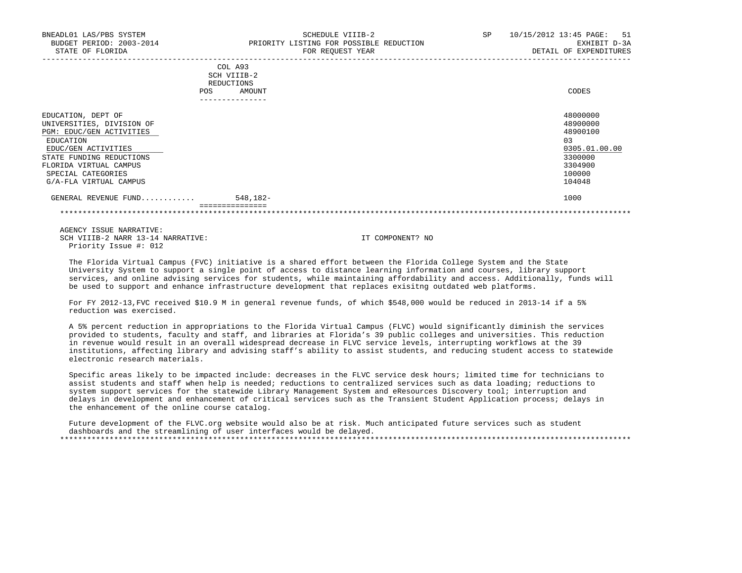BNEADL01 LAS/PBS SYSTEM | SCHEDULE VIIIB-2 | SP 10/15/2012 13:45
BUDGET PERIOD: 2003-2014 | PRIORITY LISTING FOR POSSIBLE REDUCTION | EXHIBIT D-3A
STATE OF FLORIDA | FOR REQUEST YEAR | DETAIL OF EXPENDITURES

| | COL A93 SCH VIIIB-2 REDUCTIONS POS | AMOUNT | CODES |
|---|---|---|---|
| EDUCATION, DEPT OF | | | 48000000 |
| UNIVERSITIES, DIVISION OF | | | 48900000 |
| PGM: EDUC/GEN ACTIVITIES | | | 48900100 |
| EDUCATION | | | 03 |
| EDUC/GEN ACTIVITIES | | | 0305.01.00.00 |
| STATE FUNDING REDUCTIONS | | | 3300000 |
| FLORIDA VIRTUAL CAMPUS | | | 3304900 |
| SPECIAL CATEGORIES | | | 100000 |
| G/A-FLA VIRTUAL CAMPUS | | | 104048 |
| GENERAL REVENUE FUND........... | | 548,182- | 1000 |

AGENCY ISSUE NARRATIVE:
SCH VIIIB-2 NARR 13-14 NARRATIVE: IT COMPONENT? NO
Priority Issue #: 012

The Florida Virtual Campus (FVC) initiative is a shared effort between the Florida College System and the State University System to support a single point of access to distance learning information and courses, library support services, and online advising services for students, while maintaining affordability and access. Additionally, funds will be used to support and enhance infrastructure development that replaces exisitng outdated web platforms.

For FY 2012-13,FVC received $10.9 M in general revenue funds, of which $548,000 would be reduced in 2013-14 if a 5% reduction was exercised.

A 5% percent reduction in appropriations to the Florida Virtual Campus (FLVC) would significantly diminish the services provided to students, faculty and staff, and libraries at Florida's 39 public colleges and universities. This reduction in revenue would result in an overall widespread decrease in FLVC service levels, interrupting workflows at the 39 institutions, affecting library and advising staff's ability to assist students, and reducing student access to statewide electronic research materials.

Specific areas likely to be impacted include: decreases in the FLVC service desk hours; limited time for technicians to assist students and staff when help is needed; reductions to centralized services such as data loading; reductions to system support services for the statewide Library Management System and eResources Discovery tool; interruption and delays in development and enhancement of critical services such as the Transient Student Application process; delays in the enhancement of the online course catalog.

Future development of the FLVC.org website would also be at risk. Much anticipated future services such as student dashboards and the streamlining of user interfaces would be delayed.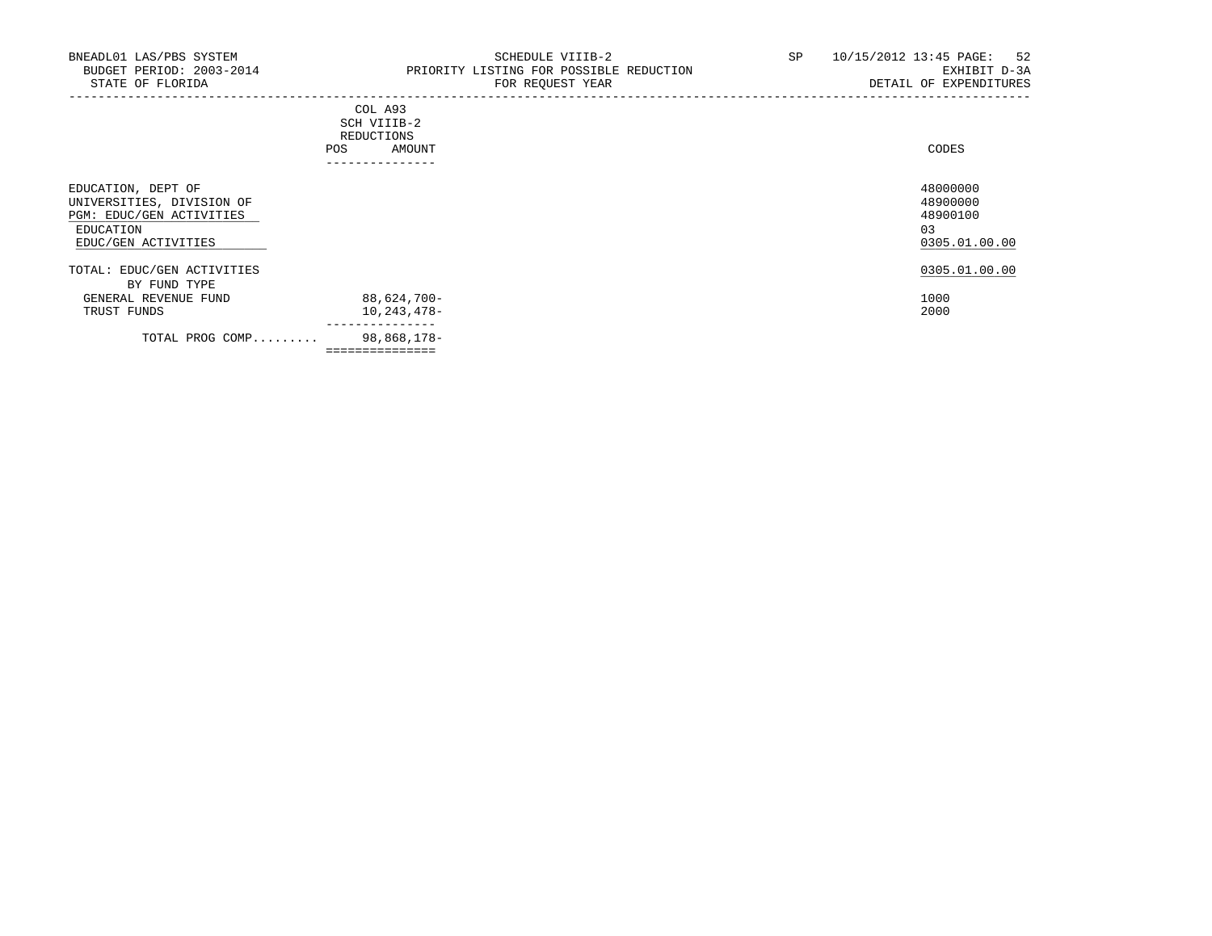BNEADL01 LAS/PBS SYSTEM
BUDGET PERIOD: 2003-2014
STATE OF FLORIDA

SCHEDULE VIIIB-2
PRIORITY LISTING FOR POSSIBLE REDUCTION
FOR REQUEST YEAR

SP 10/15/2012 13:45
EXHIBIT D-3A
DETAIL OF EXPENDITURES

| | COL A93 SCH VIIIB-2 REDUCTIONS POS | AMOUNT | CODES |
|---|---|---|---|
| EDUCATION, DEPT OF | | | 48000000 |
| UNIVERSITIES, DIVISION OF | | | 48900000 |
| PGM: EDUC/GEN ACTIVITIES | | | 48900100 |
| EDUCATION | | | 03 |
| EDUC/GEN ACTIVITIES | | | 0305.01.00.00 |
| TOTAL: EDUC/GEN ACTIVITIES | | | 0305.01.00.00 |
| BY FUND TYPE | | | |
| GENERAL REVENUE FUND | | 88,624,700- | 1000 |
| TRUST FUNDS | | 10,243,478- | 2000 |
| TOTAL PROG COMP......... | | 98,868,178- | |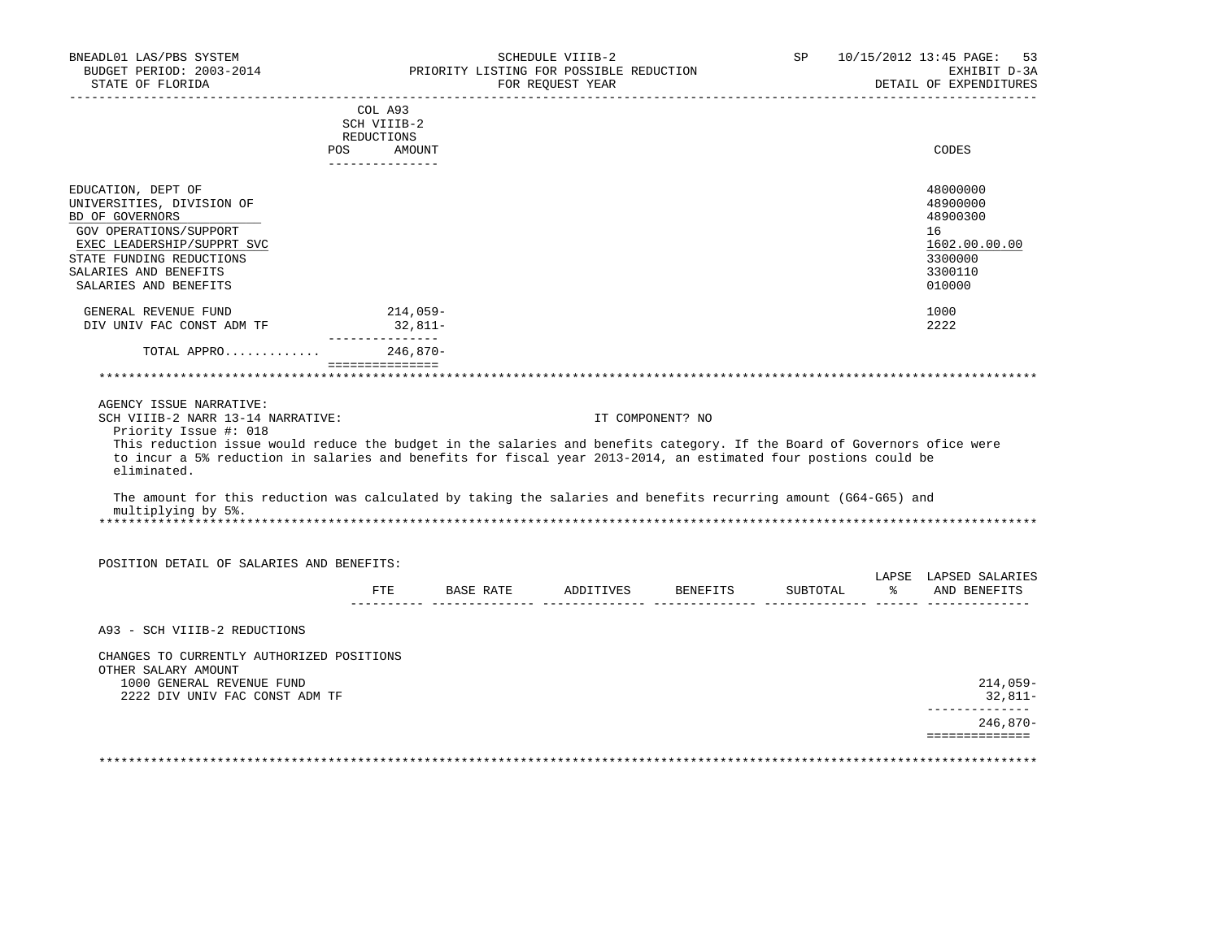BNEADL01 LAS/PBS SYSTEM
BUDGET PERIOD: 2003-2014
STATE OF FLORIDA

SCHEDULE VIIIB-2
PRIORITY LISTING FOR POSSIBLE REDUCTION
FOR REQUEST YEAR

SP 10/15/2012 13:45
EXHIBIT D-3A
DETAIL OF EXPENDITURES

| | COL A93 SCH VIIIB-2 REDUCTIONS POS AMOUNT | CODES |
|---|---|---|
| EDUCATION, DEPT OF | | 48000000 |
| UNIVERSITIES, DIVISION OF | | 48900000 |
| BD OF GOVERNORS | | 48900300 |
| GOV OPERATIONS/SUPPORT | | 16 |
| EXEC LEADERSHIP/SUPPRT SVC | | 1602.00.00.00 |
| STATE FUNDING REDUCTIONS | | 3300000 |
| SALARIES AND BENEFITS | | 3300110 |
| SALARIES AND BENEFITS | | 010000 |
| GENERAL REVENUE FUND | 214,059- | 1000 |
| DIV UNIV FAC CONST ADM TF | 32,811- | 2222 |
| TOTAL APPRO............ | 246,870- | |

AGENCY ISSUE NARRATIVE:
SCH VIIIB-2 NARR 13-14 NARRATIVE: IT COMPONENT? NO
Priority Issue #: 018
This reduction issue would reduce the budget in the salaries and benefits category. If the Board of Governors ofice were to incur a 5% reduction in salaries and benefits for fiscal year 2013-2014, an estimated four postions could be eliminated.

The amount for this reduction was calculated by taking the salaries and benefits recurring amount (G64-G65) and multiplying by 5%.

POSITION DETAIL OF SALARIES AND BENEFITS:

| | FTE | BASE RATE | ADDITIVES | BENEFITS | SUBTOTAL | LAPSE % | LAPSED SALARIES AND BENEFITS |
|---|---|---|---|---|---|---|---|
| A93 - SCH VIIIB-2 REDUCTIONS | | | | | | | |
| CHANGES TO CURRENTLY AUTHORIZED POSITIONS | | | | | | | |
| OTHER SALARY AMOUNT | | | | | | | |
| 1000 GENERAL REVENUE FUND | | | | | | | 214,059- |
| 2222 DIV UNIV FAC CONST ADM TF | | | | | | | 32,811- |
| | | | | | | | 246,870- |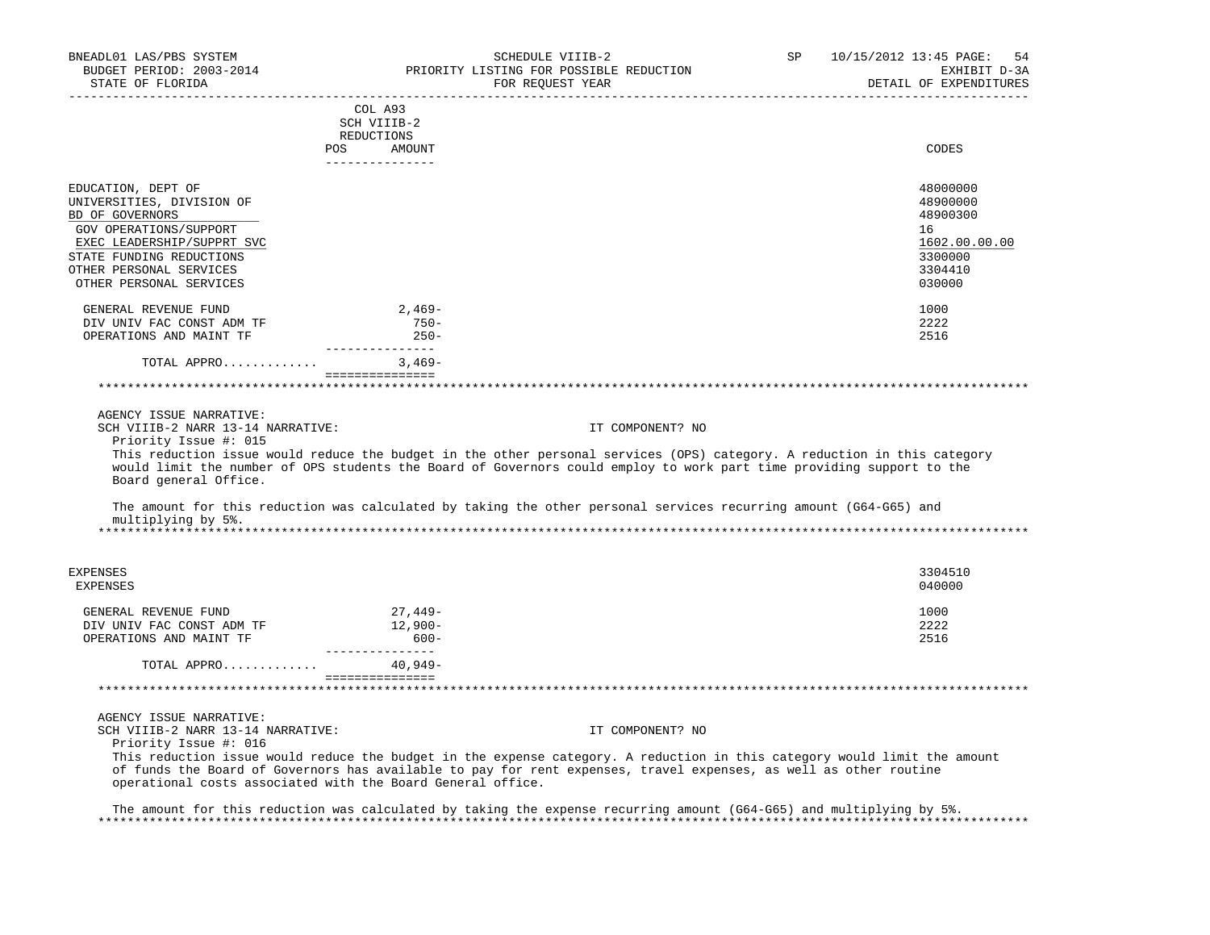| | COL A93 SCH VIIIB-2 REDUCTIONS POS AMOUNT | CODES |
|---|---|---|
| EDUCATION, DEPT OF | | 48000000 |
| UNIVERSITIES, DIVISION OF | | 48900000 |
| BD OF GOVERNORS | | 48900300 |
| GOV OPERATIONS/SUPPORT | | 16 |
| EXEC LEADERSHIP/SUPPRT SVC | | 1602.00.00.00 |
| STATE FUNDING REDUCTIONS | | 3300000 |
| OTHER PERSONAL SERVICES | | 3304410 |
| OTHER PERSONAL SERVICES | | 030000 |
| GENERAL REVENUE FUND | 2,469- | 1000 |
| DIV UNIV FAC CONST ADM TF | 750- | 2222 |
| OPERATIONS AND MAINT TF | 250- | 2516 |
| TOTAL APPRO............ | 3,469- | |

AGENCY ISSUE NARRATIVE:
SCH VIIIB-2 NARR 13-14 NARRATIVE: IT COMPONENT? NO
Priority Issue #: 015
This reduction issue would reduce the budget in the other personal services (OPS) category. A reduction in this category would limit the number of OPS students the Board of Governors could employ to work part time providing support to the Board general Office.

The amount for this reduction was calculated by taking the other personal services recurring amount (G64-G65) and multiplying by 5%.

| | POS AMOUNT | CODES |
|---|---|---|
| EXPENSES | | 3304510 |
| EXPENSES | | 040000 |
| GENERAL REVENUE FUND | 27,449- | 1000 |
| DIV UNIV FAC CONST ADM TF | 12,900- | 2222 |
| OPERATIONS AND MAINT TF | 600- | 2516 |
| TOTAL APPRO............ | 40,949- | |

AGENCY ISSUE NARRATIVE:
SCH VIIIB-2 NARR 13-14 NARRATIVE: IT COMPONENT? NO
Priority Issue #: 016
This reduction issue would reduce the budget in the expense category. A reduction in this category would limit the amount of funds the Board of Governors has available to pay for rent expenses, travel expenses, as well as other routine operational costs associated with the Board General office.

The amount for this reduction was calculated by taking the expense recurring amount (G64-G65) and multiplying by 5%.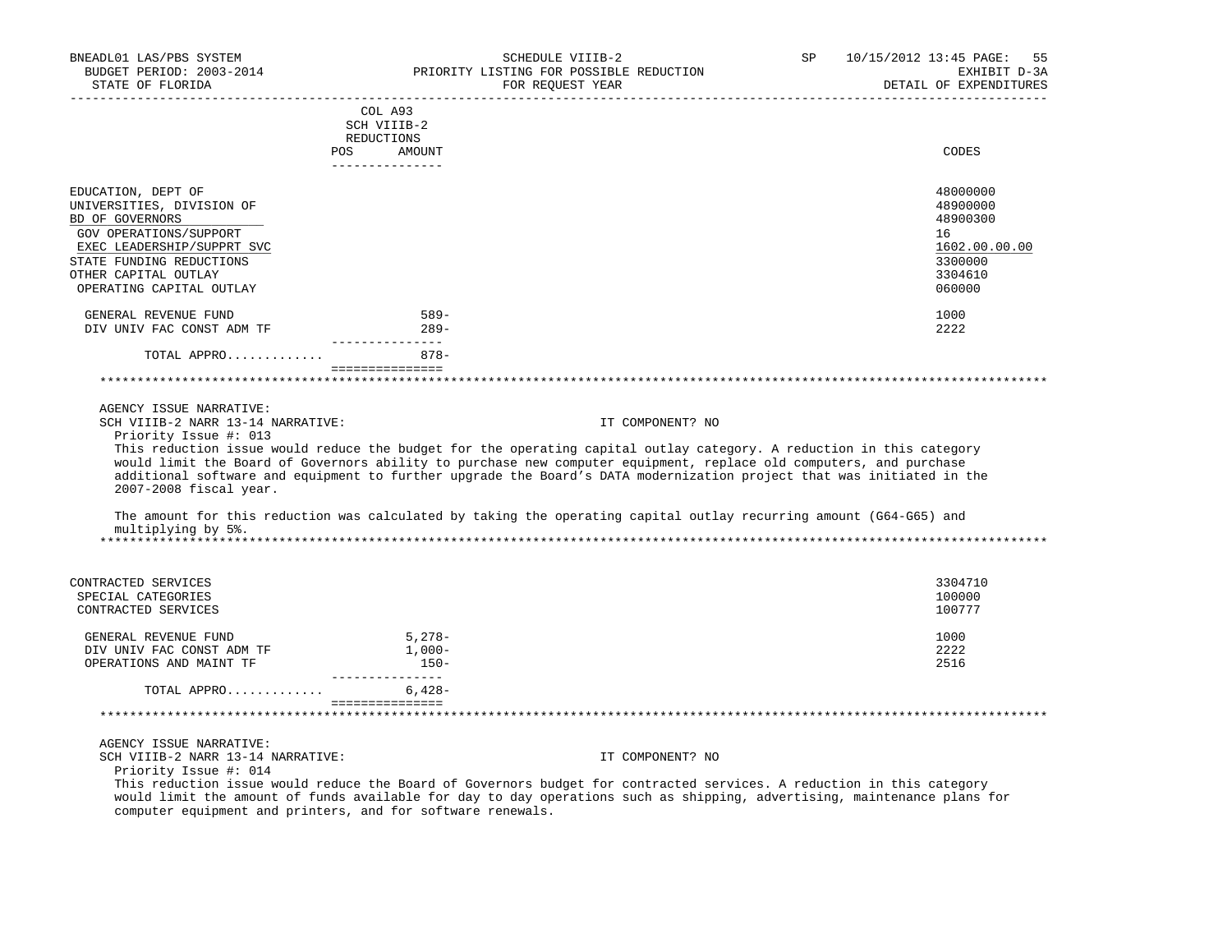| | COL A93 SCH VIIIB-2 REDUCTIONS POS | AMOUNT | CODES |
|---|---|---|---|
| EDUCATION, DEPT OF | | | 48000000 |
| UNIVERSITIES, DIVISION OF | | | 48900000 |
| BD OF GOVERNORS | | | 48900300 |
| GOV OPERATIONS/SUPPORT | | | 16 |
| EXEC LEADERSHIP/SUPPRT SVC | | | 1602.00.00.00 |
| STATE FUNDING REDUCTIONS | | | 3300000 |
| OTHER CAPITAL OUTLAY | | | 3304610 |
| OPERATING CAPITAL OUTLAY | | | 060000 |
| GENERAL REVENUE FUND | | 589- | 1000 |
| DIV UNIV FAC CONST ADM TF | | 289- | 2222 |
| TOTAL APPRO............ | | 878- | |

AGENCY ISSUE NARRATIVE:

SCH VIIIB-2 NARR 13-14 NARRATIVE: IT COMPONENT? NO

Priority Issue #: 013

This reduction issue would reduce the budget for the operating capital outlay category. A reduction in this category would limit the Board of Governors ability to purchase new computer equipment, replace old computers, and purchase additional software and equipment to further upgrade the Board's DATA modernization project that was initiated in the 2007-2008 fiscal year.

The amount for this reduction was calculated by taking the operating capital outlay recurring amount (G64-G65) and multiplying by 5%.

| | POS | AMOUNT | CODES |
|---|---|---|---|
| CONTRACTED SERVICES | | | 3304710 |
| SPECIAL CATEGORIES | | | 100000 |
| CONTRACTED SERVICES | | | 100777 |
| GENERAL REVENUE FUND | | 5,278- | 1000 |
| DIV UNIV FAC CONST ADM TF | | 1,000- | 2222 |
| OPERATIONS AND MAINT TF | | 150- | 2516 |
| TOTAL APPRO............ | | 6,428- | |

AGENCY ISSUE NARRATIVE:

SCH VIIIB-2 NARR 13-14 NARRATIVE: IT COMPONENT? NO

Priority Issue #: 014

This reduction issue would reduce the Board of Governors budget for contracted services. A reduction in this category would limit the amount of funds available for day to day operations such as shipping, advertising, maintenance plans for computer equipment and printers, and for software renewals.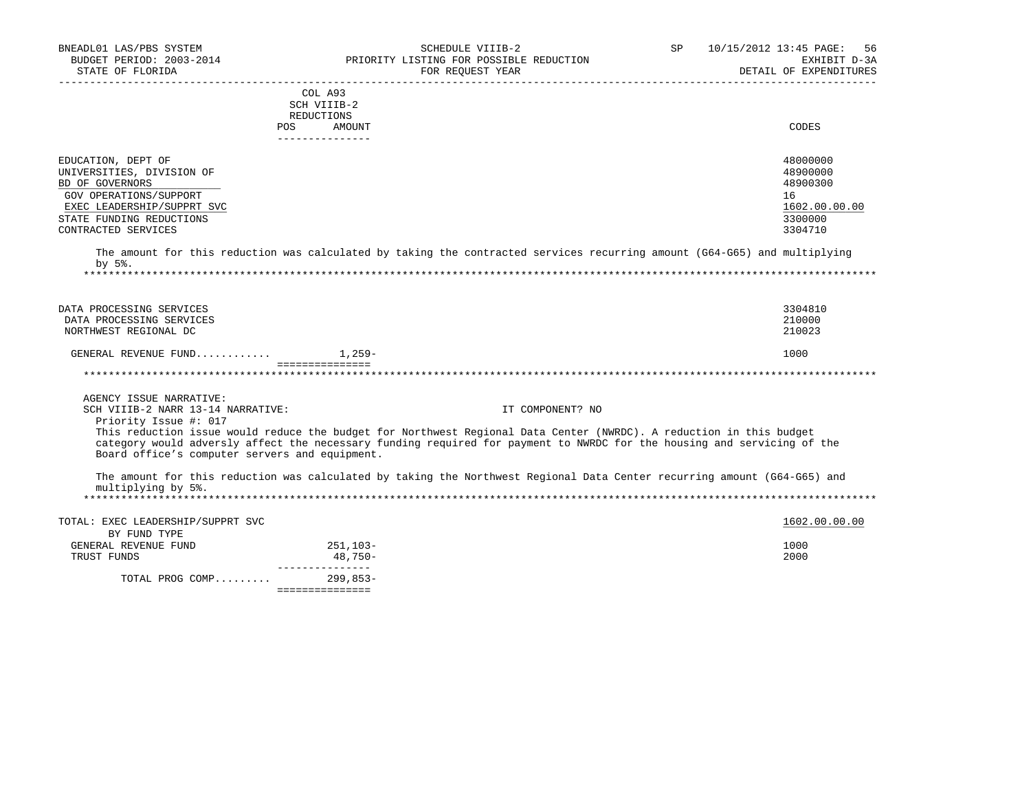BNEADL01 LAS/PBS SYSTEM | SCHEDULE VIIIB-2 | SP 10/15/2012 13:45
BUDGET PERIOD: 2003-2014 | PRIORITY LISTING FOR POSSIBLE REDUCTION | EXHIBIT D-3A
STATE OF FLORIDA | FOR REQUEST YEAR | DETAIL OF EXPENDITURES

| | COL A93 SCH VIIIB-2 REDUCTIONS POS AMOUNT | CODES |
|---|---|---|
| EDUCATION, DEPT OF | | 48000000 |
| UNIVERSITIES, DIVISION OF | | 48900000 |
| BD OF GOVERNORS | | 48900300 |
| GOV OPERATIONS/SUPPORT | | 16 |
| EXEC LEADERSHIP/SUPPRT SVC | | 1602.00.00.00 |
| STATE FUNDING REDUCTIONS | | 3300000 |
| CONTRACTED SERVICES | | 3304710 |

The amount for this reduction was calculated by taking the contracted services recurring amount (G64-G65) and multiplying by 5%.

******************************************************************************************************************************

| | | |
|---|---|---|
| DATA PROCESSING SERVICES | | 3304810 |
| DATA PROCESSING SERVICES | | 210000 |
| NORTHWEST REGIONAL DC | | 210023 |
| GENERAL REVENUE FUND............ | 1,259- | 1000 |

******************************************************************************************************************************

AGENCY ISSUE NARRATIVE:
SCH VIIIB-2 NARR 13-14 NARRATIVE: IT COMPONENT? NO
Priority Issue #: 017
This reduction issue would reduce the budget for Northwest Regional Data Center (NWRDC). A reduction in this budget category would adversly affect the necessary funding required for payment to NWRDC for the housing and servicing of the Board office's computer servers and equipment.

The amount for this reduction was calculated by taking the Northwest Regional Data Center recurring amount (G64-G65) and multiplying by 5%.

******************************************************************************************************************************

| | | |
|---|---|---|
| TOTAL: EXEC LEADERSHIP/SUPPRT SVC | | 1602.00.00.00 |
| BY FUND TYPE | | |
| GENERAL REVENUE FUND | 251,103- | 1000 |
| TRUST FUNDS | 48,750- | 2000 |
| TOTAL PROG COMP......... | 299,853- | |